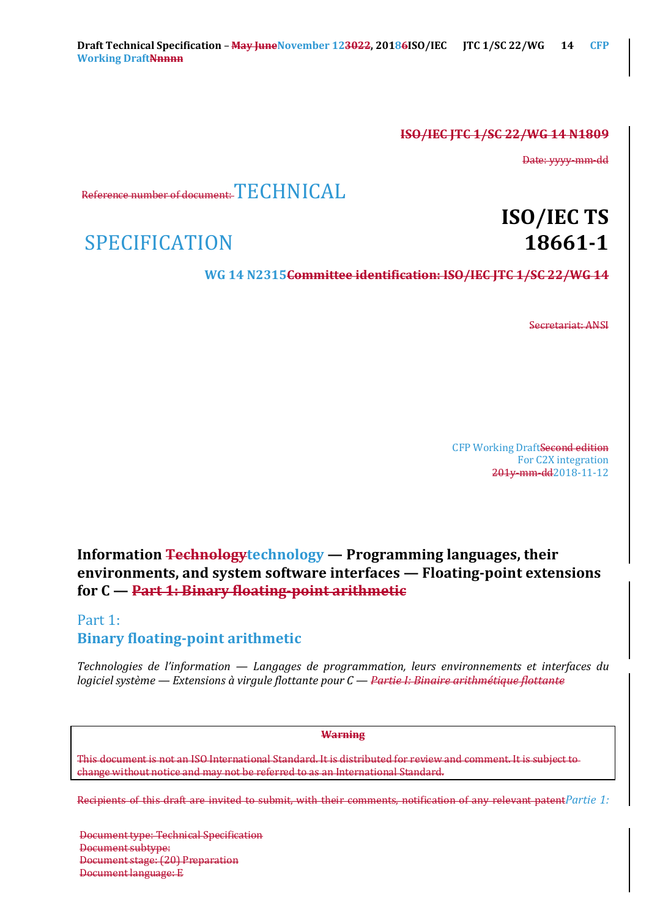Draft Technical Specification – ~~May June~~November 12~~3022~~, 201~~8~~6ISO/IEC JTC 1/SC 22/WG 14 CFP Working Draft~~Nnnnn~~

~~ISO/IEC JTC 1/SC 22/WG 14 N1809~~

~~Date: yyyy-mm-dd~~

~~Reference number of document:~~ TECHNICAL SPECIFICATION

# ISO/IEC TS 18661-1

**WG 14 N2315**~~Committee identification: ISO/IEC JTC 1/SC 22/WG 14~~

~~Secretariat: ANSI~~

CFP Working Draft~~Second edition~~
For C2X integration
~~201y-mm-dd~~2018-11-12

**Information ~~Technology~~technology — Programming languages, their environments, and system software interfaces — Floating-point extensions for C — ~~Part 1: Binary floating-point arithmetic~~**

## Part 1:
## Binary floating-point arithmetic

*Technologies de l'information — Langages de programmation, leurs environnements et interfaces du logiciel système — Extensions à virgule flottante pour C — ~~Partie I: Binaire arithmétique flottante~~*

~~**Warning**~~

~~This document is not an ISO International Standard. It is distributed for review and comment. It is subject to change without notice and may not be referred to as an International Standard.~~

~~Recipients of this draft are invited to submit, with their comments, notification of any relevant patent~~*Partie 1:*

~~Document type: Technical Specification~~
~~Document subtype:~~
~~Document stage: (20) Preparation~~
~~Document language: E~~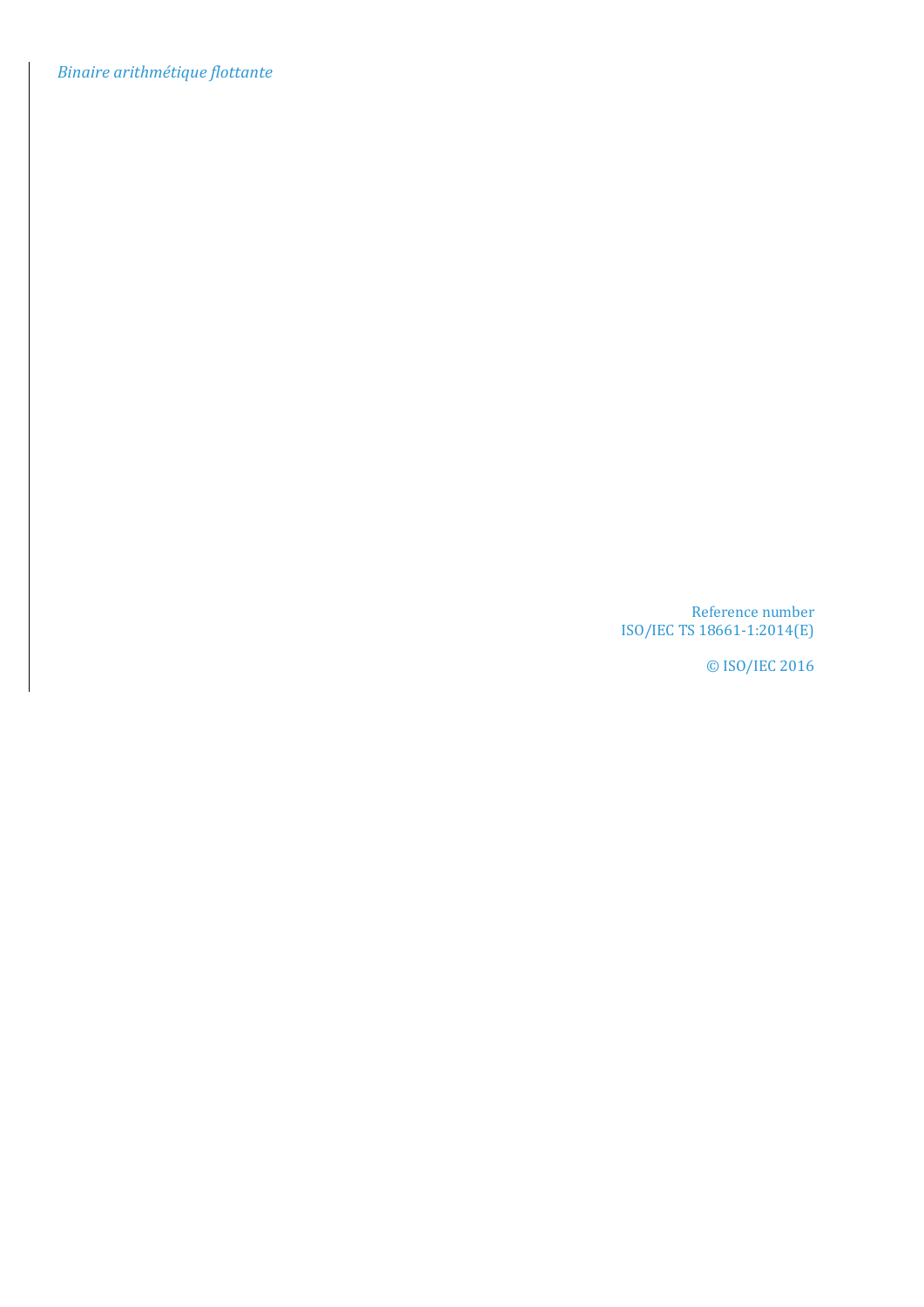*Binaire arithmétique flottante*

Reference number
ISO/IEC TS 18661-1:2014(E)

© ISO/IEC 2016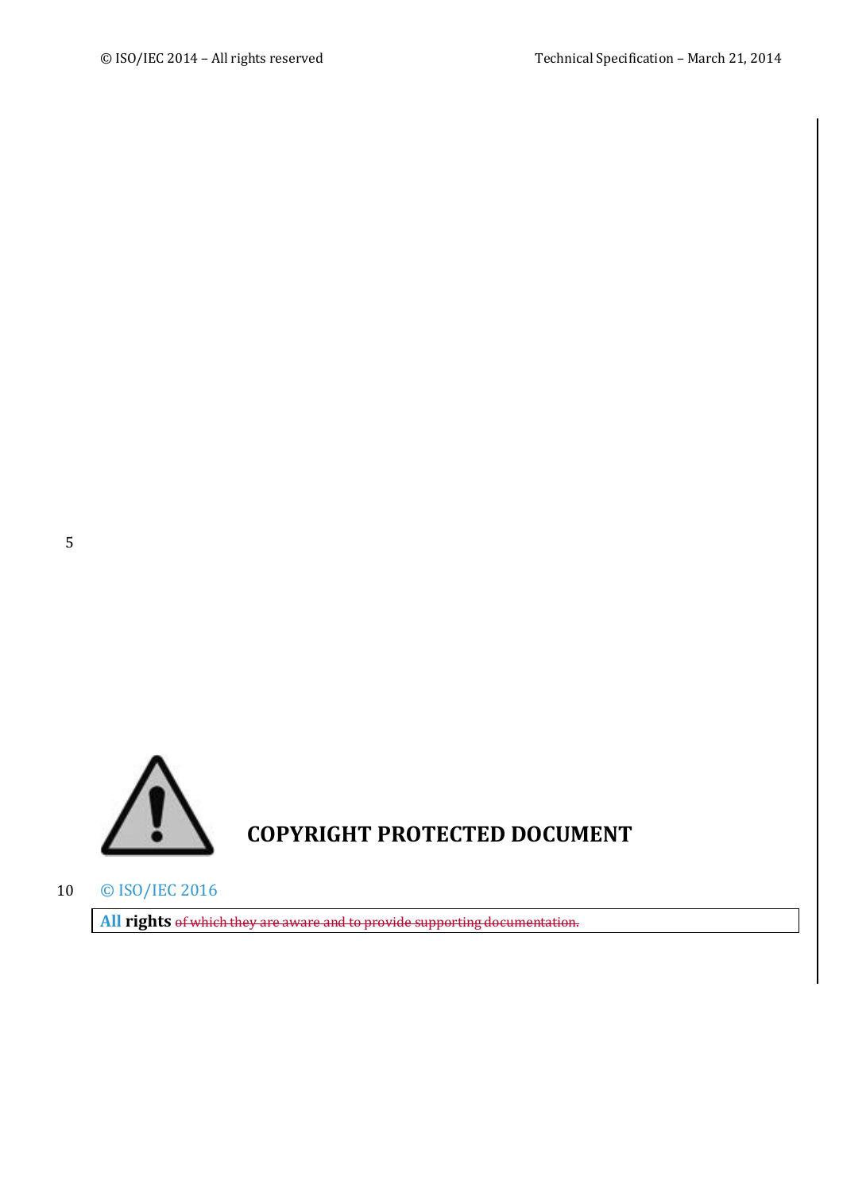**COPYRIGHT PROTECTED DOCUMENT**

© ISO/IEC 2016

**All rights** ~~of which they are aware and to provide supporting documentation.~~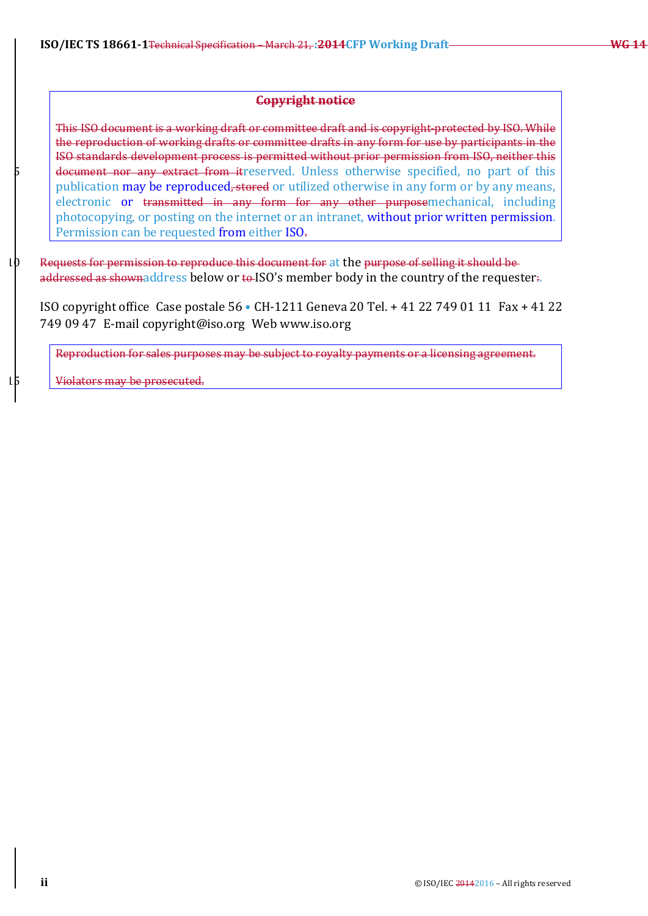## ~~Copyright notice~~

~~This ISO document is a working draft or committee draft and is copyright-protected by ISO. While the reproduction of working drafts or committee drafts in any form for use by participants in the ISO standards development process is permitted without prior permission from ISO, neither this document nor any extract from it~~reserved. Unless otherwise specified, no part of this publication may be reproduced~~, stored~~ or utilized otherwise in any form or by any means, electronic or ~~transmitted in any form for any other purpose~~mechanical, including photocopying, or posting on the internet or an intranet, without prior written permission. Permission can be requested from either ISO~~.~~

~~Requests for permission to reproduce this document for~~ at the ~~purpose of selling it should be addressed as shown~~address below or ~~to~~ ISO's member body in the country of the requester~~:~~.

ISO copyright office Case postale 56 • CH-1211 Geneva 20 Tel. + 41 22 749 01 11 Fax + 41 22 749 09 47 E-mail copyright@iso.org Web www.iso.org

~~Reproduction for sales purposes may be subject to royalty payments or a licensing agreement.~~

~~Violators may be prosecuted.~~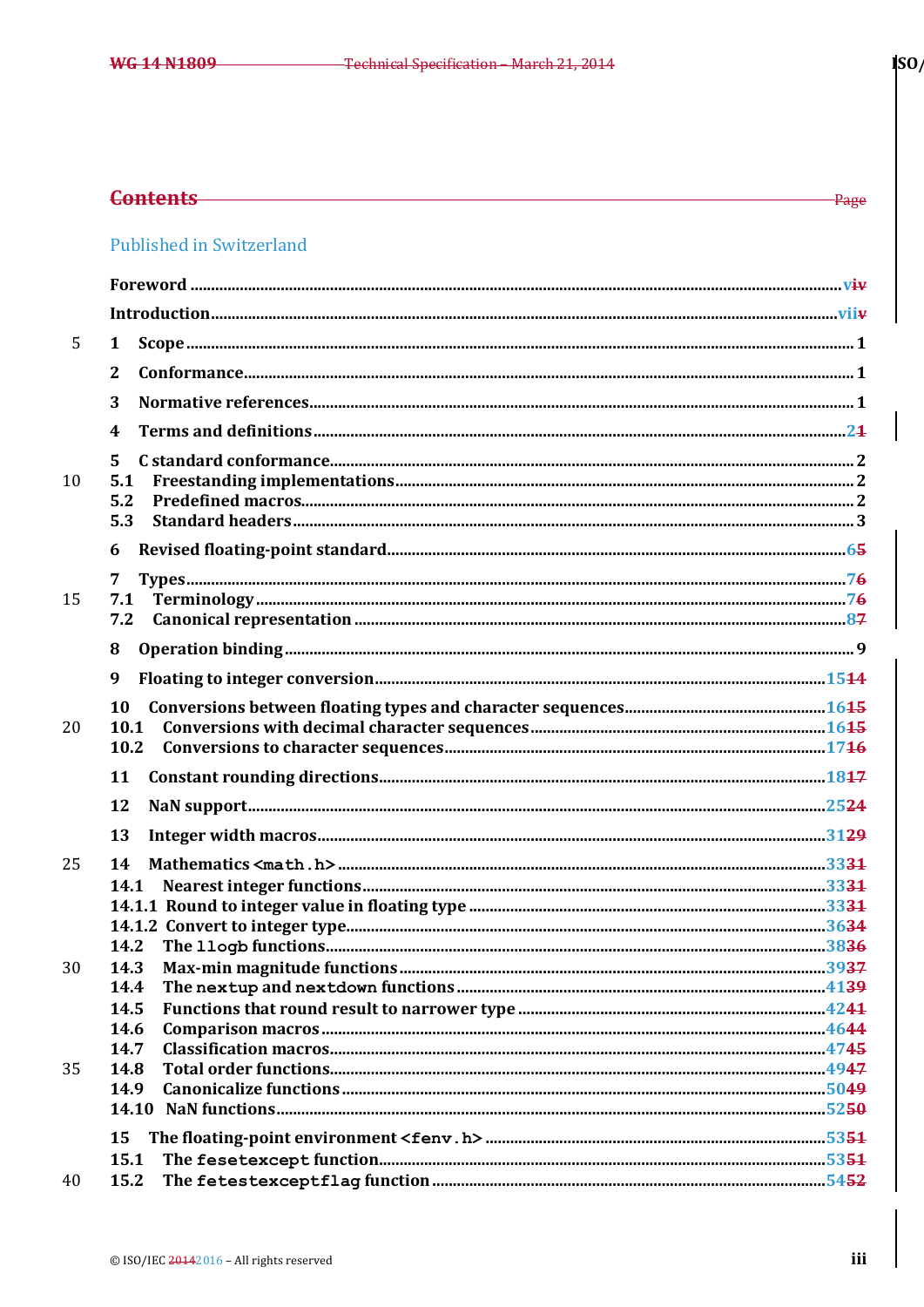# Contents

Published in Switzerland

- Foreword ........ viiv
- Introduction ........ viiiv
- 1 Scope ........ 1
- 2 Conformance ........ 1
- 3 Normative references ........ 1
- 4 Terms and definitions ........ 21
- 5 C standard conformance ........ 2
  - 5.1 Freestanding implementations ........ 2
  - 5.2 Predefined macros ........ 2
  - 5.3 Standard headers ........ 3
- 6 Revised floating-point standard ........ 65
- 7 Types ........ 76
  - 7.1 Terminology ........ 76
  - 7.2 Canonical representation ........ 87
- 8 Operation binding ........ 9
- 9 Floating to integer conversion ........ 1514
- 10 Conversions between floating types and character sequences ........ 1615
  - 10.1 Conversions with decimal character sequences ........ 1615
  - 10.2 Conversions to character sequences ........ 1716
- 11 Constant rounding directions ........ 1817
- 12 NaN support ........ 2524
- 13 Integer width macros ........ 3129
- 14 Mathematics `<math.h>` ........ 3331
  - 14.1 Nearest integer functions ........ 3331
    - 14.1.1 Round to integer value in floating type ........ 3331
    - 14.1.2 Convert to integer type ........ 3634
  - 14.2 The `llogb` functions ........ 3836
  - 14.3 Max-min magnitude functions ........ 3937
  - 14.4 The `nextup` and `nextdown` functions ........ 4139
  - 14.5 Functions that round result to narrower type ........ 4241
  - 14.6 Comparison macros ........ 4644
  - 14.7 Classification macros ........ 4745
  - 14.8 Total order functions ........ 4947
  - 14.9 Canonicalize functions ........ 5049
  - 14.10 NaN functions ........ 5250
- 15 The floating-point environment `<fenv.h>` ........ 5351
  - 15.1 The `fesetexcept` function ........ 5351
  - 15.2 The `fetestexceptflag` function ........ 5452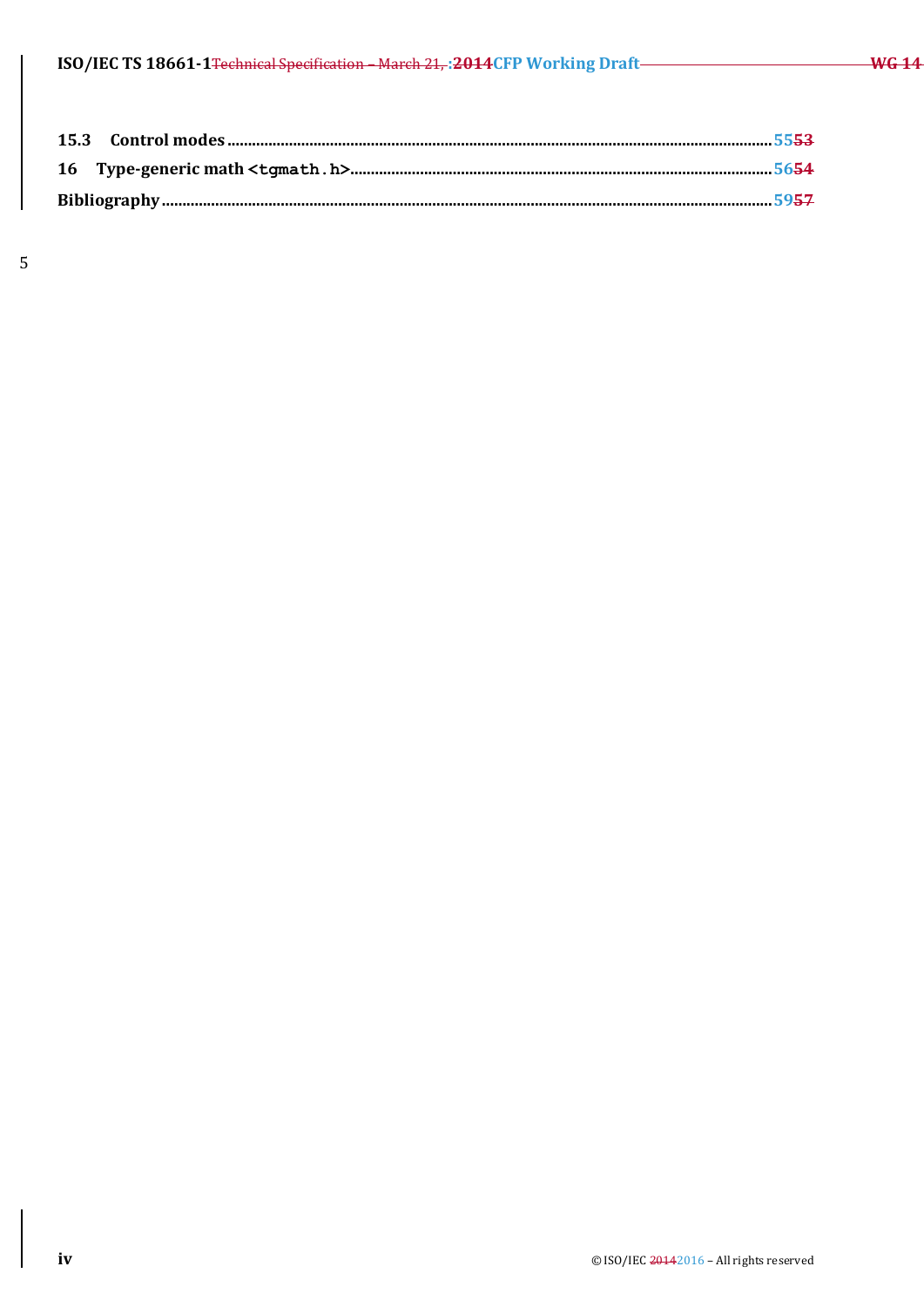15.3 Control modes .......................................................................................................................... 5553

16 Type-generic math `<tgmath.h>` ...................................................................................... 5654

Bibliography ......................................................................................................................................... 5957

5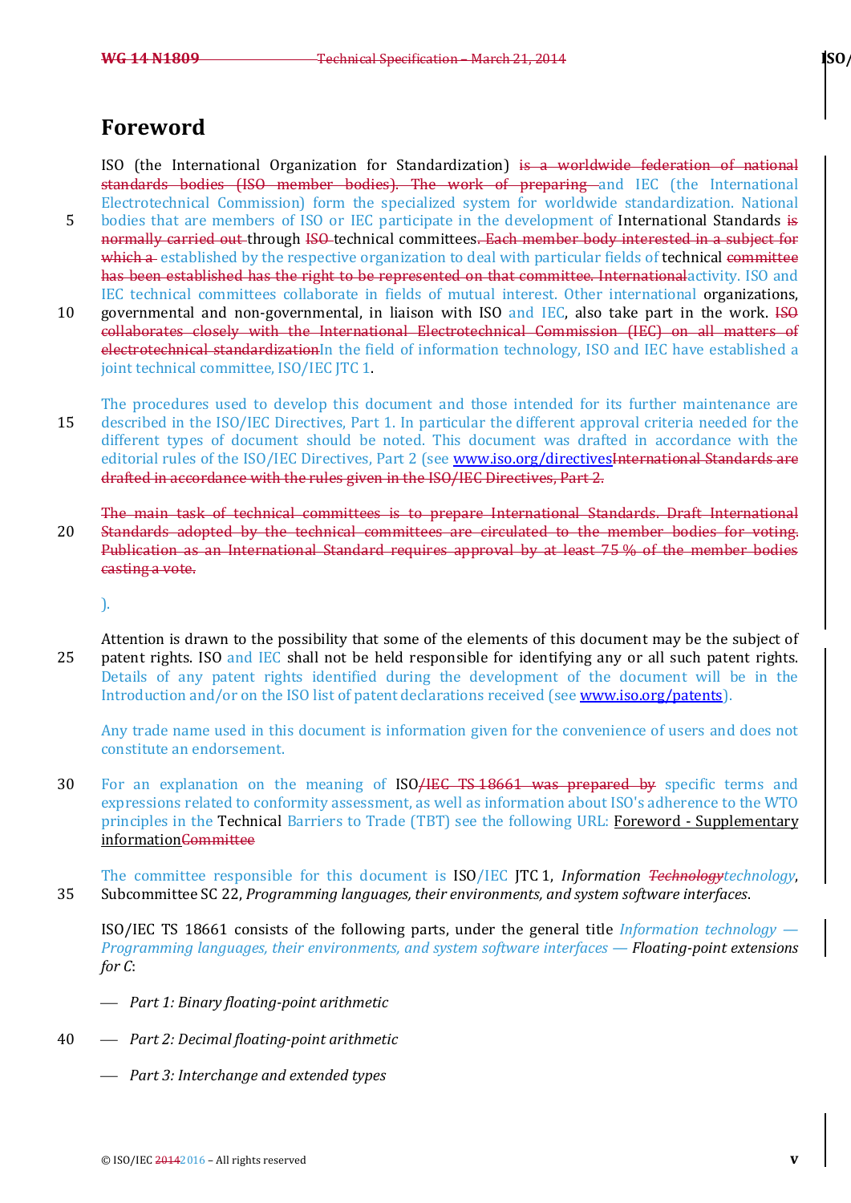# Foreword

ISO (the International Organization for Standardization) ~~is a worldwide federation of national standards bodies (ISO member bodies). The work of preparing~~ and IEC (the International Electrotechnical Commission) form the specialized system for worldwide standardization. National bodies that are members of ISO or IEC participate in the development of International Standards ~~is normally carried out~~ through ~~ISO~~ technical committees~~. Each member body interested in a subject for which a~~ established by the respective organization to deal with particular fields of technical ~~committee has been established has the right to be represented on that committee. International~~activity. ISO and IEC technical committees collaborate in fields of mutual interest. Other international organizations, governmental and non-governmental, in liaison with ISO and IEC, also take part in the work. ~~ISO collaborates closely with the International Electrotechnical Commission (IEC) on all matters of electrotechnical standardization~~In the field of information technology, ISO and IEC have established a joint technical committee, ISO/IEC JTC 1.

The procedures used to develop this document and those intended for its further maintenance are described in the ISO/IEC Directives, Part 1. In particular the different approval criteria needed for the different types of document should be noted. This document was drafted in accordance with the editorial rules of the ISO/IEC Directives, Part 2 (see www.iso.org/directives~~International Standards are drafted in accordance with the rules given in the ISO/IEC Directives, Part 2.~~

~~The main task of technical committees is to prepare International Standards. Draft International Standards adopted by the technical committees are circulated to the member bodies for voting. Publication as an International Standard requires approval by at least 75 % of the member bodies casting a vote.~~

).

Attention is drawn to the possibility that some of the elements of this document may be the subject of patent rights. ISO and IEC shall not be held responsible for identifying any or all such patent rights. Details of any patent rights identified during the development of the document will be in the Introduction and/or on the ISO list of patent declarations received (see www.iso.org/patents).

Any trade name used in this document is information given for the convenience of users and does not constitute an endorsement.

For an explanation on the meaning of ISO~~/IEC TS 18661 was prepared by~~ specific terms and expressions related to conformity assessment, as well as information about ISO's adherence to the WTO principles in the Technical Barriers to Trade (TBT) see the following URL: Foreword - Supplementary information~~Committee~~

The committee responsible for this document is ISO/IEC JTC 1, *Information ~~Technology~~technology*, Subcommittee SC 22, *Programming languages, their environments, and system software interfaces*.

ISO/IEC TS 18661 consists of the following parts, under the general title *Information technology — Programming languages, their environments, and system software interfaces — Floating-point extensions for C*:

— *Part 1: Binary floating-point arithmetic*

— *Part 2: Decimal floating-point arithmetic*

— *Part 3: Interchange and extended types*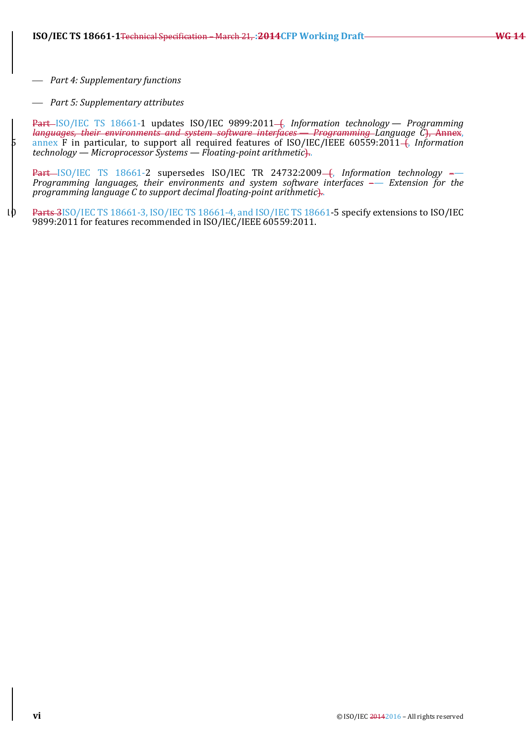— *Part 4: Supplementary functions*

— *Part 5: Supplementary attributes*

ISO/IEC TS 18661-1 updates ISO/IEC 9899:2011, *Information technology — Programming Language C*, annex F in particular, to support all required features of ISO/IEC/IEEE 60559:2011, *Information technology — Microprocessor Systems — Floating-point arithmetic*.

ISO/IEC TS 18661-2 supersedes ISO/IEC TR 24732:2009, *Information technology — Programming languages, their environments and system software interfaces — Extension for the programming language C to support decimal floating-point arithmetic*.

ISO/IEC TS 18661-3, ISO/IEC TS 18661-4, and ISO/IEC TS 18661-5 specify extensions to ISO/IEC 9899:2011 for features recommended in ISO/IEC/IEEE 60559:2011.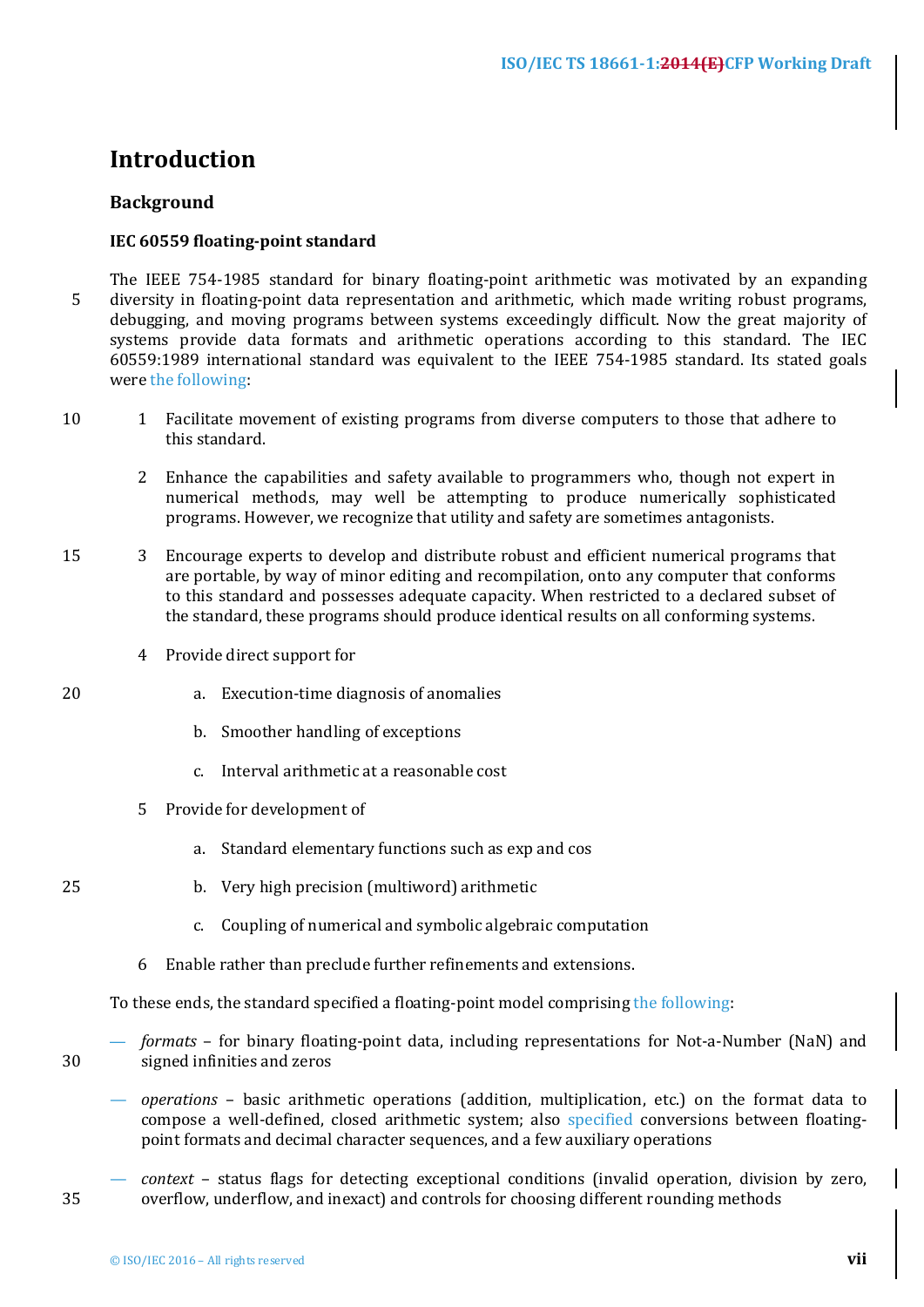# Introduction

## Background

### IEC 60559 floating-point standard

The IEEE 754-1985 standard for binary floating-point arithmetic was motivated by an expanding diversity in floating-point data representation and arithmetic, which made writing robust programs, debugging, and moving programs between systems exceedingly difficult. Now the great majority of systems provide data formats and arithmetic operations according to this standard. The IEC 60559:1989 international standard was equivalent to the IEEE 754-1985 standard. Its stated goals were the following:

1. Facilitate movement of existing programs from diverse computers to those that adhere to this standard.
2. Enhance the capabilities and safety available to programmers who, though not expert in numerical methods, may well be attempting to produce numerically sophisticated programs. However, we recognize that utility and safety are sometimes antagonists.
3. Encourage experts to develop and distribute robust and efficient numerical programs that are portable, by way of minor editing and recompilation, onto any computer that conforms to this standard and possesses adequate capacity. When restricted to a declared subset of the standard, these programs should produce identical results on all conforming systems.
4. Provide direct support for
   a. Execution-time diagnosis of anomalies
   b. Smoother handling of exceptions
   c. Interval arithmetic at a reasonable cost
5. Provide for development of
   a. Standard elementary functions such as exp and cos
   b. Very high precision (multiword) arithmetic
   c. Coupling of numerical and symbolic algebraic computation
6. Enable rather than preclude further refinements and extensions.

To these ends, the standard specified a floating-point model comprising the following:

- *formats* – for binary floating-point data, including representations for Not-a-Number (NaN) and signed infinities and zeros
- *operations* – basic arithmetic operations (addition, multiplication, etc.) on the format data to compose a well-defined, closed arithmetic system; also specified conversions between floating-point formats and decimal character sequences, and a few auxiliary operations
- *context* – status flags for detecting exceptional conditions (invalid operation, division by zero, overflow, underflow, and inexact) and controls for choosing different rounding methods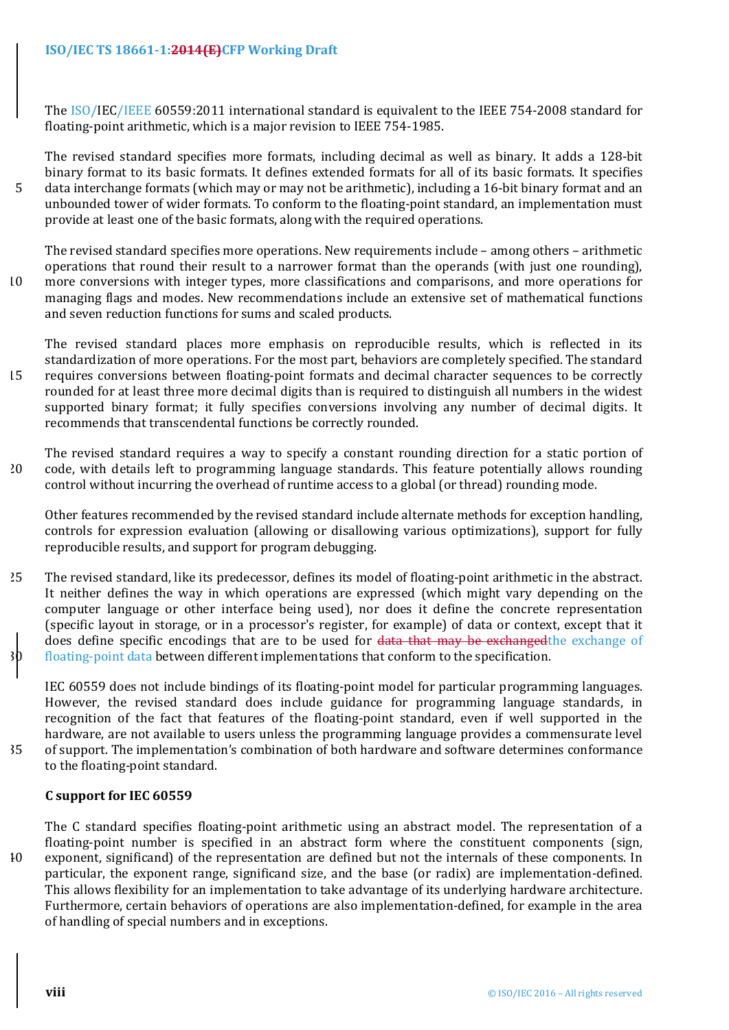The ISO/IEC/IEEE 60559:2011 international standard is equivalent to the IEEE 754-2008 standard for floating-point arithmetic, which is a major revision to IEEE 754-1985.

The revised standard specifies more formats, including decimal as well as binary. It adds a 128-bit binary format to its basic formats. It defines extended formats for all of its basic formats. It specifies data interchange formats (which may or may not be arithmetic), including a 16-bit binary format and an unbounded tower of wider formats. To conform to the floating-point standard, an implementation must provide at least one of the basic formats, along with the required operations.

The revised standard specifies more operations. New requirements include – among others – arithmetic operations that round their result to a narrower format than the operands (with just one rounding), more conversions with integer types, more classifications and comparisons, and more operations for managing flags and modes. New recommendations include an extensive set of mathematical functions and seven reduction functions for sums and scaled products.

The revised standard places more emphasis on reproducible results, which is reflected in its standardization of more operations. For the most part, behaviors are completely specified. The standard requires conversions between floating-point formats and decimal character sequences to be correctly rounded for at least three more decimal digits than is required to distinguish all numbers in the widest supported binary format; it fully specifies conversions involving any number of decimal digits. It recommends that transcendental functions be correctly rounded.

The revised standard requires a way to specify a constant rounding direction for a static portion of code, with details left to programming language standards. This feature potentially allows rounding control without incurring the overhead of runtime access to a global (or thread) rounding mode.

Other features recommended by the revised standard include alternate methods for exception handling, controls for expression evaluation (allowing or disallowing various optimizations), support for fully reproducible results, and support for program debugging.

The revised standard, like its predecessor, defines its model of floating-point arithmetic in the abstract. It neither defines the way in which operations are expressed (which might vary depending on the computer language or other interface being used), nor does it define the concrete representation (specific layout in storage, or in a processor's register, for example) of data or context, except that it does define specific encodings that are to be used for ~~data that may be exchanged~~the exchange of floating-point data between different implementations that conform to the specification.

IEC 60559 does not include bindings of its floating-point model for particular programming languages. However, the revised standard does include guidance for programming language standards, in recognition of the fact that features of the floating-point standard, even if well supported in the hardware, are not available to users unless the programming language provides a commensurate level of support. The implementation's combination of both hardware and software determines conformance to the floating-point standard.

**C support for IEC 60559**

The C standard specifies floating-point arithmetic using an abstract model. The representation of a floating-point number is specified in an abstract form where the constituent components (sign, exponent, significand) of the representation are defined but not the internals of these components. In particular, the exponent range, significand size, and the base (or radix) are implementation-defined. This allows flexibility for an implementation to take advantage of its underlying hardware architecture. Furthermore, certain behaviors of operations are also implementation-defined, for example in the area of handling of special numbers and in exceptions.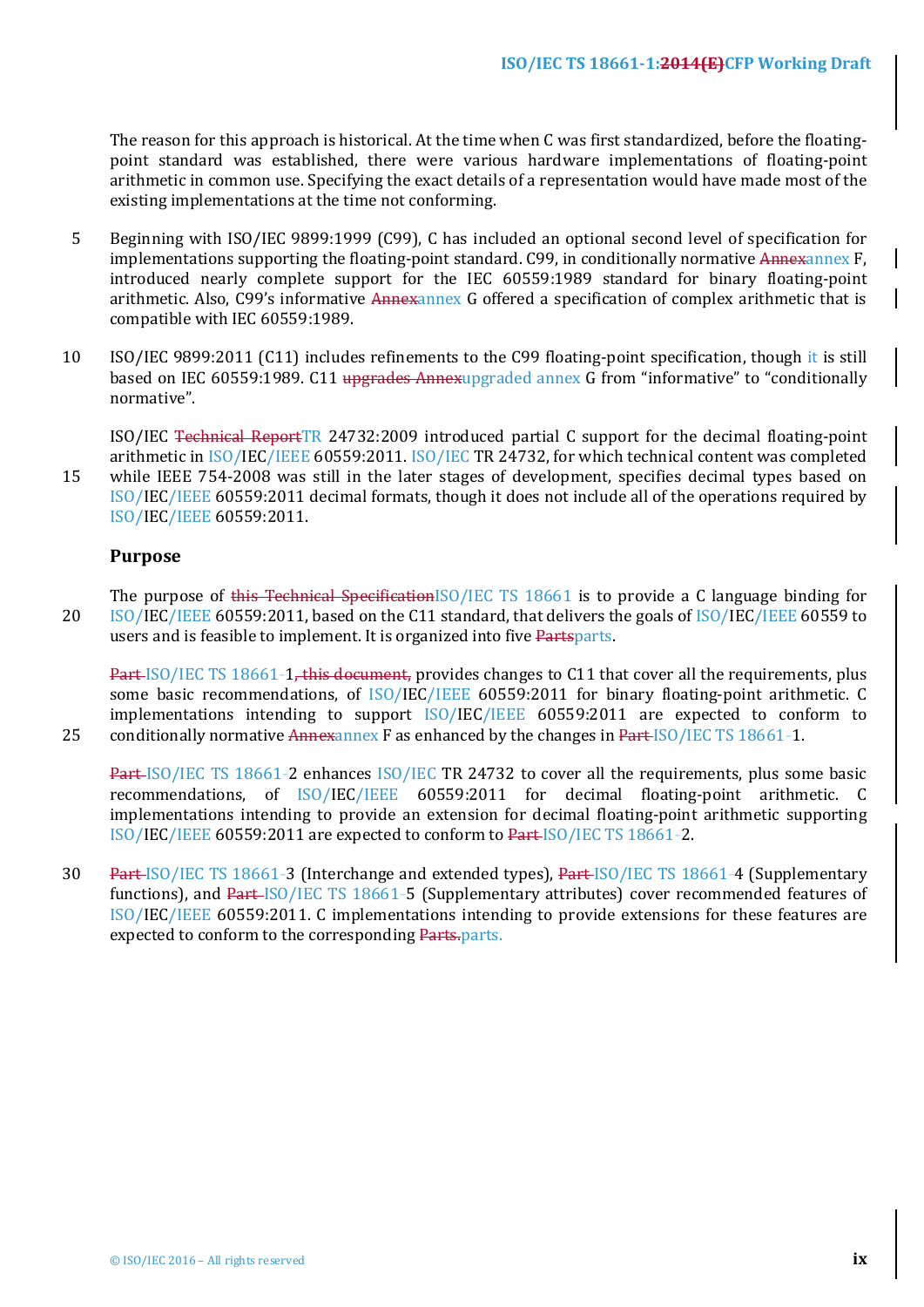The reason for this approach is historical. At the time when C was first standardized, before the floating-point standard was established, there were various hardware implementations of floating-point arithmetic in common use. Specifying the exact details of a representation would have made most of the existing implementations at the time not conforming.

Beginning with ISO/IEC 9899:1999 (C99), C has included an optional second level of specification for implementations supporting the floating-point standard. C99, in conditionally normative ~~Annex~~annex F, introduced nearly complete support for the IEC 60559:1989 standard for binary floating-point arithmetic. Also, C99's informative ~~Annex~~annex G offered a specification of complex arithmetic that is compatible with IEC 60559:1989.

ISO/IEC 9899:2011 (C11) includes refinements to the C99 floating-point specification, though it is still based on IEC 60559:1989. C11 ~~upgrades Annex~~upgraded annex G from "informative" to "conditionally normative".

ISO/IEC ~~Technical Report~~TR 24732:2009 introduced partial C support for the decimal floating-point arithmetic in ISO/IEC/IEEE 60559:2011. ISO/IEC TR 24732, for which technical content was completed while IEEE 754-2008 was still in the later stages of development, specifies decimal types based on ISO/IEC/IEEE 60559:2011 decimal formats, though it does not include all of the operations required by ISO/IEC/IEEE 60559:2011.

## Purpose

The purpose of ~~this Technical Specification~~ISO/IEC TS 18661 is to provide a C language binding for ISO/IEC/IEEE 60559:2011, based on the C11 standard, that delivers the goals of ISO/IEC/IEEE 60559 to users and is feasible to implement. It is organized into five ~~Parts~~parts.

~~Part~~ ISO/IEC TS 18661-1~~, this document,~~ provides changes to C11 that cover all the requirements, plus some basic recommendations, of ISO/IEC/IEEE 60559:2011 for binary floating-point arithmetic. C implementations intending to support ISO/IEC/IEEE 60559:2011 are expected to conform to conditionally normative ~~Annex~~annex F as enhanced by the changes in ~~Part~~ ISO/IEC TS 18661-1.

~~Part~~ ISO/IEC TS 18661-2 enhances ISO/IEC TR 24732 to cover all the requirements, plus some basic recommendations, of ISO/IEC/IEEE 60559:2011 for decimal floating-point arithmetic. C implementations intending to provide an extension for decimal floating-point arithmetic supporting ISO/IEC/IEEE 60559:2011 are expected to conform to ~~Part~~ ISO/IEC TS 18661-2.

~~Part~~ ISO/IEC TS 18661-3 (Interchange and extended types), ~~Part~~ ISO/IEC TS 18661-4 (Supplementary functions), and ~~Part~~ ISO/IEC TS 18661-5 (Supplementary attributes) cover recommended features of ISO/IEC/IEEE 60559:2011. C implementations intending to provide extensions for these features are expected to conform to the corresponding ~~Parts.~~parts.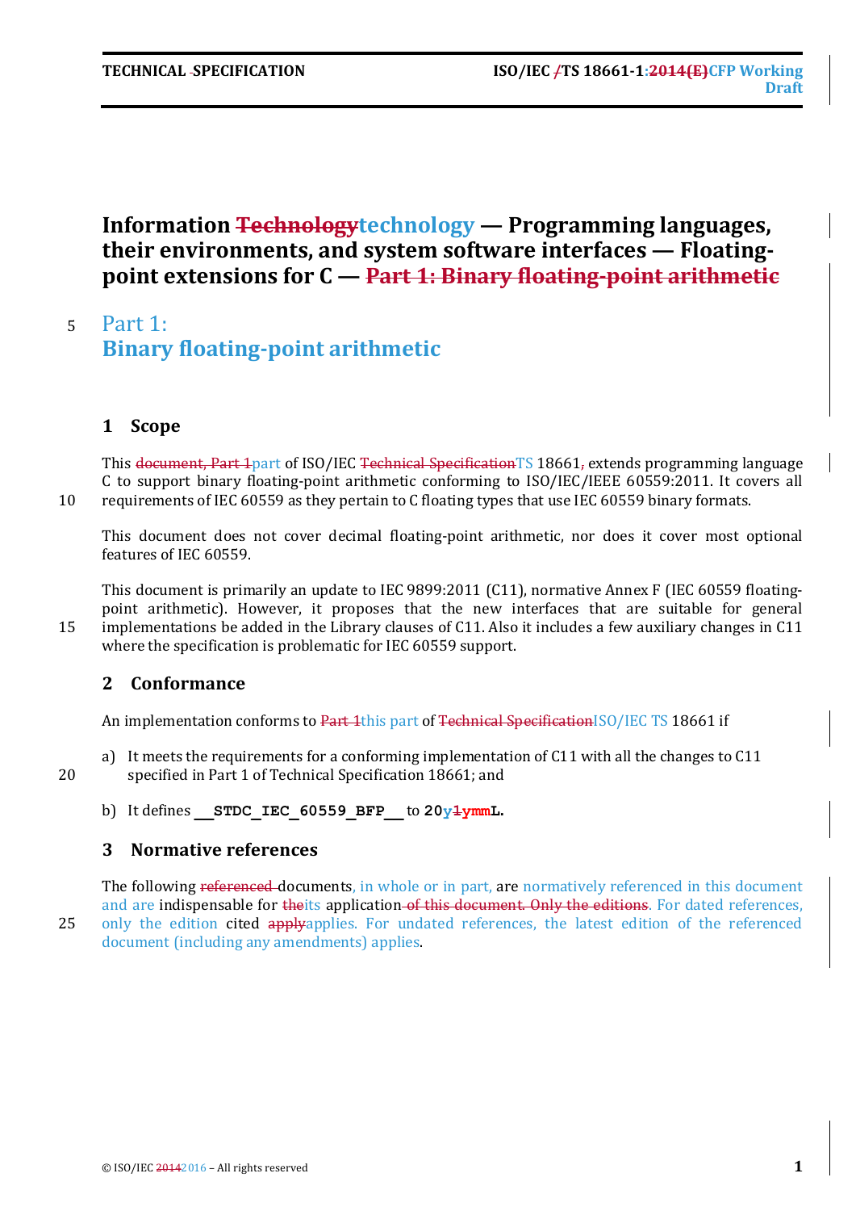TECHNICAL SPECIFICATION ISO/IEC TS 18661-1 CFP Working Draft

# Information technology — Programming languages, their environments, and system software interfaces — Floating-point extensions for C —

# Part 1: Binary floating-point arithmetic

## 1 Scope

This part of ISO/IEC TS 18661 extends programming language C to support binary floating-point arithmetic conforming to ISO/IEC/IEEE 60559:2011. It covers all requirements of IEC 60559 as they pertain to C floating types that use IEC 60559 binary formats.

This document does not cover decimal floating-point arithmetic, nor does it cover most optional features of IEC 60559.

This document is primarily an update to IEC 9899:2011 (C11), normative Annex F (IEC 60559 floating-point arithmetic). However, it proposes that the new interfaces that are suitable for general implementations be added in the Library clauses of C11. Also it includes a few auxiliary changes in C11 where the specification is problematic for IEC 60559 support.

## 2 Conformance

An implementation conforms to this part of ISO/IEC TS 18661 if

a) It meets the requirements for a conforming implementation of C11 with all the changes to C11 specified in Part 1 of Technical Specification 18661; and

b) It defines `__STDC_IEC_60559_BFP__` to **20yymmL**.

## 3 Normative references

The following documents, in whole or in part, are normatively referenced in this document and are indispensable for its application. For dated references, only the edition cited applies. For undated references, the latest edition of the referenced document (including any amendments) applies.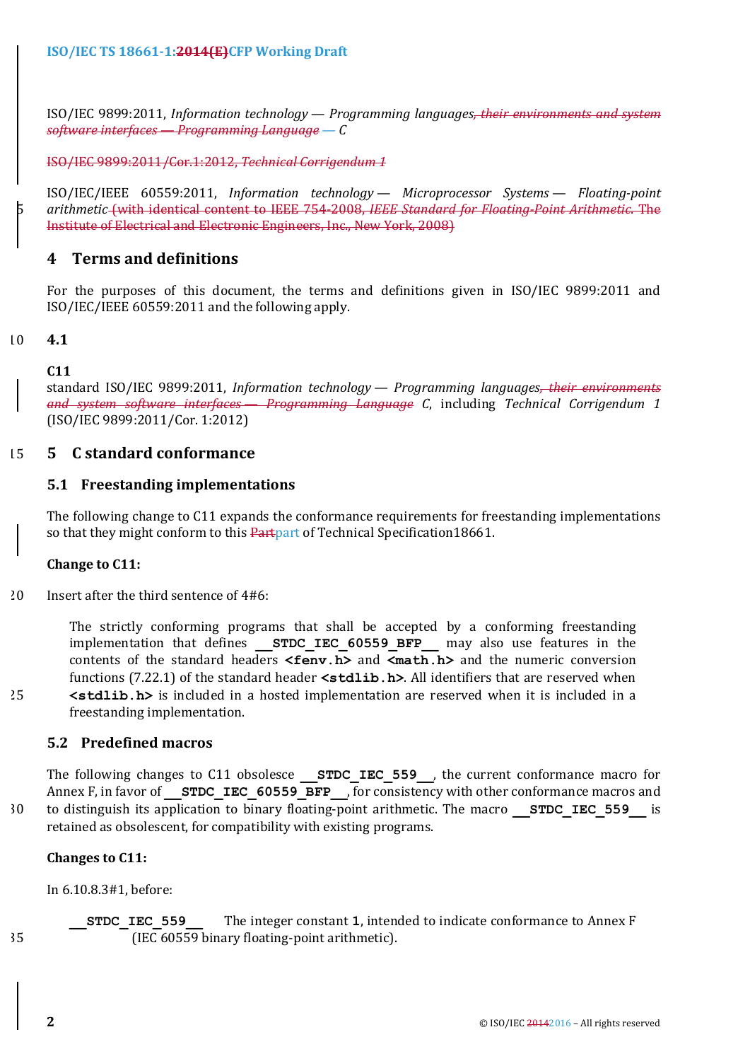ISO/IEC 9899:2011, *Information technology — Programming languages, their environments and system software interfaces — Programming Language — C*

ISO/IEC 9899:2011/Cor.1:2012, *Technical Corrigendum 1*

ISO/IEC/IEEE 60559:2011, *Information technology — Microprocessor Systems — Floating-point arithmetic* (with identical content to IEEE 754-2008, *IEEE Standard for Floating-Point Arithmetic*. The Institute of Electrical and Electronic Engineers, Inc., New York, 2008)

# 4 Terms and definitions

For the purposes of this document, the terms and definitions given in ISO/IEC 9899:2011 and ISO/IEC/IEEE 60559:2011 and the following apply.

## 4.1

**C11**

standard ISO/IEC 9899:2011, *Information technology — Programming languages, their environments and system software interfaces — Programming Language C*, including *Technical Corrigendum 1* (ISO/IEC 9899:2011/Cor. 1:2012)

# 5 C standard conformance

## 5.1 Freestanding implementations

The following change to C11 expands the conformance requirements for freestanding implementations so that they might conform to this Partpart of Technical Specification18661.

**Change to C11:**

Insert after the third sentence of 4#6:

> The strictly conforming programs that shall be accepted by a conforming freestanding implementation that defines **`__STDC_IEC_60559_BFP__`** may also use features in the contents of the standard headers **`<fenv.h>`** and **`<math.h>`** and the numeric conversion functions (7.22.1) of the standard header **`<stdlib.h>`**. All identifiers that are reserved when **`<stdlib.h>`** is included in a hosted implementation are reserved when it is included in a freestanding implementation.

## 5.2 Predefined macros

The following changes to C11 obsolesce **`__STDC_IEC_559__`**, the current conformance macro for Annex F, in favor of **`__STDC_IEC_60559_BFP__`**, for consistency with other conformance macros and to distinguish its application to binary floating-point arithmetic. The macro **`__STDC_IEC_559__`** is retained as obsolescent, for compatibility with existing programs.

**Changes to C11:**

In 6.10.8.3#1, before:

> **`__STDC_IEC_559__`** The integer constant **1**, intended to indicate conformance to Annex F (IEC 60559 binary floating-point arithmetic).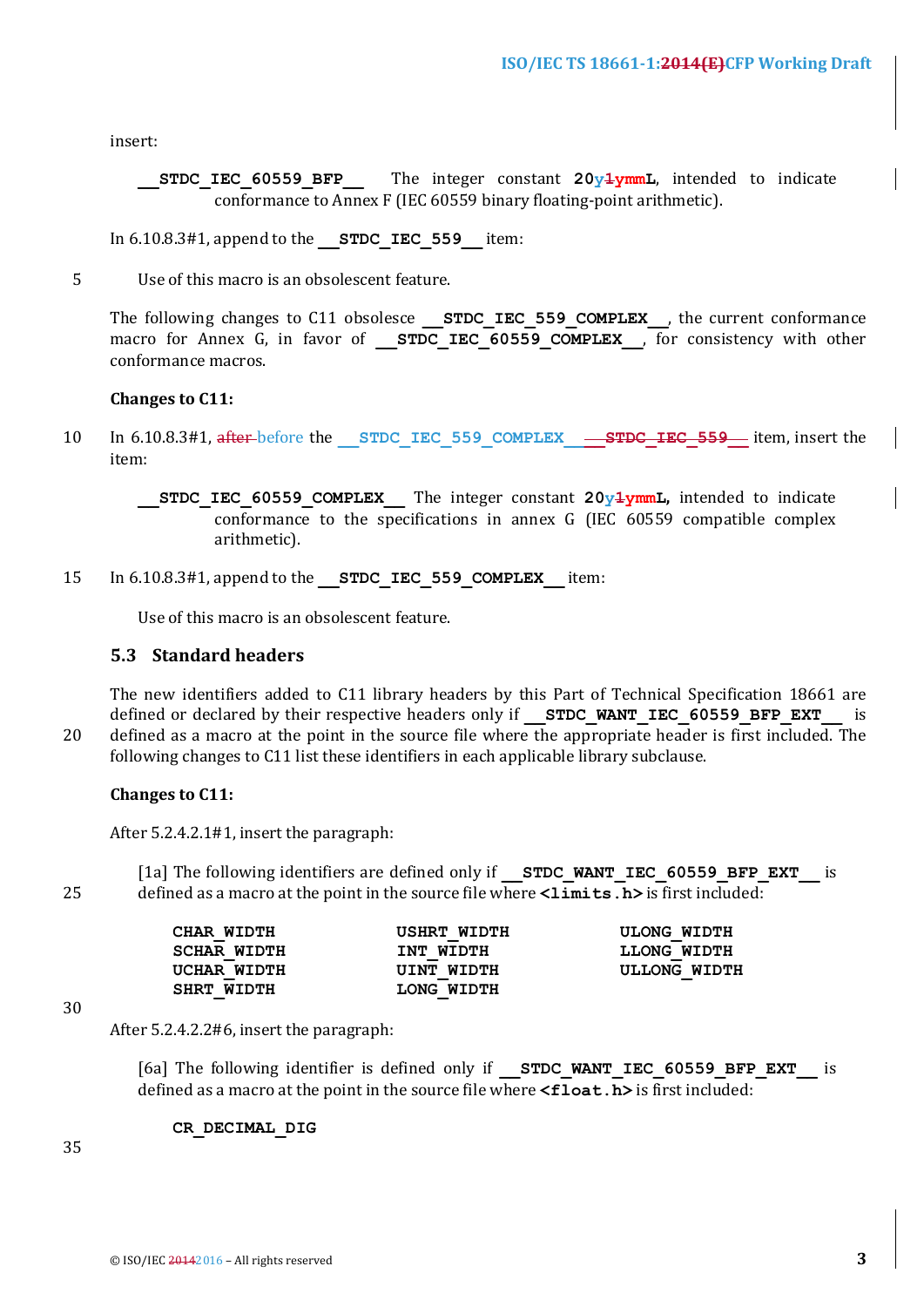insert:

> **__STDC_IEC_60559_BFP__** The integer constant **20y~~1~~ymmL**, intended to indicate conformance to Annex F (IEC 60559 binary floating-point arithmetic).

In 6.10.8.3#1, append to the **__STDC_IEC_559__** item:

> Use of this macro is an obsolescent feature.

The following changes to C11 obsolesce **__STDC_IEC_559_COMPLEX__**, the current conformance macro for Annex G, in favor of **__STDC_IEC_60559_COMPLEX__**, for consistency with other conformance macros.

**Changes to C11:**

In 6.10.8.3#1, ~~after~~ before the **__STDC_IEC_559_COMPLEX__** ~~**__STDC_IEC_559__**~~ item, insert the item:

> **__STDC_IEC_60559_COMPLEX__** The integer constant **20y~~1~~ymmL**, intended to indicate conformance to the specifications in annex G (IEC 60559 compatible complex arithmetic).

In 6.10.8.3#1, append to the **__STDC_IEC_559_COMPLEX__** item:

> Use of this macro is an obsolescent feature.

## 5.3 Standard headers

The new identifiers added to C11 library headers by this Part of Technical Specification 18661 are defined or declared by their respective headers only if **__STDC_WANT_IEC_60559_BFP_EXT__** is defined as a macro at the point in the source file where the appropriate header is first included. The following changes to C11 list these identifiers in each applicable library subclause.

**Changes to C11:**

After 5.2.4.2.1#1, insert the paragraph:

> [1a] The following identifiers are defined only if **__STDC_WANT_IEC_60559_BFP_EXT__** is defined as a macro at the point in the source file where **<limits.h>** is first included:

```
CHAR_WIDTH      USHRT_WIDTH     ULONG_WIDTH
SCHAR_WIDTH     INT_WIDTH       LLONG_WIDTH
UCHAR_WIDTH     UINT_WIDTH      ULLONG_WIDTH
SHRT_WIDTH      LONG_WIDTH
```

After 5.2.4.2.2#6, insert the paragraph:

> [6a] The following identifier is defined only if **__STDC_WANT_IEC_60559_BFP_EXT__** is defined as a macro at the point in the source file where **<float.h>** is first included:

```
CR_DECIMAL_DIG
```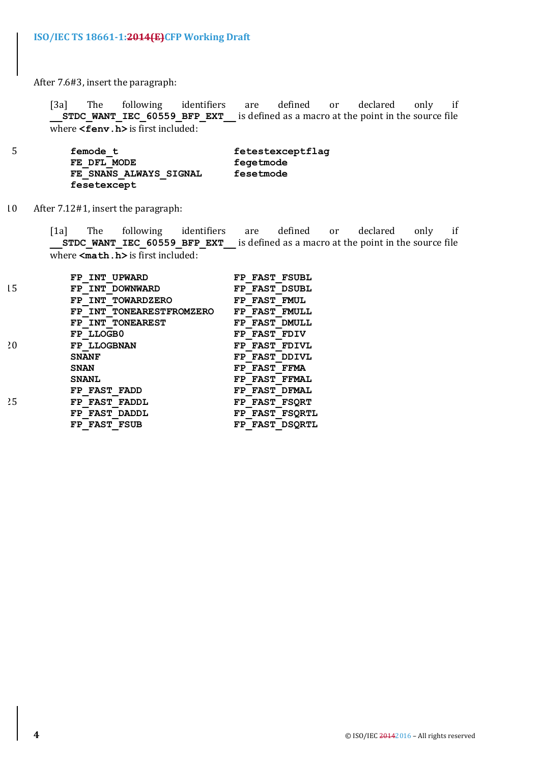After 7.6#3, insert the paragraph:

> [3a] The following identifiers are defined or declared only if **__STDC_WANT_IEC_60559_BFP_EXT__** is defined as a macro at the point in the source file where **<fenv.h>** is first included:

```
femode_t                    fetestexceptflag
FE_DFL_MODE                 fegetmode
FE_SNANS_ALWAYS_SIGNAL      fesetmode
fesetexcept
```

After 7.12#1, insert the paragraph:

> [1a] The following identifiers are defined or declared only if **__STDC_WANT_IEC_60559_BFP_EXT__** is defined as a macro at the point in the source file where **<math.h>** is first included:

```
FP_INT_UPWARD                  FP_FAST_FSUBL
FP_INT_DOWNWARD                FP_FAST_DSUBL
FP_INT_TOWARDZERO              FP_FAST_FMUL
FP_INT_TONEARESTFROMZERO       FP_FAST_FMULL
FP_INT_TONEAREST               FP_FAST_DMULL
FP_LLOGB0                      FP_FAST_FDIV
FP_LLOGBNAN                    FP_FAST_FDIVL
SNANF                          FP_FAST_DDIVL
SNAN                           FP_FAST_FFMA
SNANL                          FP_FAST_FFMAL
FP_FAST_FADD                   FP_FAST_DFMAL
FP_FAST_FADDL                  FP_FAST_FSQRT
FP_FAST_DADDL                  FP_FAST_FSQRTL
FP_FAST_FSUB                   FP_FAST_DSQRTL
```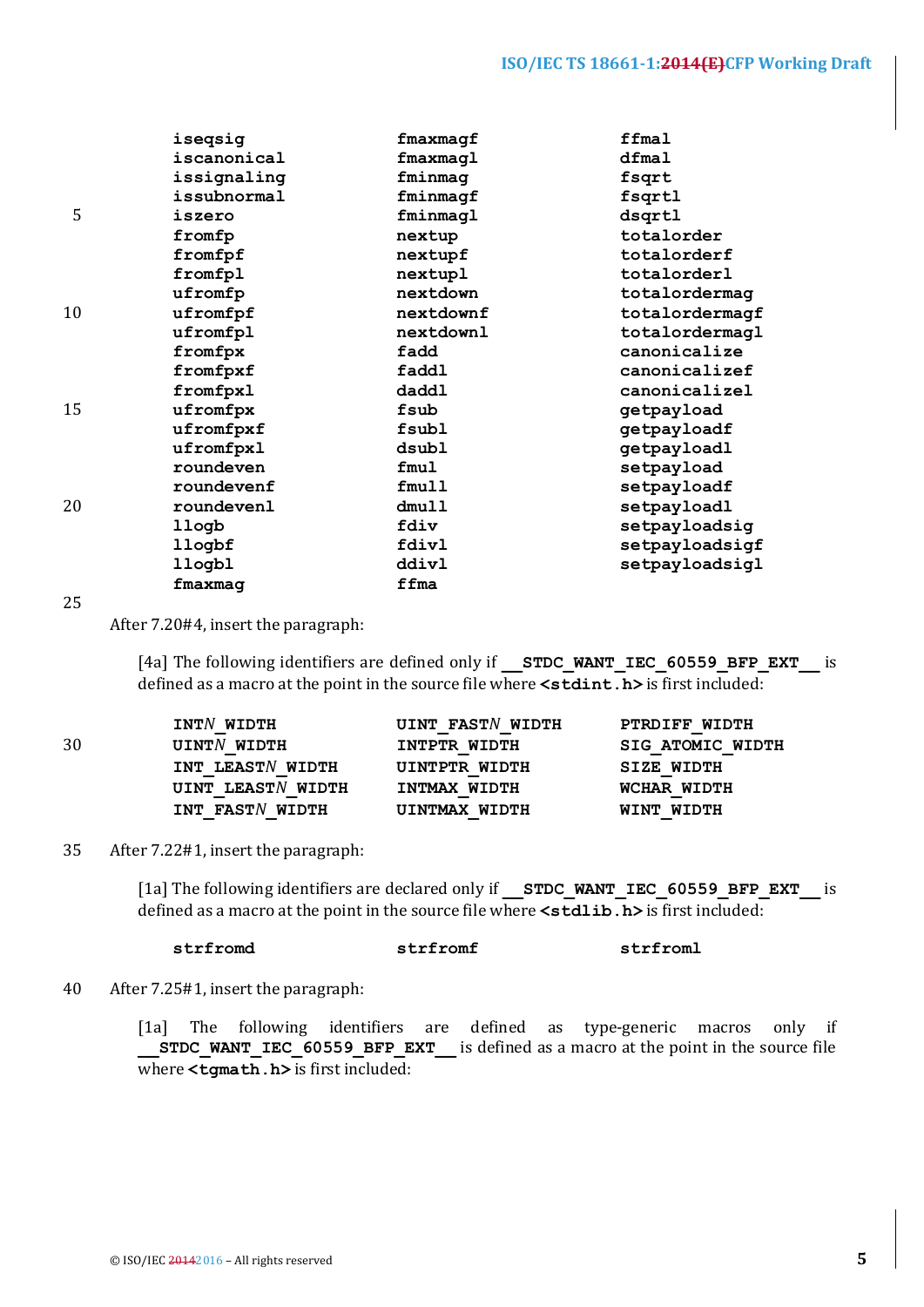| | | |
|---|---|---|
| **iseqsig** | **fmaxmagf** | **ffmal** |
| **iscanonical** | **fmaxmagl** | **dfmal** |
| **issignaling** | **fminmag** | **fsqrt** |
| **issubnormal** | **fminmagf** | **fsqrtl** |
| **iszero** | **fminmagl** | **dsqrtl** |
| **fromfp** | **nextup** | **totalorder** |
| **fromfpf** | **nextupf** | **totalorderf** |
| **fromfpl** | **nextupl** | **totalorderl** |
| **ufromfp** | **nextdown** | **totalordermag** |
| **ufromfpf** | **nextdownf** | **totalordermagf** |
| **ufromfpl** | **nextdownl** | **totalordermagl** |
| **fromfpx** | **fadd** | **canonicalize** |
| **fromfpxf** | **faddl** | **canonicalizef** |
| **fromfpxl** | **daddl** | **canonicalizel** |
| **ufromfpx** | **fsub** | **getpayload** |
| **ufromfpxf** | **fsubl** | **getpayloadf** |
| **ufromfpxl** | **dsubl** | **getpayloadl** |
| **roundeven** | **fmul** | **setpayload** |
| **roundevenf** | **fmull** | **setpayloadf** |
| **roundevenl** | **dmull** | **setpayloadl** |
| **llogb** | **fdiv** | **setpayloadsig** |
| **llogbf** | **fdivl** | **setpayloadsigf** |
| **llogbl** | **ddivl** | **setpayloadsigl** |
| **fmaxmag** | **ffma** | |

After 7.20#4, insert the paragraph:

[4a] The following identifiers are defined only if **__STDC_WANT_IEC_60559_BFP_EXT__** is defined as a macro at the point in the source file where **<stdint.h>** is first included:

| | | |
|---|---|---|
| **INT*N*_WIDTH** | **UINT_FAST*N*_WIDTH** | **PTRDIFF_WIDTH** |
| **UINT*N*_WIDTH** | **INTPTR_WIDTH** | **SIG_ATOMIC_WIDTH** |
| **INT_LEAST*N*_WIDTH** | **UINTPTR_WIDTH** | **SIZE_WIDTH** |
| **UINT_LEAST*N*_WIDTH** | **INTMAX_WIDTH** | **WCHAR_WIDTH** |
| **INT_FAST*N*_WIDTH** | **UINTMAX_WIDTH** | **WINT_WIDTH** |

After 7.22#1, insert the paragraph:

[1a] The following identifiers are declared only if **__STDC_WANT_IEC_60559_BFP_EXT__** is defined as a macro at the point in the source file where **<stdlib.h>** is first included:

| | | |
|---|---|---|
| **strfromd** | **strfromf** | **strfroml** |

After 7.25#1, insert the paragraph:

[1a] The following identifiers are defined as type-generic macros only if **__STDC_WANT_IEC_60559_BFP_EXT__** is defined as a macro at the point in the source file where **<tgmath.h>** is first included: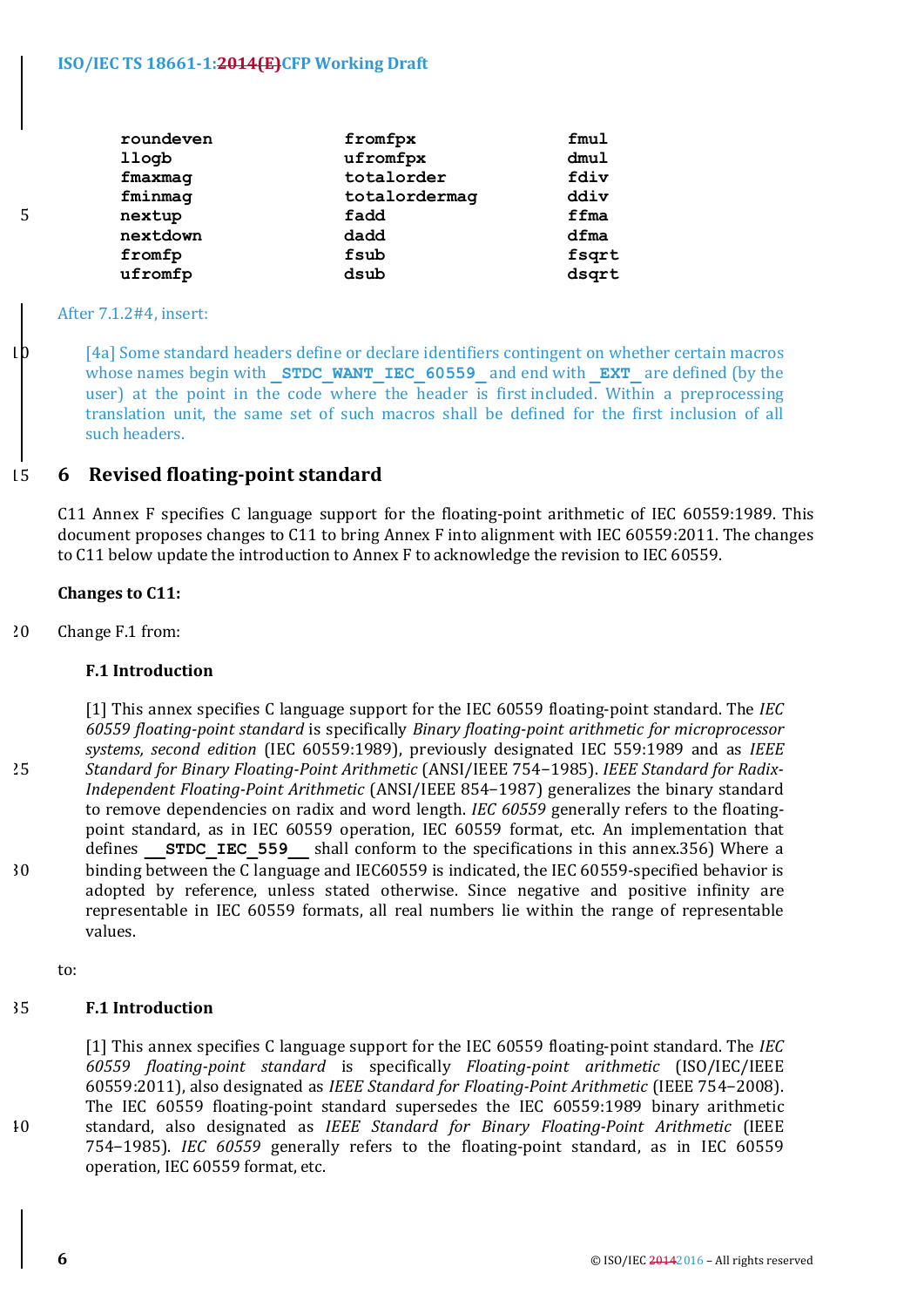```
roundeven          fromfpx            fmul
llogb              ufromfpx           dmul
fmaxmag            totalorder         fdiv
fminmag            totalordermag      ddiv
nextup             fadd               ffma
nextdown           dadd               dfma
fromfp             fsub               fsqrt
ufromfp            dsub               dsqrt
```

After 7.1.2#4, insert:

[4a] Some standard headers define or declare identifiers contingent on whether certain macros whose names begin with **`__STDC_WANT_IEC_60559_`** and end with **`_EXT__`** are defined (by the user) at the point in the code where the header is first included. Within a preprocessing translation unit, the same set of such macros shall be defined for the first inclusion of all such headers.

# 6 Revised floating-point standard

C11 Annex F specifies C language support for the floating-point arithmetic of IEC 60559:1989. This document proposes changes to C11 to bring Annex F into alignment with IEC 60559:2011. The changes to C11 below update the introduction to Annex F to acknowledge the revision to IEC 60559.

**Changes to C11:**

Change F.1 from:

**F.1 Introduction**

[1] This annex specifies C language support for the IEC 60559 floating-point standard. The *IEC 60559 floating-point standard* is specifically *Binary floating-point arithmetic for microprocessor systems, second edition* (IEC 60559:1989), previously designated IEC 559:1989 and as *IEEE Standard for Binary Floating-Point Arithmetic* (ANSI/IEEE 754−1985). *IEEE Standard for Radix-Independent Floating-Point Arithmetic* (ANSI/IEEE 854−1987) generalizes the binary standard to remove dependencies on radix and word length. *IEC 60559* generally refers to the floating-point standard, as in IEC 60559 operation, IEC 60559 format, etc. An implementation that defines **`__STDC_IEC_559__`** shall conform to the specifications in this annex.356) Where a binding between the C language and IEC60559 is indicated, the IEC 60559-specified behavior is adopted by reference, unless stated otherwise. Since negative and positive infinity are representable in IEC 60559 formats, all real numbers lie within the range of representable values.

to:

**F.1 Introduction**

[1] This annex specifies C language support for the IEC 60559 floating-point standard. The *IEC 60559 floating-point standard* is specifically *Floating-point arithmetic* (ISO/IEC/IEEE 60559:2011), also designated as *IEEE Standard for Floating-Point Arithmetic* (IEEE 754−2008). The IEC 60559 floating-point standard supersedes the IEC 60559:1989 binary arithmetic standard, also designated as *IEEE Standard for Binary Floating-Point Arithmetic* (IEEE 754−1985). *IEC 60559* generally refers to the floating-point standard, as in IEC 60559 operation, IEC 60559 format, etc.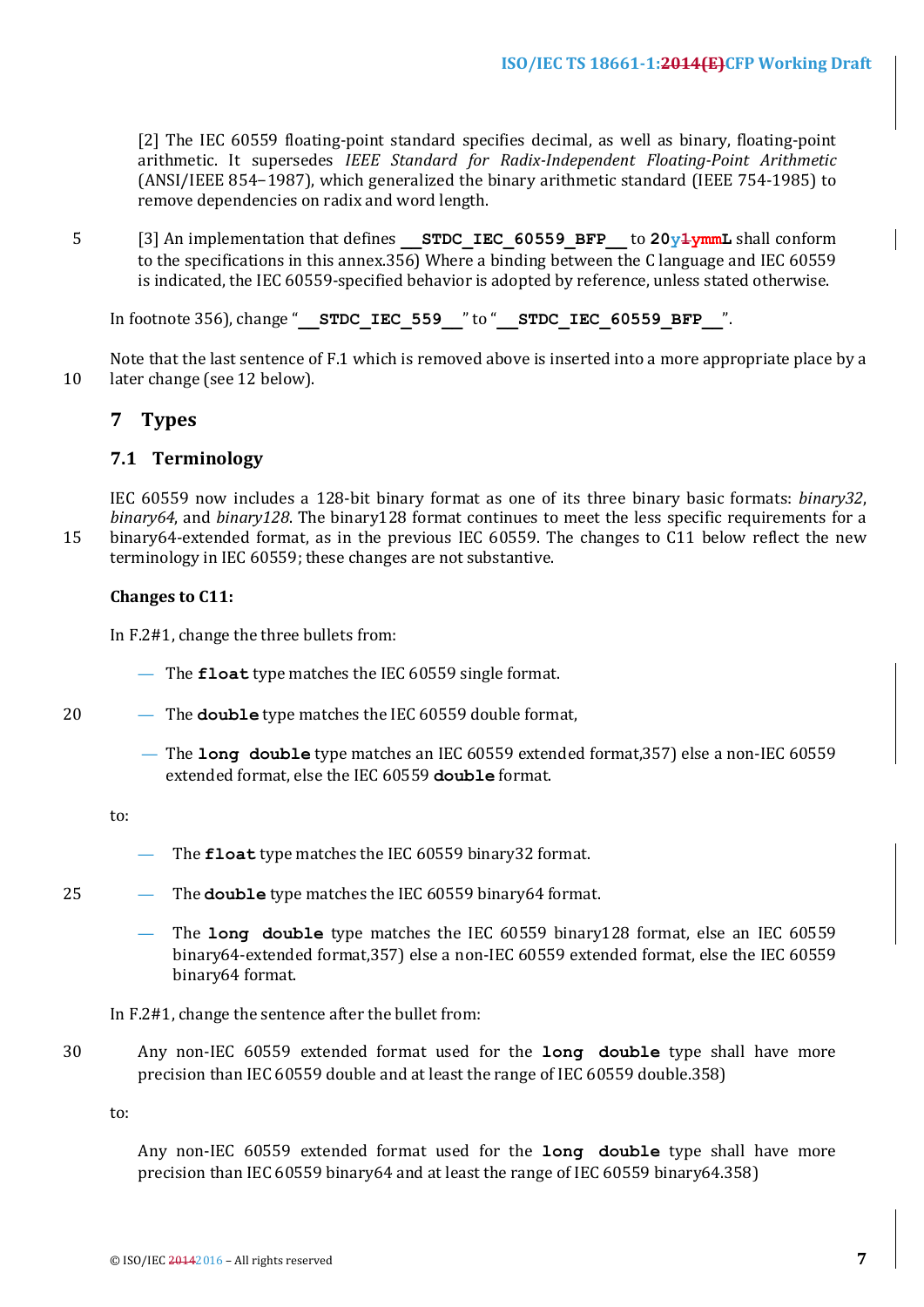[2] The IEC 60559 floating-point standard specifies decimal, as well as binary, floating-point arithmetic. It supersedes *IEEE Standard for Radix-Independent Floating-Point Arithmetic* (ANSI/IEEE 854–1987), which generalized the binary arithmetic standard (IEEE 754-1985) to remove dependencies on radix and word length.

[3] An implementation that defines **__STDC_IEC_60559_BFP__** to **20y~~1~~ymmL** shall conform to the specifications in this annex.356) Where a binding between the C language and IEC 60559 is indicated, the IEC 60559-specified behavior is adopted by reference, unless stated otherwise.

In footnote 356), change "**__STDC_IEC_559__**" to "**__STDC_IEC_60559_BFP__**".

Note that the last sentence of F.1 which is removed above is inserted into a more appropriate place by a later change (see 12 below).

# 7 Types

## 7.1 Terminology

IEC 60559 now includes a 128-bit binary format as one of its three binary basic formats: *binary32*, *binary64*, and *binary128*. The binary128 format continues to meet the less specific requirements for a binary64-extended format, as in the previous IEC 60559. The changes to C11 below reflect the new terminology in IEC 60559; these changes are not substantive.

**Changes to C11:**

In F.2#1, change the three bullets from:

- The **float** type matches the IEC 60559 single format.
- The **double** type matches the IEC 60559 double format,
- The **long double** type matches an IEC 60559 extended format,357) else a non-IEC 60559 extended format, else the IEC 60559 **double** format.

to:

- The **float** type matches the IEC 60559 binary32 format.
- The **double** type matches the IEC 60559 binary64 format.
- The **long double** type matches the IEC 60559 binary128 format, else an IEC 60559 binary64-extended format,357) else a non-IEC 60559 extended format, else the IEC 60559 binary64 format.

In F.2#1, change the sentence after the bullet from:

Any non-IEC 60559 extended format used for the **long double** type shall have more precision than IEC 60559 double and at least the range of IEC 60559 double.358)

to:

Any non-IEC 60559 extended format used for the **long double** type shall have more precision than IEC 60559 binary64 and at least the range of IEC 60559 binary64.358)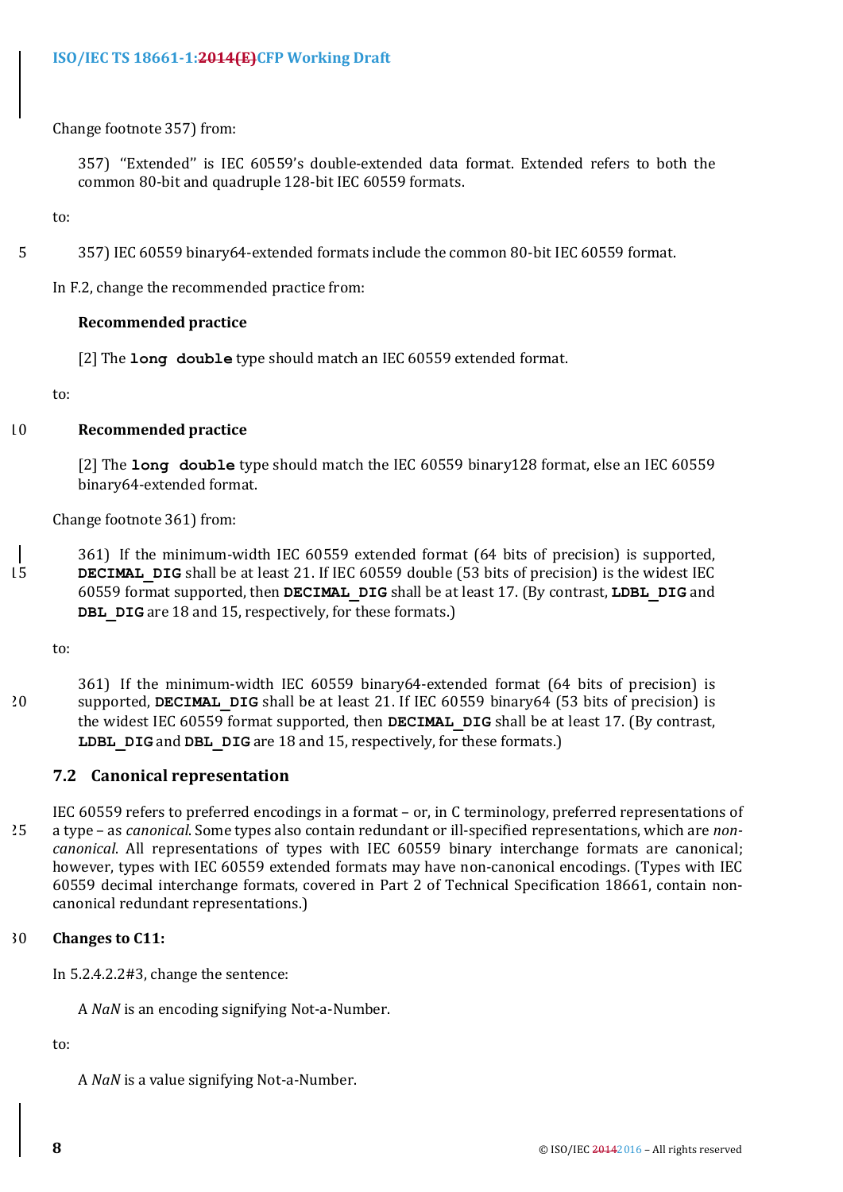Change footnote 357) from:

> 357) "Extended" is IEC 60559's double-extended data format. Extended refers to both the common 80-bit and quadruple 128-bit IEC 60559 formats.

to:

> 357) IEC 60559 binary64-extended formats include the common 80-bit IEC 60559 format.

In F.2, change the recommended practice from:

> **Recommended practice**
>
> [2] The **`long double`** type should match an IEC 60559 extended format.

to:

> **Recommended practice**
>
> [2] The **`long double`** type should match the IEC 60559 binary128 format, else an IEC 60559 binary64-extended format.

Change footnote 361) from:

> 361) If the minimum-width IEC 60559 extended format (64 bits of precision) is supported, **`DECIMAL_DIG`** shall be at least 21. If IEC 60559 double (53 bits of precision) is the widest IEC 60559 format supported, then **`DECIMAL_DIG`** shall be at least 17. (By contrast, **`LDBL_DIG`** and **`DBL_DIG`** are 18 and 15, respectively, for these formats.)

to:

> 361) If the minimum-width IEC 60559 binary64-extended format (64 bits of precision) is supported, **`DECIMAL_DIG`** shall be at least 21. If IEC 60559 binary64 (53 bits of precision) is the widest IEC 60559 format supported, then **`DECIMAL_DIG`** shall be at least 17. (By contrast, **`LDBL_DIG`** and **`DBL_DIG`** are 18 and 15, respectively, for these formats.)

## 7.2 Canonical representation

IEC 60559 refers to preferred encodings in a format – or, in C terminology, preferred representations of a type – as *canonical*. Some types also contain redundant or ill-specified representations, which are *non-canonical*. All representations of types with IEC 60559 binary interchange formats are canonical; however, types with IEC 60559 extended formats may have non-canonical encodings. (Types with IEC 60559 decimal interchange formats, covered in Part 2 of Technical Specification 18661, contain non-canonical redundant representations.)

**Changes to C11:**

In 5.2.4.2.2#3, change the sentence:

> A *NaN* is an encoding signifying Not-a-Number.

to:

> A *NaN* is a value signifying Not-a-Number.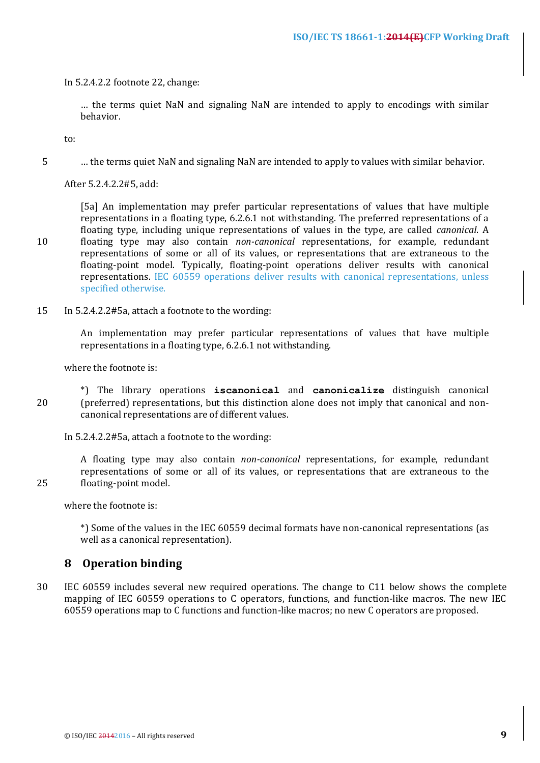In 5.2.4.2.2 footnote 22, change:

> … the terms quiet NaN and signaling NaN are intended to apply to encodings with similar behavior.

to:

> … the terms quiet NaN and signaling NaN are intended to apply to values with similar behavior.

After 5.2.4.2.2#5, add:

> [5a] An implementation may prefer particular representations of values that have multiple representations in a floating type, 6.2.6.1 not withstanding. The preferred representations of a floating type, including unique representations of values in the type, are called *canonical*. A floating type may also contain *non-canonical* representations, for example, redundant representations of some or all of its values, or representations that are extraneous to the floating-point model. Typically, floating-point operations deliver results with canonical representations. IEC 60559 operations deliver results with canonical representations, unless specified otherwise.

In 5.2.4.2.2#5a, attach a footnote to the wording:

> An implementation may prefer particular representations of values that have multiple representations in a floating type, 6.2.6.1 not withstanding.

where the footnote is:

> *) The library operations **iscanonical** and **canonicalize** distinguish canonical (preferred) representations, but this distinction alone does not imply that canonical and non-canonical representations are of different values.

In 5.2.4.2.2#5a, attach a footnote to the wording:

> A floating type may also contain *non-canonical* representations, for example, redundant representations of some or all of its values, or representations that are extraneous to the floating-point model.

where the footnote is:

> *) Some of the values in the IEC 60559 decimal formats have non-canonical representations (as well as a canonical representation).

## 8 Operation binding

IEC 60559 includes several new required operations. The change to C11 below shows the complete mapping of IEC 60559 operations to C operators, functions, and function-like macros. The new IEC 60559 operations map to C functions and function-like macros; no new C operators are proposed.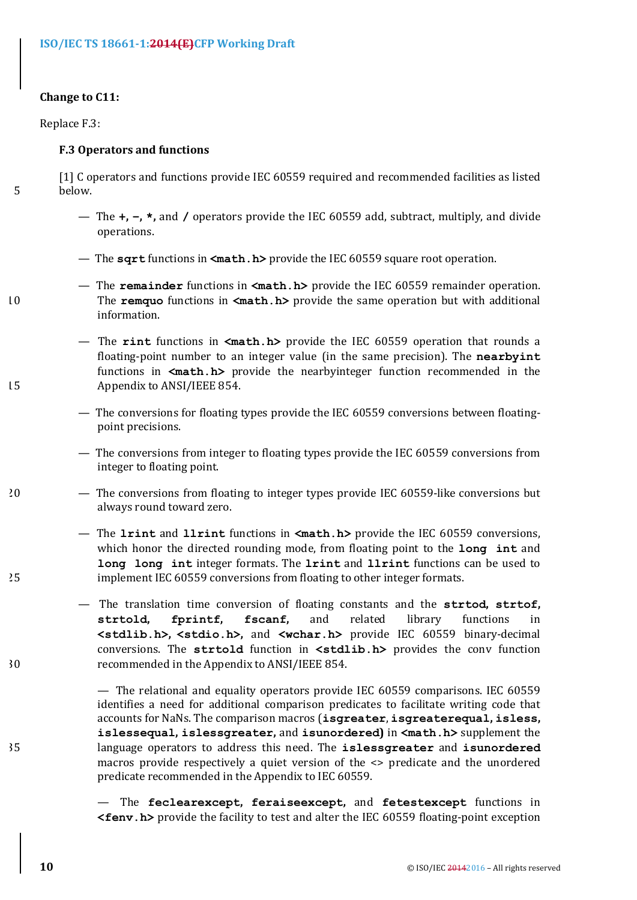**Change to C11:**

Replace F.3:

**F.3 Operators and functions**

[1] C operators and functions provide IEC 60559 required and recommended facilities as listed below.

— The **+**, **−**, *****, and **/** operators provide the IEC 60559 add, subtract, multiply, and divide operations.

— The **sqrt** functions in **<math.h>** provide the IEC 60559 square root operation.

— The **remainder** functions in **<math.h>** provide the IEC 60559 remainder operation. The **remquo** functions in **<math.h>** provide the same operation but with additional information.

— The **rint** functions in **<math.h>** provide the IEC 60559 operation that rounds a floating-point number to an integer value (in the same precision). The **nearbyint** functions in **<math.h>** provide the nearbyinteger function recommended in the Appendix to ANSI/IEEE 854.

— The conversions for floating types provide the IEC 60559 conversions between floating-point precisions.

— The conversions from integer to floating types provide the IEC 60559 conversions from integer to floating point.

— The conversions from floating to integer types provide IEC 60559-like conversions but always round toward zero.

— The **lrint** and **llrint** functions in **<math.h>** provide the IEC 60559 conversions, which honor the directed rounding mode, from floating point to the **long int** and **long long int** integer formats. The **lrint** and **llrint** functions can be used to implement IEC 60559 conversions from floating to other integer formats.

— The translation time conversion of floating constants and the **strtod**, **strtof**, **strtold**, **fprintf**, **fscanf**, and related library functions in **<stdlib.h>**, **<stdio.h>**, and **<wchar.h>** provide IEC 60559 binary-decimal conversions. The **strtold** function in **<stdlib.h>** provides the conv function recommended in the Appendix to ANSI/IEEE 854.

— The relational and equality operators provide IEC 60559 comparisons. IEC 60559 identifies a need for additional comparison predicates to facilitate writing code that accounts for NaNs. The comparison macros (**isgreater**, **isgreaterequal**, **isless**, **islessequal**, **islessgreater**, and **isunordered**) in **<math.h>** supplement the language operators to address this need. The **islessgreater** and **isunordered** macros provide respectively a quiet version of the <> predicate and the unordered predicate recommended in the Appendix to IEC 60559.

— The **feclearexcept**, **feraiseexcept**, and **fetestexcept** functions in **<fenv.h>** provide the facility to test and alter the IEC 60559 floating-point exception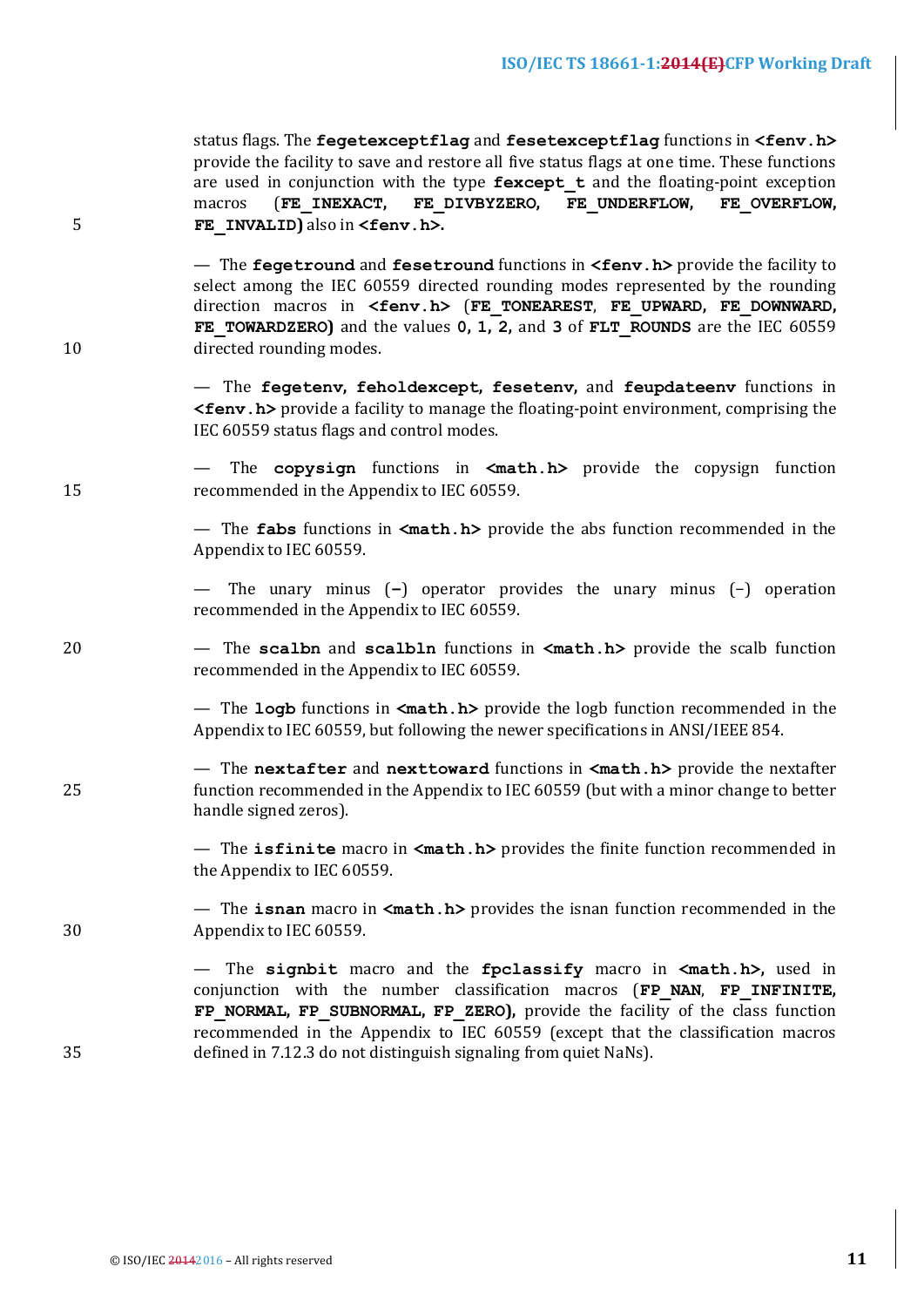status flags. The **fegetexceptflag** and **fesetexceptflag** functions in **<fenv.h>** provide the facility to save and restore all five status flags at one time. These functions are used in conjunction with the type **fexcept_t** and the floating-point exception macros (**FE_INEXACT, FE_DIVBYZERO, FE_UNDERFLOW, FE_OVERFLOW, FE_INVALID)** also in **<fenv.h>.**

— The **fegetround** and **fesetround** functions in **<fenv.h>** provide the facility to select among the IEC 60559 directed rounding modes represented by the rounding direction macros in **<fenv.h>** (**FE_TONEAREST**, **FE_UPWARD, FE_DOWNWARD, FE_TOWARDZERO)** and the values **0, 1, 2,** and **3** of **FLT_ROUNDS** are the IEC 60559 directed rounding modes.

— The **fegetenv, feholdexcept, fesetenv,** and **feupdateenv** functions in **<fenv.h>** provide a facility to manage the floating-point environment, comprising the IEC 60559 status flags and control modes.

— The **copysign** functions in **<math.h>** provide the copysign function recommended in the Appendix to IEC 60559.

— The **fabs** functions in **<math.h>** provide the abs function recommended in the Appendix to IEC 60559.

— The unary minus (**-**) operator provides the unary minus (−) operation recommended in the Appendix to IEC 60559.

— The **scalbn** and **scalbln** functions in **<math.h>** provide the scalb function recommended in the Appendix to IEC 60559.

— The **logb** functions in **<math.h>** provide the logb function recommended in the Appendix to IEC 60559, but following the newer specifications in ANSI/IEEE 854.

— The **nextafter** and **nexttoward** functions in **<math.h>** provide the nextafter function recommended in the Appendix to IEC 60559 (but with a minor change to better handle signed zeros).

— The **isfinite** macro in **<math.h>** provides the finite function recommended in the Appendix to IEC 60559.

— The **isnan** macro in **<math.h>** provides the isnan function recommended in the Appendix to IEC 60559.

— The **signbit** macro and the **fpclassify** macro in **<math.h>,** used in conjunction with the number classification macros (**FP_NAN**, **FP_INFINITE, FP_NORMAL, FP_SUBNORMAL, FP_ZERO),** provide the facility of the class function recommended in the Appendix to IEC 60559 (except that the classification macros defined in 7.12.3 do not distinguish signaling from quiet NaNs).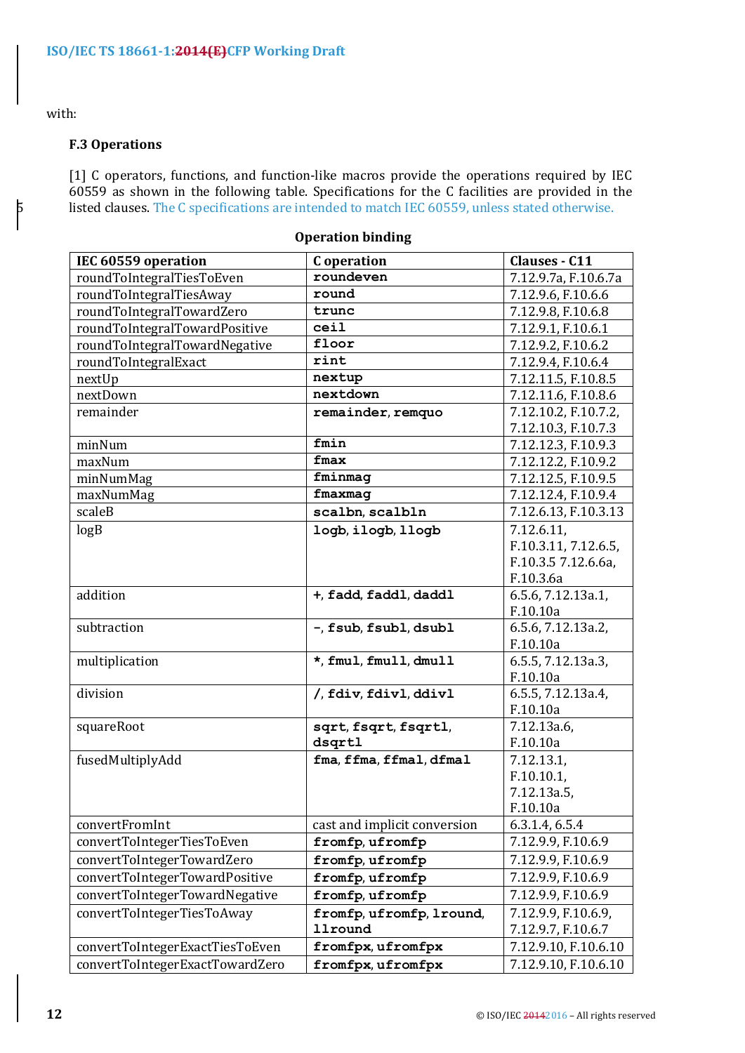with:

### F.3 Operations

[1] C operators, functions, and function-like macros provide the operations required by IEC 60559 as shown in the following table. Specifications for the C facilities are provided in the listed clauses. The C specifications are intended to match IEC 60559, unless stated otherwise.

**Operation binding**

| IEC 60559 operation | C operation | Clauses - C11 |
|---|---|---|
| roundToIntegralTiesToEven | **roundeven** | 7.12.9.7a, F.10.6.7a |
| roundToIntegralTiesAway | **round** | 7.12.9.6, F.10.6.6 |
| roundToIntegralTowardZero | **trunc** | 7.12.9.8, F.10.6.8 |
| roundToIntegralTowardPositive | **ceil** | 7.12.9.1, F.10.6.1 |
| roundToIntegralTowardNegative | **floor** | 7.12.9.2, F.10.6.2 |
| roundToIntegralExact | **rint** | 7.12.9.4, F.10.6.4 |
| nextUp | **nextup** | 7.12.11.5, F.10.8.5 |
| nextDown | **nextdown** | 7.12.11.6, F.10.8.6 |
| remainder | **remainder**, **remquo** | 7.12.10.2, F.10.7.2, 7.12.10.3, F.10.7.3 |
| minNum | **fmin** | 7.12.12.3, F.10.9.3 |
| maxNum | **fmax** | 7.12.12.2, F.10.9.2 |
| minNumMag | **fminmag** | 7.12.12.5, F.10.9.5 |
| maxNumMag | **fmaxmag** | 7.12.12.4, F.10.9.4 |
| scaleB | **scalbn**, **scalbln** | 7.12.6.13, F.10.3.13 |
| logB | **logb**, **ilogb**, **llogb** | 7.12.6.11, F.10.3.11, 7.12.6.5, F.10.3.5 7.12.6.6a, F.10.3.6a |
| addition | **+**, **fadd**, **faddl**, **daddl** | 6.5.6, 7.12.13a.1, F.10.10a |
| subtraction | **-**, **fsub**, **fsubl**, **dsubl** | 6.5.6, 7.12.13a.2, F.10.10a |
| multiplication | **\***, **fmul**, **fmull**, **dmull** | 6.5.5, 7.12.13a.3, F.10.10a |
| division | **/**, **fdiv**, **fdivl**, **ddivl** | 6.5.5, 7.12.13a.4, F.10.10a |
| squareRoot | **sqrt**, **fsqrt**, **fsqrtl**, **dsqrtl** | 7.12.13a.6, F.10.10a |
| fusedMultiplyAdd | **fma**, **ffma**, **ffmal**, **dfmal** | 7.12.13.1, F.10.10.1, 7.12.13a.5, F.10.10a |
| convertFromInt | cast and implicit conversion | 6.3.1.4, 6.5.4 |
| convertToIntegerTiesToEven | **fromfp**, **ufromfp** | 7.12.9.9, F.10.6.9 |
| convertToIntegerTowardZero | **fromfp**, **ufromfp** | 7.12.9.9, F.10.6.9 |
| convertToIntegerTowardPositive | **fromfp**, **ufromfp** | 7.12.9.9, F.10.6.9 |
| convertToIntegerTowardNegative | **fromfp**, **ufromfp** | 7.12.9.9, F.10.6.9 |
| convertToIntegerTiesToAway | **fromfp**, **ufromfp**, **lround**, **llround** | 7.12.9.9, F.10.6.9, 7.12.9.7, F.10.6.7 |
| convertToIntegerExactTiesToEven | **fromfpx**, **ufromfpx** | 7.12.9.10, F.10.6.10 |
| convertToIntegerExactTowardZero | **fromfpx**, **ufromfpx** | 7.12.9.10, F.10.6.10 |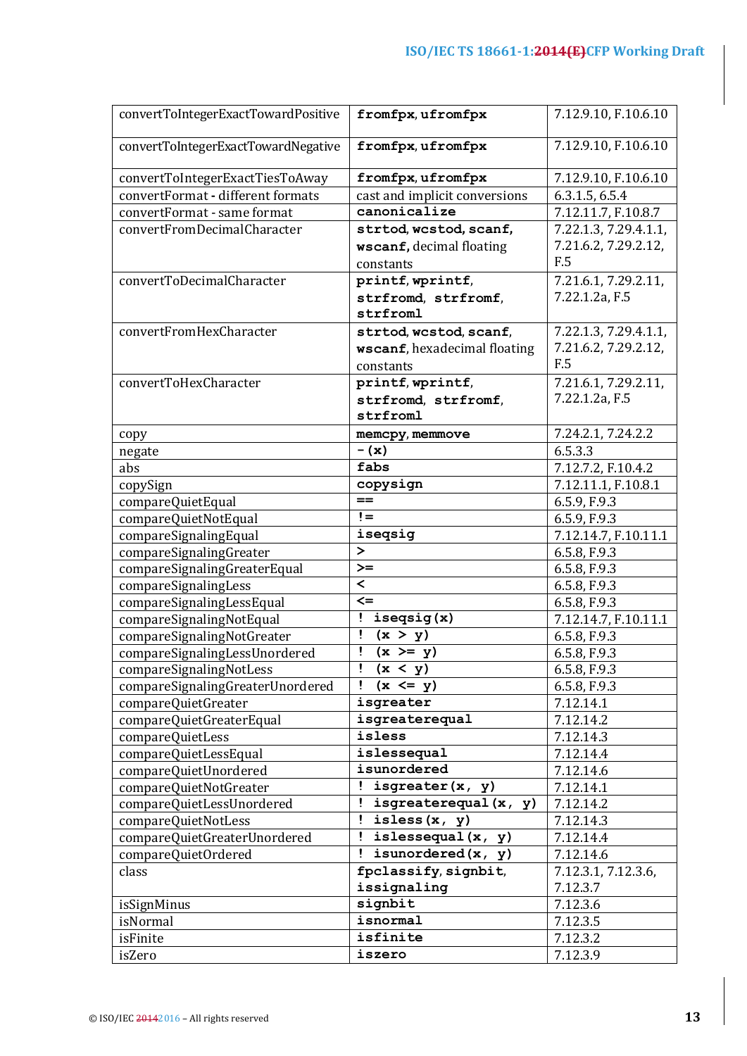| | | |
|---|---|---|
| convertToIntegerExactTowardPositive | **fromfpx**, **ufromfpx** | 7.12.9.10, F.10.6.10 |
| convertToIntegerExactTowardNegative | **fromfpx**, **ufromfpx** | 7.12.9.10, F.10.6.10 |
| convertToIntegerExactTiesToAway | **fromfpx**, **ufromfpx** | 7.12.9.10, F.10.6.10 |
| convertFormat - different formats | cast and implicit conversions | 6.3.1.5, 6.5.4 |
| convertFormat - same format | **canonicalize** | 7.12.11.7, F.10.8.7 |
| convertFromDecimalCharacter | **strtod**, **wcstod**, **scanf**, **wscanf**, decimal floating constants | 7.22.1.3, 7.29.4.1.1, 7.21.6.2, 7.29.2.12, F.5 |
| convertToDecimalCharacter | **printf**, **wprintf**, **strfromd**, **strfromf**, **strfroml** | 7.21.6.1, 7.29.2.11, 7.22.1.2a, F.5 |
| convertFromHexCharacter | **strtod**, **wcstod**, **scanf**, **wscanf**, hexadecimal floating constants | 7.22.1.3, 7.29.4.1.1, 7.21.6.2, 7.29.2.12, F.5 |
| convertToHexCharacter | **printf**, **wprintf**, **strfromd**, **strfromf**, **strfroml** | 7.21.6.1, 7.29.2.11, 7.22.1.2a, F.5 |
| copy | **memcpy**, **memmove** | 7.24.2.1, 7.24.2.2 |
| negate | **-(x)** | 6.5.3.3 |
| abs | **fabs** | 7.12.7.2, F.10.4.2 |
| copySign | **copysign** | 7.12.11.1, F.10.8.1 |
| compareQuietEqual | **==** | 6.5.9, F.9.3 |
| compareQuietNotEqual | **!=** | 6.5.9, F.9.3 |
| compareSignalingEqual | **iseqsig** | 7.12.14.7, F.10.11.1 |
| compareSignalingGreater | **>** | 6.5.8, F.9.3 |
| compareSignalingGreaterEqual | **>=** | 6.5.8, F.9.3 |
| compareSignalingLess | **<** | 6.5.8, F.9.3 |
| compareSignalingLessEqual | **<=** | 6.5.8, F.9.3 |
| compareSignalingNotEqual | **! iseqsig(x)** | 7.12.14.7, F.10.11.1 |
| compareSignalingNotGreater | **! (x > y)** | 6.5.8, F.9.3 |
| compareSignalingLessUnordered | **! (x >= y)** | 6.5.8, F.9.3 |
| compareSignalingNotLess | **! (x < y)** | 6.5.8, F.9.3 |
| compareSignalingGreaterUnordered | **! (x <= y)** | 6.5.8, F.9.3 |
| compareQuietGreater | **isgreater** | 7.12.14.1 |
| compareQuietGreaterEqual | **isgreaterequal** | 7.12.14.2 |
| compareQuietLess | **isless** | 7.12.14.3 |
| compareQuietLessEqual | **islessequal** | 7.12.14.4 |
| compareQuietUnordered | **isunordered** | 7.12.14.6 |
| compareQuietNotGreater | **! isgreater(x, y)** | 7.12.14.1 |
| compareQuietLessUnordered | **! isgreaterequal(x, y)** | 7.12.14.2 |
| compareQuietNotLess | **! isless(x, y)** | 7.12.14.3 |
| compareQuietGreaterUnordered | **! islessequal(x, y)** | 7.12.14.4 |
| compareQuietOrdered | **! isunordered(x, y)** | 7.12.14.6 |
| class | **fpclassify**, **signbit**, **issignaling** | 7.12.3.1, 7.12.3.6, 7.12.3.7 |
| isSignMinus | **signbit** | 7.12.3.6 |
| isNormal | **isnormal** | 7.12.3.5 |
| isFinite | **isfinite** | 7.12.3.2 |
| isZero | **iszero** | 7.12.3.9 |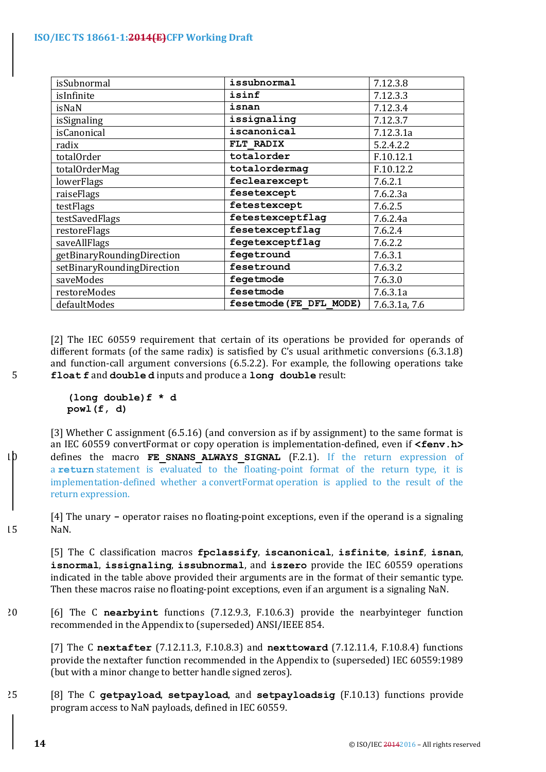| isSubnormal | **issubnormal** | 7.12.3.8 |
|---|---|---|
| isInfinite | **isinf** | 7.12.3.3 |
| isNaN | **isnan** | 7.12.3.4 |
| isSignaling | **issignaling** | 7.12.3.7 |
| isCanonical | **iscanonical** | 7.12.3.1a |
| radix | **FLT_RADIX** | 5.2.4.2.2 |
| totalOrder | **totalorder** | F.10.12.1 |
| totalOrderMag | **totalordermag** | F.10.12.2 |
| lowerFlags | **feclearexcept** | 7.6.2.1 |
| raiseFlags | **fesetexcept** | 7.6.2.3a |
| testFlags | **fetestexcept** | 7.6.2.5 |
| testSavedFlags | **fetestexceptflag** | 7.6.2.4a |
| restoreFlags | **fesetexceptflag** | 7.6.2.4 |
| saveAllFlags | **fegetexceptflag** | 7.6.2.2 |
| getBinaryRoundingDirection | **fegetround** | 7.6.3.1 |
| setBinaryRoundingDirection | **fesetround** | 7.6.3.2 |
| saveModes | **fegetmode** | 7.6.3.0 |
| restoreModes | **fesetmode** | 7.6.3.1a |
| defaultModes | **fesetmode(FE_DFL_MODE)** | 7.6.3.1a, 7.6 |

[2] The IEC 60559 requirement that certain of its operations be provided for operands of different formats (of the same radix) is satisfied by C's usual arithmetic conversions (6.3.1.8) and function-call argument conversions (6.5.2.2). For example, the following operations take **float f** and **double d** inputs and produce a **long double** result:

```
(long double)f * d
powl(f, d)
```

[3] Whether C assignment (6.5.16) (and conversion as if by assignment) to the same format is an IEC 60559 convertFormat or copy operation is implementation-defined, even if **<fenv.h>** defines the macro **FE_SNANS_ALWAYS_SIGNAL** (F.2.1). If the return expression of a **return** statement is evaluated to the floating-point format of the return type, it is implementation-defined whether a convertFormat operation is applied to the result of the return expression.

[4] The unary **-** operator raises no floating-point exceptions, even if the operand is a signaling NaN.

[5] The C classification macros **fpclassify**, **iscanonical**, **isfinite**, **isinf**, **isnan**, **isnormal**, **issignaling**, **issubnormal**, and **iszero** provide the IEC 60559 operations indicated in the table above provided their arguments are in the format of their semantic type. Then these macros raise no floating-point exceptions, even if an argument is a signaling NaN.

[6] The C **nearbyint** functions (7.12.9.3, F.10.6.3) provide the nearbyinteger function recommended in the Appendix to (superseded) ANSI/IEEE 854.

[7] The C **nextafter** (7.12.11.3, F.10.8.3) and **nexttoward** (7.12.11.4, F.10.8.4) functions provide the nextafter function recommended in the Appendix to (superseded) IEC 60559:1989 (but with a minor change to better handle signed zeros).

[8] The C **getpayload**, **setpayload**, and **setpayloadsig** (F.10.13) functions provide program access to NaN payloads, defined in IEC 60559.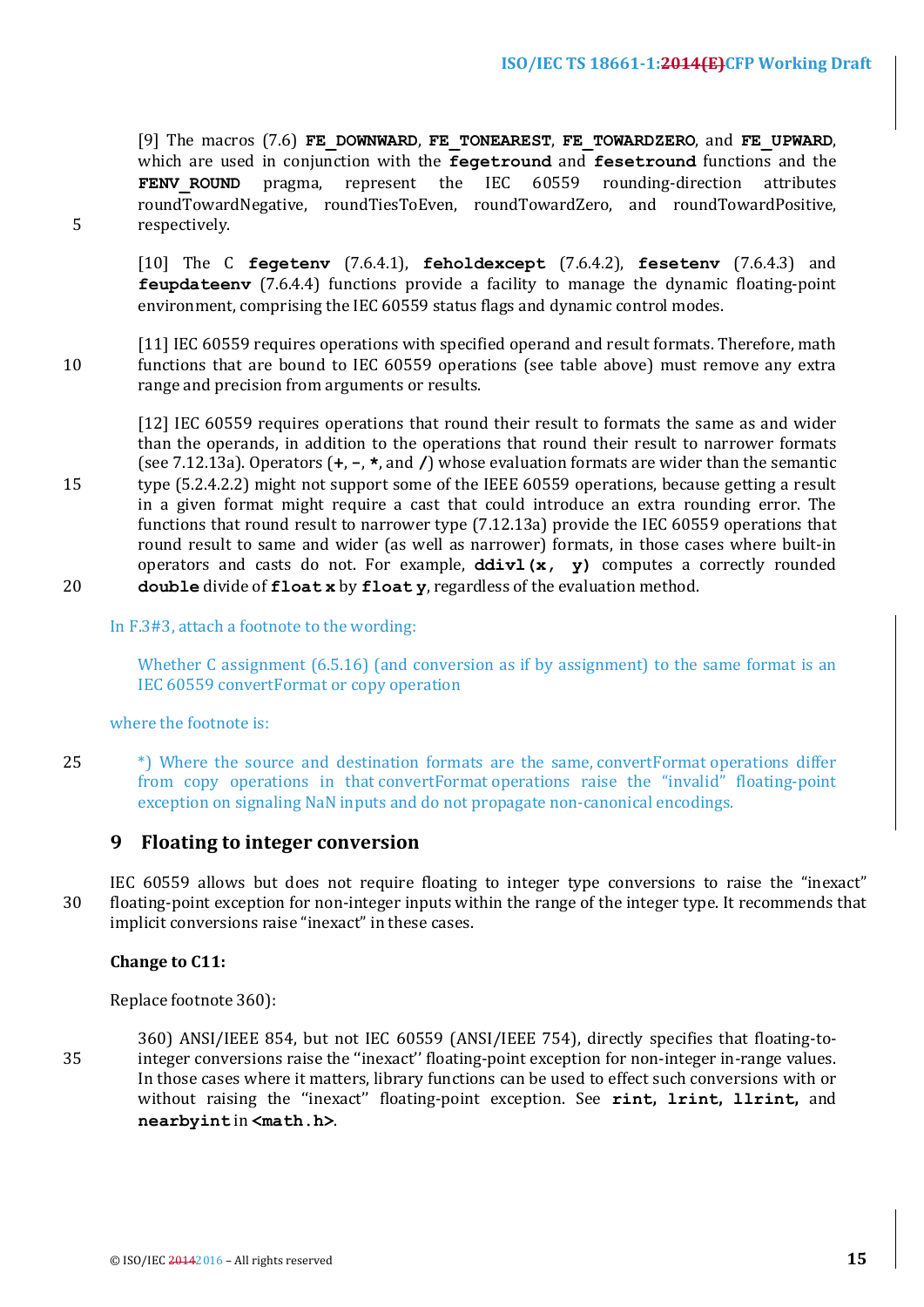[9] The macros (7.6) **FE_DOWNWARD**, **FE_TONEAREST**, **FE_TOWARDZERO**, and **FE_UPWARD**, which are used in conjunction with the **fegetround** and **fesetround** functions and the **FENV_ROUND** pragma, represent the IEC 60559 rounding-direction attributes roundTowardNegative, roundTiesToEven, roundTowardZero, and roundTowardPositive, respectively.

[10] The C **fegetenv** (7.6.4.1), **feholdexcept** (7.6.4.2), **fesetenv** (7.6.4.3) and **feupdateenv** (7.6.4.4) functions provide a facility to manage the dynamic floating-point environment, comprising the IEC 60559 status flags and dynamic control modes.

[11] IEC 60559 requires operations with specified operand and result formats. Therefore, math functions that are bound to IEC 60559 operations (see table above) must remove any extra range and precision from arguments or results.

[12] IEC 60559 requires operations that round their result to formats the same as and wider than the operands, in addition to the operations that round their result to narrower formats (see 7.12.13a). Operators (**+**, **-**, **\***, and **/**) whose evaluation formats are wider than the semantic type (5.2.4.2.2) might not support some of the IEEE 60559 operations, because getting a result in a given format might require a cast that could introduce an extra rounding error. The functions that round result to narrower type (7.12.13a) provide the IEC 60559 operations that round result to same and wider (as well as narrower) formats, in those cases where built-in operators and casts do not. For example, **ddivl(x, y)** computes a correctly rounded **double** divide of **float x** by **float y**, regardless of the evaluation method.

In F.3#3, attach a footnote to the wording:

Whether C assignment (6.5.16) (and conversion as if by assignment) to the same format is an IEC 60559 convertFormat or copy operation

where the footnote is:

*) Where the source and destination formats are the same, convertFormat operations differ from copy operations in that convertFormat operations raise the "invalid" floating-point exception on signaling NaN inputs and do not propagate non-canonical encodings.

## 9 Floating to integer conversion

IEC 60559 allows but does not require floating to integer type conversions to raise the "inexact" floating-point exception for non-integer inputs within the range of the integer type. It recommends that implicit conversions raise "inexact" in these cases.

**Change to C11:**

Replace footnote 360):

360) ANSI/IEEE 854, but not IEC 60559 (ANSI/IEEE 754), directly specifies that floating-to-integer conversions raise the ''inexact'' floating-point exception for non-integer in-range values. In those cases where it matters, library functions can be used to effect such conversions with or without raising the "inexact" floating-point exception. See **rint**, **lrint**, **llrint**, and **nearbyint** in **<math.h>**.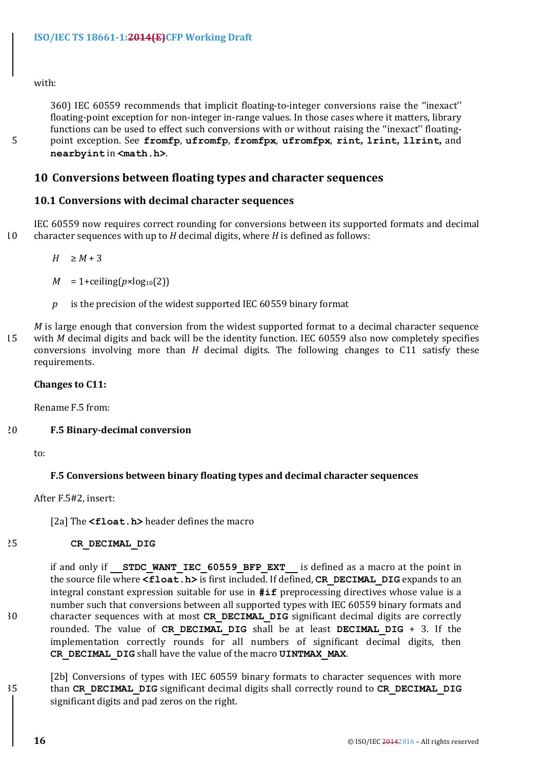with:

> 360) IEC 60559 recommends that implicit floating-to-integer conversions raise the ''inexact'' floating-point exception for non-integer in-range values. In those cases where it matters, library functions can be used to effect such conversions with or without raising the ''inexact'' floating-point exception. See **fromfp**, **ufromfp**, **fromfpx**, **ufromfpx**, **rint,** **lrint,** **llrint,** and **nearbyint** in **<math.h>**.

# 10 Conversions between floating types and character sequences

## 10.1 Conversions with decimal character sequences

IEC 60559 now requires correct rounding for conversions between its supported formats and decimal character sequences with up to $H$ decimal digits, where $H$ is defined as follows:

> $H \quad \geq M + 3$
>
> $M \quad = 1+\text{ceiling}(p\times\log_{10}(2))$
>
> $p \quad$ is the precision of the widest supported IEC 60559 binary format

$M$ is large enough that conversion from the widest supported format to a decimal character sequence with $M$ decimal digits and back will be the identity function. IEC 60559 also now completely specifies conversions involving more than $H$ decimal digits. The following changes to C11 satisfy these requirements.

**Changes to C11:**

Rename F.5 from:

> **F.5 Binary-decimal conversion**

to:

> **F.5 Conversions between binary floating types and decimal character sequences**

After F.5#2, insert:

> [2a] The **<float.h>** header defines the macro
>
> **CR_DECIMAL_DIG**
>
> if and only if **__STDC_WANT_IEC_60559_BFP_EXT__** is defined as a macro at the point in the source file where **<float.h>** is first included. If defined, **CR_DECIMAL_DIG** expands to an integral constant expression suitable for use in **#if** preprocessing directives whose value is a number such that conversions between all supported types with IEC 60559 binary formats and character sequences with at most **CR_DECIMAL_DIG** significant decimal digits are correctly rounded. The value of **CR_DECIMAL_DIG** shall be at least **DECIMAL_DIG** + 3. If the implementation correctly rounds for all numbers of significant decimal digits, then **CR_DECIMAL_DIG** shall have the value of the macro **UINTMAX_MAX**.
>
> [2b] Conversions of types with IEC 60559 binary formats to character sequences with more than **CR_DECIMAL_DIG** significant decimal digits shall correctly round to **CR_DECIMAL_DIG** significant digits and pad zeros on the right.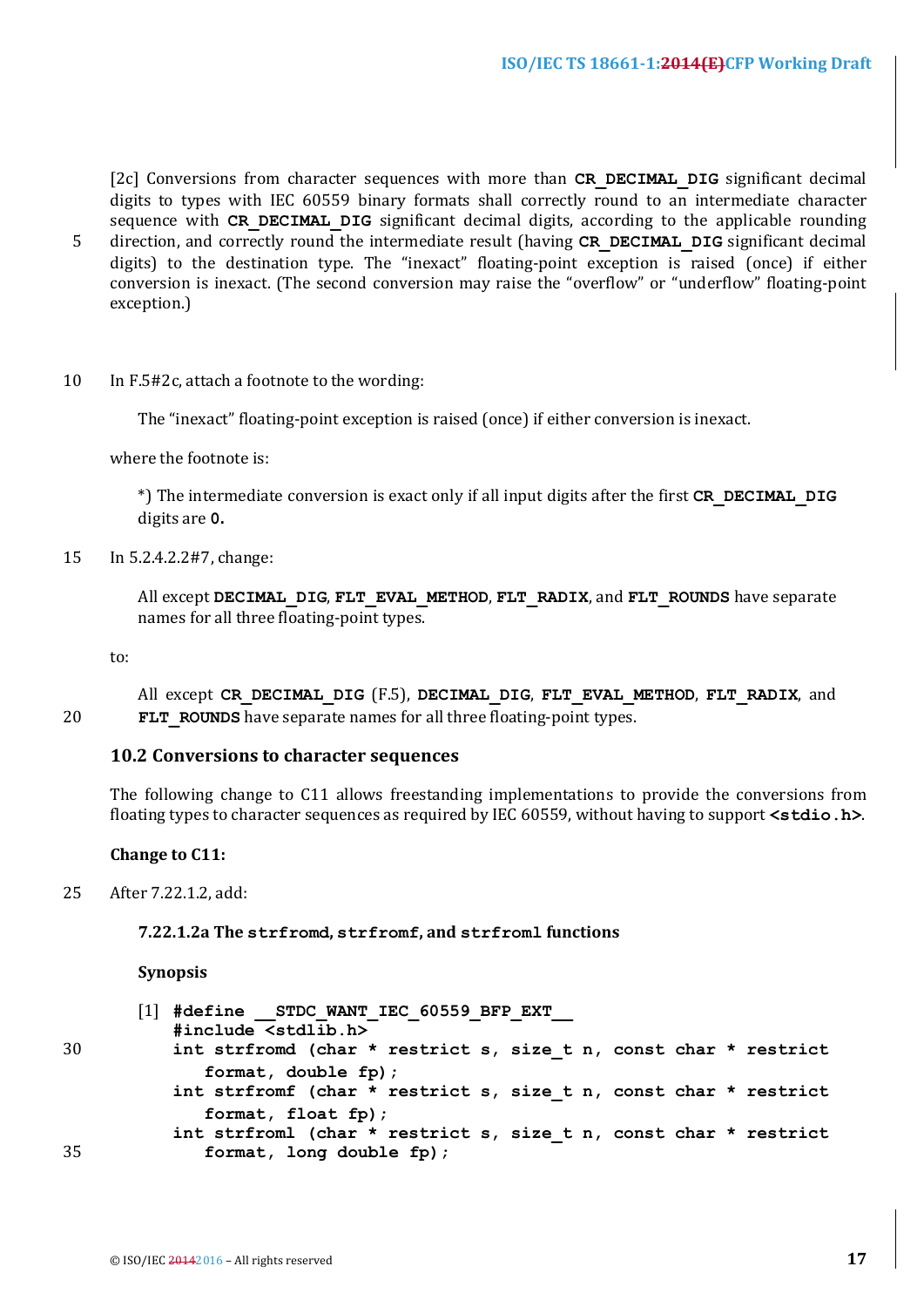[2c] Conversions from character sequences with more than **CR_DECIMAL_DIG** significant decimal digits to types with IEC 60559 binary formats shall correctly round to an intermediate character sequence with **CR_DECIMAL_DIG** significant decimal digits, according to the applicable rounding direction, and correctly round the intermediate result (having **CR_DECIMAL_DIG** significant decimal digits) to the destination type. The "inexact" floating-point exception is raised (once) if either conversion is inexact. (The second conversion may raise the "overflow" or "underflow" floating-point exception.)

In F.5#2c, attach a footnote to the wording:

> The "inexact" floating-point exception is raised (once) if either conversion is inexact.

where the footnote is:

> *) The intermediate conversion is exact only if all input digits after the first **CR_DECIMAL_DIG** digits are **0**.

In 5.2.4.2.2#7, change:

> All except **DECIMAL_DIG**, **FLT_EVAL_METHOD**, **FLT_RADIX**, and **FLT_ROUNDS** have separate names for all three floating-point types.

to:

> All except **CR_DECIMAL_DIG** (F.5), **DECIMAL_DIG**, **FLT_EVAL_METHOD**, **FLT_RADIX**, and **FLT_ROUNDS** have separate names for all three floating-point types.

## 10.2 Conversions to character sequences

The following change to C11 allows freestanding implementations to provide the conversions from floating types to character sequences as required by IEC 60559, without having to support **<stdio.h>**.

**Change to C11:**

After 7.22.1.2, add:

> **7.22.1.2a The strfromd, strfromf, and strfroml functions**
>
> **Synopsis**
>
> [1]
> ```
> #define __STDC_WANT_IEC_60559_BFP_EXT__
> #include <stdlib.h>
> int strfromd (char * restrict s, size_t n, const char * restrict
>    format, double fp);
> int strfromf (char * restrict s, size_t n, const char * restrict
>    format, float fp);
> int strfroml (char * restrict s, size_t n, const char * restrict
>    format, long double fp);
> ```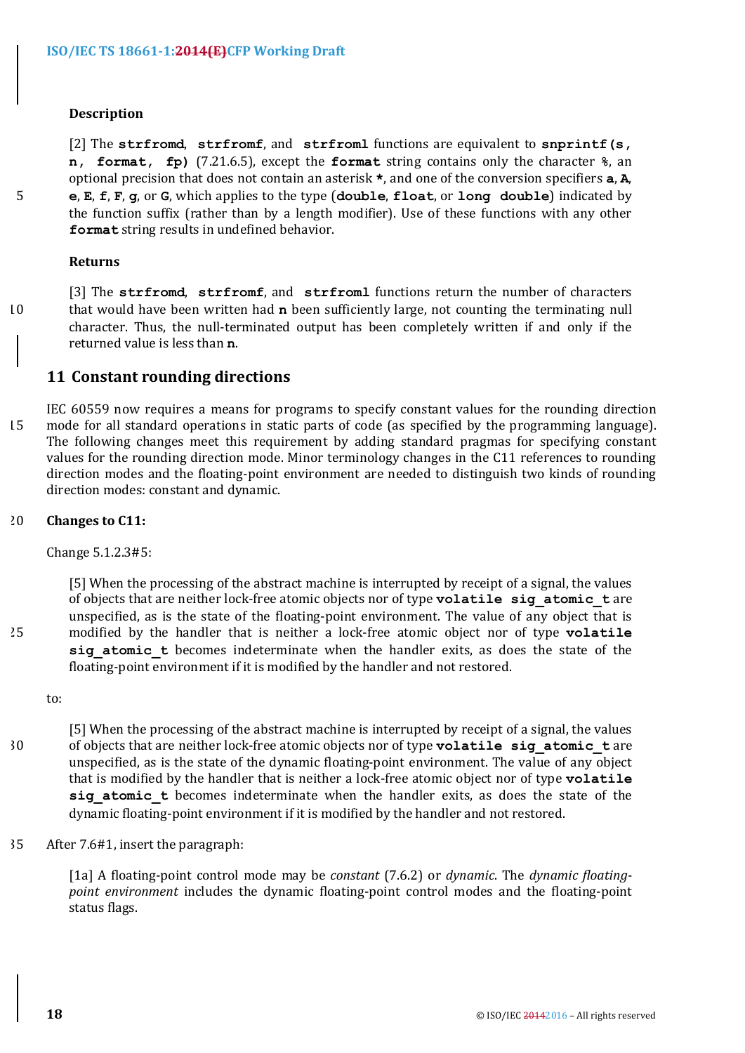**Description**

[2] The **strfromd**, **strfromf**, and **strfroml** functions are equivalent to **snprintf(s, n, format, fp)** (7.21.6.5), except the **format** string contains only the character **%**, an optional precision that does not contain an asterisk *, and one of the conversion specifiers **a**, **A**, **e**, **E**, **f**, **F**, **g**, or **G**, which applies to the type (**double**, **float**, or **long double**) indicated by the function suffix (rather than by a length modifier). Use of these functions with any other **format** string results in undefined behavior.

**Returns**

[3] The **strfromd**, **strfromf**, and **strfroml** functions return the number of characters that would have been written had **n** been sufficiently large, not counting the terminating null character. Thus, the null-terminated output has been completely written if and only if the returned value is less than **n**.

## 11 Constant rounding directions

IEC 60559 now requires a means for programs to specify constant values for the rounding direction mode for all standard operations in static parts of code (as specified by the programming language). The following changes meet this requirement by adding standard pragmas for specifying constant values for the rounding direction mode. Minor terminology changes in the C11 references to rounding direction modes and the floating-point environment are needed to distinguish two kinds of rounding direction modes: constant and dynamic.

**Changes to C11:**

Change 5.1.2.3#5:

> [5] When the processing of the abstract machine is interrupted by receipt of a signal, the values of objects that are neither lock-free atomic objects nor of type **volatile sig_atomic_t** are unspecified, as is the state of the floating-point environment. The value of any object that is modified by the handler that is neither a lock-free atomic object nor of type **volatile sig_atomic_t** becomes indeterminate when the handler exits, as does the state of the floating-point environment if it is modified by the handler and not restored.

to:

> [5] When the processing of the abstract machine is interrupted by receipt of a signal, the values of objects that are neither lock-free atomic objects nor of type **volatile sig_atomic_t** are unspecified, as is the state of the dynamic floating-point environment. The value of any object that is modified by the handler that is neither a lock-free atomic object nor of type **volatile sig_atomic_t** becomes indeterminate when the handler exits, as does the state of the dynamic floating-point environment if it is modified by the handler and not restored.

After 7.6#1, insert the paragraph:

> [1a] A floating-point control mode may be *constant* (7.6.2) or *dynamic*. The *dynamic floating-point environment* includes the dynamic floating-point control modes and the floating-point status flags.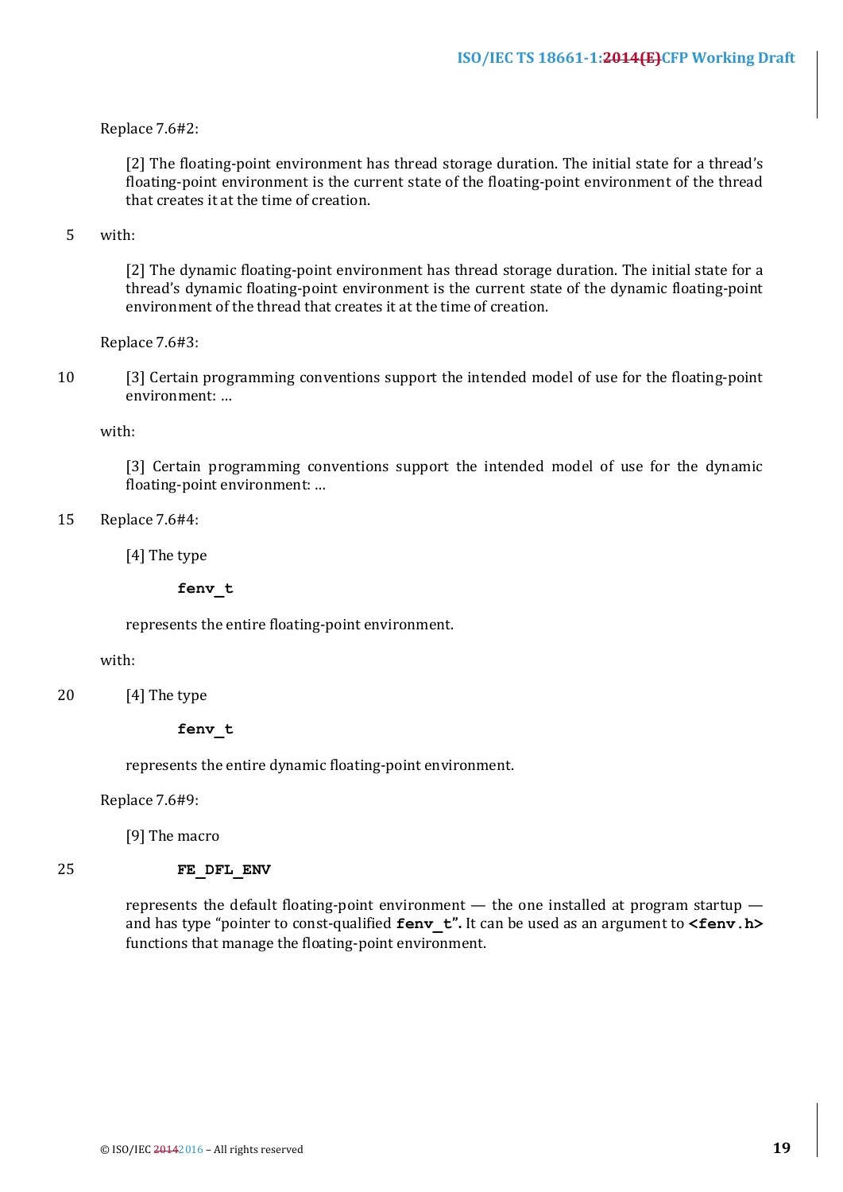Replace 7.6#2:

> [2] The floating-point environment has thread storage duration. The initial state for a thread's floating-point environment is the current state of the floating-point environment of the thread that creates it at the time of creation.

with:

> [2] The dynamic floating-point environment has thread storage duration. The initial state for a thread's dynamic floating-point environment is the current state of the dynamic floating-point environment of the thread that creates it at the time of creation.

Replace 7.6#3:

> [3] Certain programming conventions support the intended model of use for the floating-point environment: ...

with:

> [3] Certain programming conventions support the intended model of use for the dynamic floating-point environment: ...

Replace 7.6#4:

> [4] The type
>
> **fenv_t**
>
> represents the entire floating-point environment.

with:

> [4] The type
>
> **fenv_t**
>
> represents the entire dynamic floating-point environment.

Replace 7.6#9:

> [9] The macro
>
> **FE_DFL_ENV**
>
> represents the default floating-point environment — the one installed at program startup — and has type "pointer to const-qualified **fenv_t**". It can be used as an argument to **<fenv.h>** functions that manage the floating-point environment.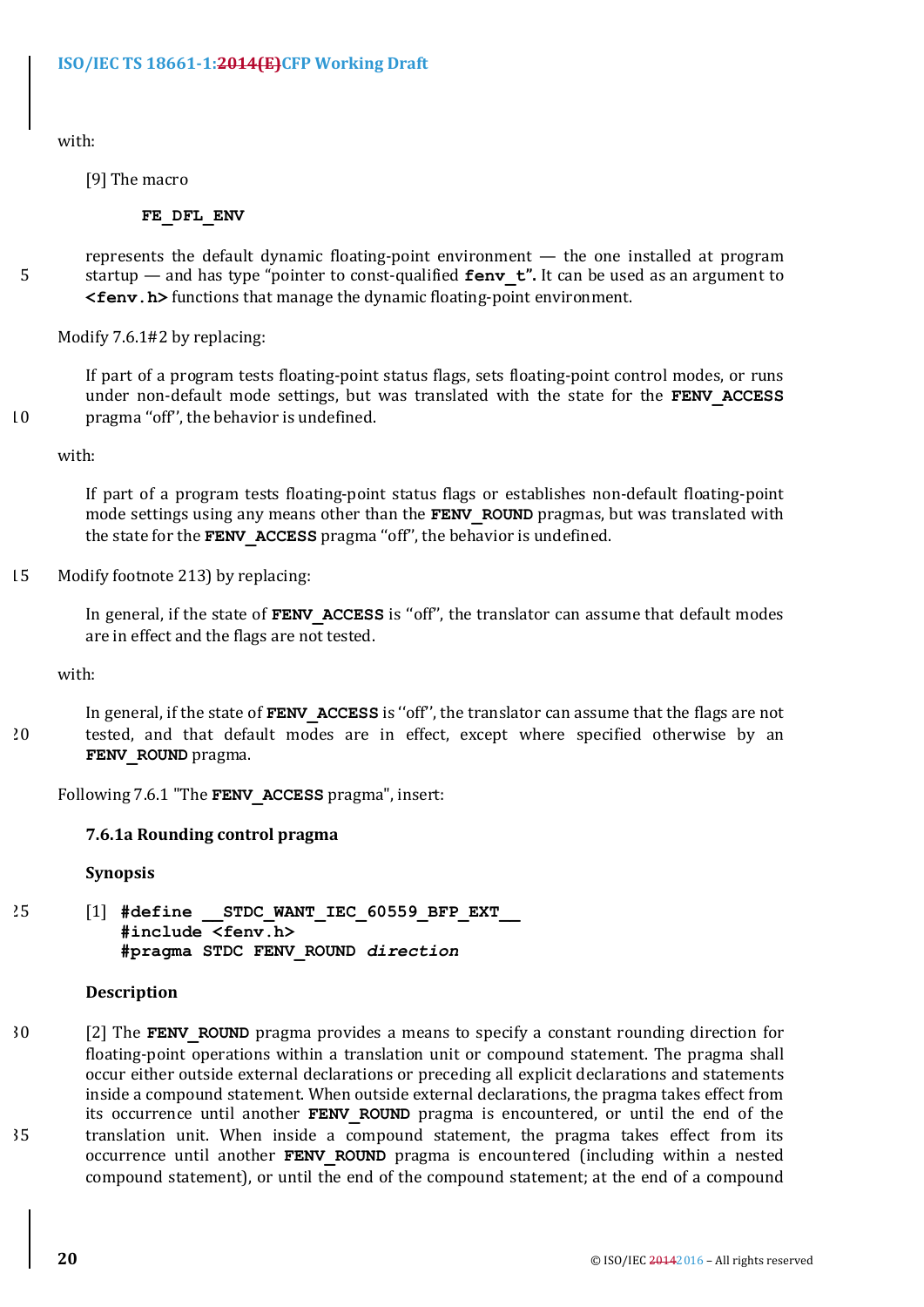with:

> [9] The macro
>
> **FE_DFL_ENV**
>
> represents the default dynamic floating-point environment — the one installed at program startup — and has type "pointer to const-qualified **fenv_t".** It can be used as an argument to **<fenv.h>** functions that manage the dynamic floating-point environment.

Modify 7.6.1#2 by replacing:

> If part of a program tests floating-point status flags, sets floating-point control modes, or runs under non-default mode settings, but was translated with the state for the **FENV_ACCESS** pragma "off", the behavior is undefined.

with:

> If part of a program tests floating-point status flags or establishes non-default floating-point mode settings using any means other than the **FENV_ROUND** pragmas, but was translated with the state for the **FENV_ACCESS** pragma "off", the behavior is undefined.

Modify footnote 213) by replacing:

> In general, if the state of **FENV_ACCESS** is "off", the translator can assume that default modes are in effect and the flags are not tested.

with:

> In general, if the state of **FENV_ACCESS** is "off", the translator can assume that the flags are not tested, and that default modes are in effect, except where specified otherwise by an **FENV_ROUND** pragma.

Following 7.6.1 "The **FENV_ACCESS** pragma", insert:

**7.6.1a Rounding control pragma**

**Synopsis**

[1]
```
#define __STDC_WANT_IEC_60559_BFP_EXT__
#include <fenv.h>
#pragma STDC FENV_ROUND direction
```

**Description**

[2] The **FENV_ROUND** pragma provides a means to specify a constant rounding direction for floating-point operations within a translation unit or compound statement. The pragma shall occur either outside external declarations or preceding all explicit declarations and statements inside a compound statement. When outside external declarations, the pragma takes effect from its occurrence until another **FENV_ROUND** pragma is encountered, or until the end of the translation unit. When inside a compound statement, the pragma takes effect from its occurrence until another **FENV_ROUND** pragma is encountered (including within a nested compound statement), or until the end of the compound statement; at the end of a compound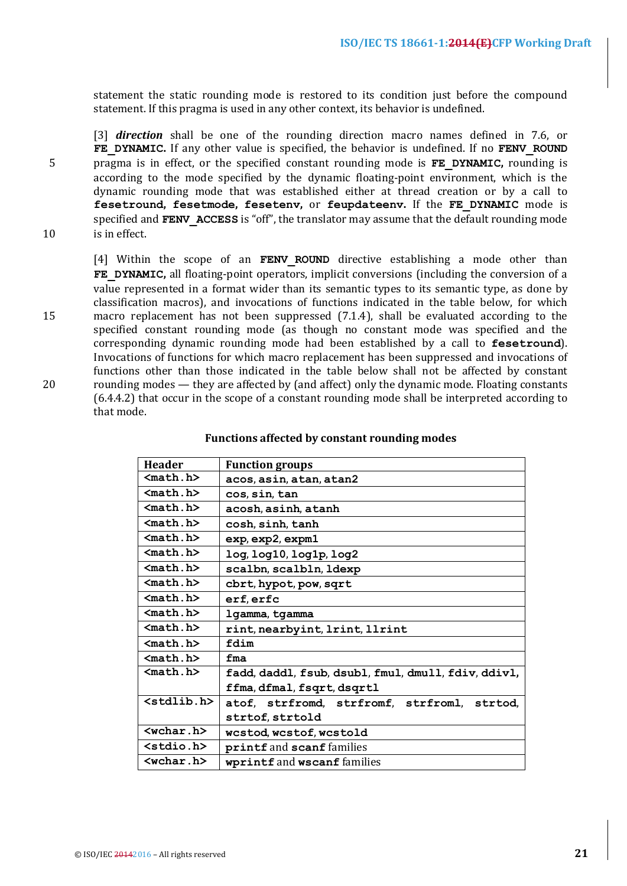statement the static rounding mode is restored to its condition just before the compound statement. If this pragma is used in any other context, its behavior is undefined.

[3] ***direction*** shall be one of the rounding direction macro names defined in 7.6, or **FE_DYNAMIC.** If any other value is specified, the behavior is undefined. If no **FENV_ROUND** pragma is in effect, or the specified constant rounding mode is **FE_DYNAMIC,** rounding is according to the mode specified by the dynamic floating-point environment, which is the dynamic rounding mode that was established either at thread creation or by a call to **fesetround, fesetmode, fesetenv,** or **feupdateenv.** If the **FE_DYNAMIC** mode is specified and **FENV_ACCESS** is "off", the translator may assume that the default rounding mode is in effect.

[4] Within the scope of an **FENV_ROUND** directive establishing a mode other than **FE_DYNAMIC,** all floating-point operators, implicit conversions (including the conversion of a value represented in a format wider than its semantic types to its semantic type, as done by classification macros), and invocations of functions indicated in the table below, for which macro replacement has not been suppressed (7.1.4), shall be evaluated according to the specified constant rounding mode (as though no constant mode was specified and the corresponding dynamic rounding mode had been established by a call to **fesetround**). Invocations of functions for which macro replacement has been suppressed and invocations of functions other than those indicated in the table below shall not be affected by constant rounding modes — they are affected by (and affect) only the dynamic mode. Floating constants (6.4.4.2) that occur in the scope of a constant rounding mode shall be interpreted according to that mode.

**Functions affected by constant rounding modes**

| Header | Function groups |
|---|---|
| **<math.h>** | **acos**, **asin**, **atan**, **atan2** |
| **<math.h>** | **cos**, **sin**, **tan** |
| **<math.h>** | **acosh**, **asinh**, **atanh** |
| **<math.h>** | **cosh**, **sinh**, **tanh** |
| **<math.h>** | **exp**, **exp2**, **expm1** |
| **<math.h>** | **log**, **log10**, **log1p**, **log2** |
| **<math.h>** | **scalbn**, **scalbln**, **ldexp** |
| **<math.h>** | **cbrt**, **hypot**, **pow**, **sqrt** |
| **<math.h>** | **erf**, **erfc** |
| **<math.h>** | **lgamma**, **tgamma** |
| **<math.h>** | **rint**, **nearbyint**, **lrint**, **llrint** |
| **<math.h>** | **fdim** |
| **<math.h>** | **fma** |
| **<math.h>** | **fadd**, **daddl**, **fsub**, **dsubl**, **fmul**, **dmull**, **fdiv**, **ddivl**, **ffma**, **dfmal**, **fsqrt**, **dsqrtl** |
| **<stdlib.h>** | **atof**, **strfromd**, **strfromf**, **strfroml**, **strtod**, **strtof**, **strtold** |
| **<wchar.h>** | **wcstod**, **wcstof**, **wcstold** |
| **<stdio.h>** | **printf** and **scanf** families |
| **<wchar.h>** | **wprintf** and **wscanf** families |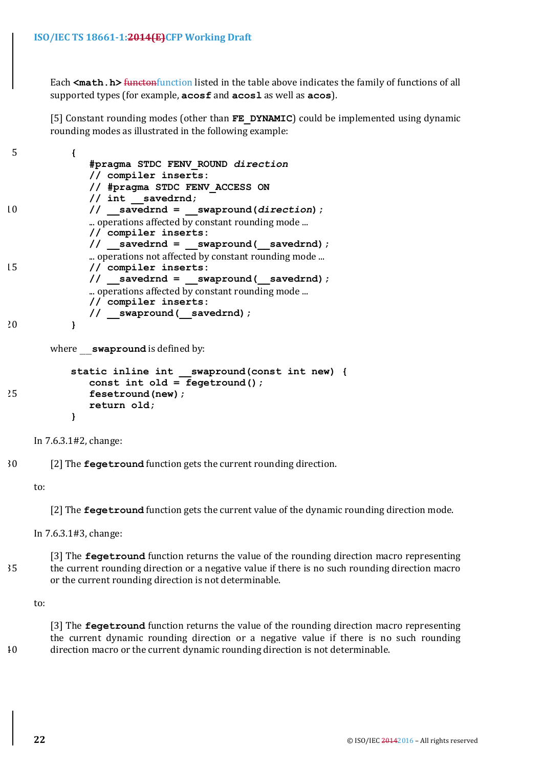Each **<math.h>** ~~functon~~function listed in the table above indicates the family of functions of all supported types (for example, **acosf** and **acosl** as well as **acos**).

[5] Constant rounding modes (other than **FE_DYNAMIC**) could be implemented using dynamic rounding modes as illustrated in the following example:

```
{
   #pragma STDC FENV_ROUND direction
   // compiler inserts:
   // #pragma STDC FENV_ACCESS ON
   // int __savedrnd;
   // __savedrnd = __swapround(direction);
   ... operations affected by constant rounding mode ...
   // compiler inserts:
   // __savedrnd = __swapround(__savedrnd);
   ... operations not affected by constant rounding mode ...
   // compiler inserts:
   // __savedrnd = __swapround(__savedrnd);
   ... operations affected by constant rounding mode ...
   // compiler inserts:
   // __swapround(__savedrnd);
}
```

where **__swapround** is defined by:

```
static inline int __swapround(const int new) {
   const int old = fegetround();
   fesetround(new);
   return old;
}
```

In 7.6.3.1#2, change:

[2] The **fegetround** function gets the current rounding direction.

to:

[2] The **fegetround** function gets the current value of the dynamic rounding direction mode.

In 7.6.3.1#3, change:

[3] The **fegetround** function returns the value of the rounding direction macro representing the current rounding direction or a negative value if there is no such rounding direction macro or the current rounding direction is not determinable.

to:

[3] The **fegetround** function returns the value of the rounding direction macro representing the current dynamic rounding direction or a negative value if there is no such rounding direction macro or the current dynamic rounding direction is not determinable.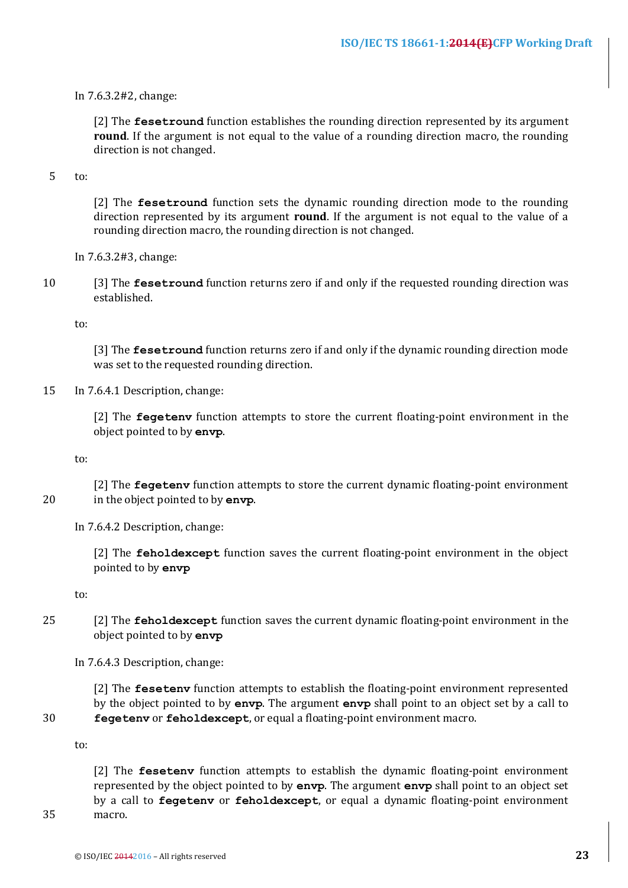In 7.6.3.2#2, change:

> [2] The **fesetround** function establishes the rounding direction represented by its argument **round**. If the argument is not equal to the value of a rounding direction macro, the rounding direction is not changed.

to:

> [2] The **fesetround** function sets the dynamic rounding direction mode to the rounding direction represented by its argument **round**. If the argument is not equal to the value of a rounding direction macro, the rounding direction is not changed.

In 7.6.3.2#3, change:

> [3] The **fesetround** function returns zero if and only if the requested rounding direction was established.

to:

> [3] The **fesetround** function returns zero if and only if the dynamic rounding direction mode was set to the requested rounding direction.

In 7.6.4.1 Description, change:

> [2] The **fegetenv** function attempts to store the current floating-point environment in the object pointed to by **envp**.

to:

> [2] The **fegetenv** function attempts to store the current dynamic floating-point environment in the object pointed to by **envp**.

In 7.6.4.2 Description, change:

> [2] The **feholdexcept** function saves the current floating-point environment in the object pointed to by **envp**

to:

> [2] The **feholdexcept** function saves the current dynamic floating-point environment in the object pointed to by **envp**

In 7.6.4.3 Description, change:

> [2] The **fesetenv** function attempts to establish the floating-point environment represented by the object pointed to by **envp**. The argument **envp** shall point to an object set by a call to **fegetenv** or **feholdexcept**, or equal a floating-point environment macro.

to:

> [2] The **fesetenv** function attempts to establish the dynamic floating-point environment represented by the object pointed to by **envp**. The argument **envp** shall point to an object set by a call to **fegetenv** or **feholdexcept**, or equal a dynamic floating-point environment macro.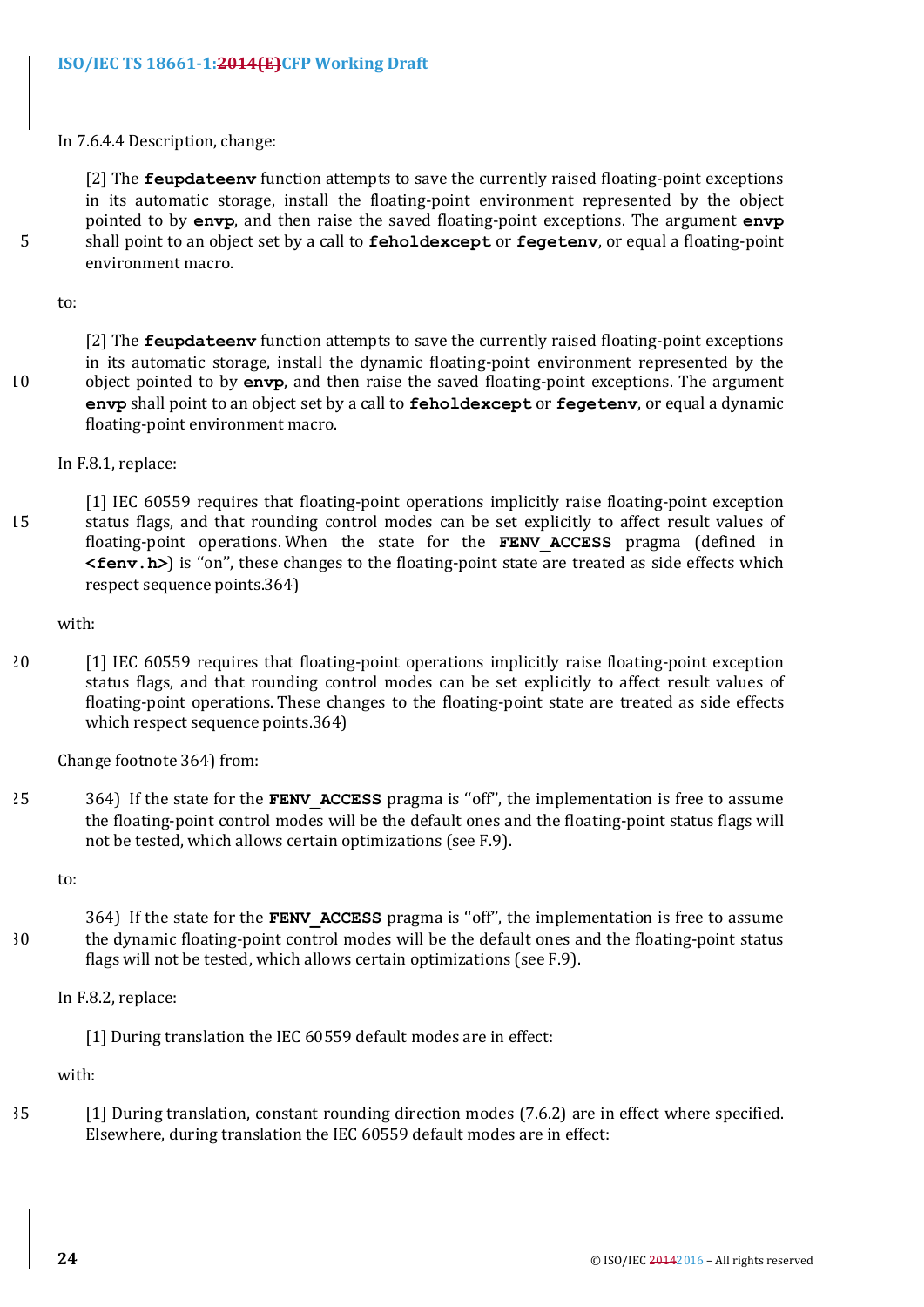In 7.6.4.4 Description, change:

> [2] The **feupdateenv** function attempts to save the currently raised floating-point exceptions in its automatic storage, install the floating-point environment represented by the object pointed to by **envp**, and then raise the saved floating-point exceptions. The argument **envp** shall point to an object set by a call to **feholdexcept** or **fegetenv**, or equal a floating-point environment macro.

to:

> [2] The **feupdateenv** function attempts to save the currently raised floating-point exceptions in its automatic storage, install the dynamic floating-point environment represented by the object pointed to by **envp**, and then raise the saved floating-point exceptions. The argument **envp** shall point to an object set by a call to **feholdexcept** or **fegetenv**, or equal a dynamic floating-point environment macro.

In F.8.1, replace:

> [1] IEC 60559 requires that floating-point operations implicitly raise floating-point exception status flags, and that rounding control modes can be set explicitly to affect result values of floating-point operations. When the state for the **FENV_ACCESS** pragma (defined in **<fenv.h>**) is "on", these changes to the floating-point state are treated as side effects which respect sequence points.364)

with:

> [1] IEC 60559 requires that floating-point operations implicitly raise floating-point exception status flags, and that rounding control modes can be set explicitly to affect result values of floating-point operations. These changes to the floating-point state are treated as side effects which respect sequence points.364)

Change footnote 364) from:

> 364) If the state for the **FENV_ACCESS** pragma is "off", the implementation is free to assume the floating-point control modes will be the default ones and the floating-point status flags will not be tested, which allows certain optimizations (see F.9).

to:

> 364) If the state for the **FENV_ACCESS** pragma is "off", the implementation is free to assume the dynamic floating-point control modes will be the default ones and the floating-point status flags will not be tested, which allows certain optimizations (see F.9).

In F.8.2, replace:

> [1] During translation the IEC 60559 default modes are in effect:

with:

> [1] During translation, constant rounding direction modes (7.6.2) are in effect where specified. Elsewhere, during translation the IEC 60559 default modes are in effect: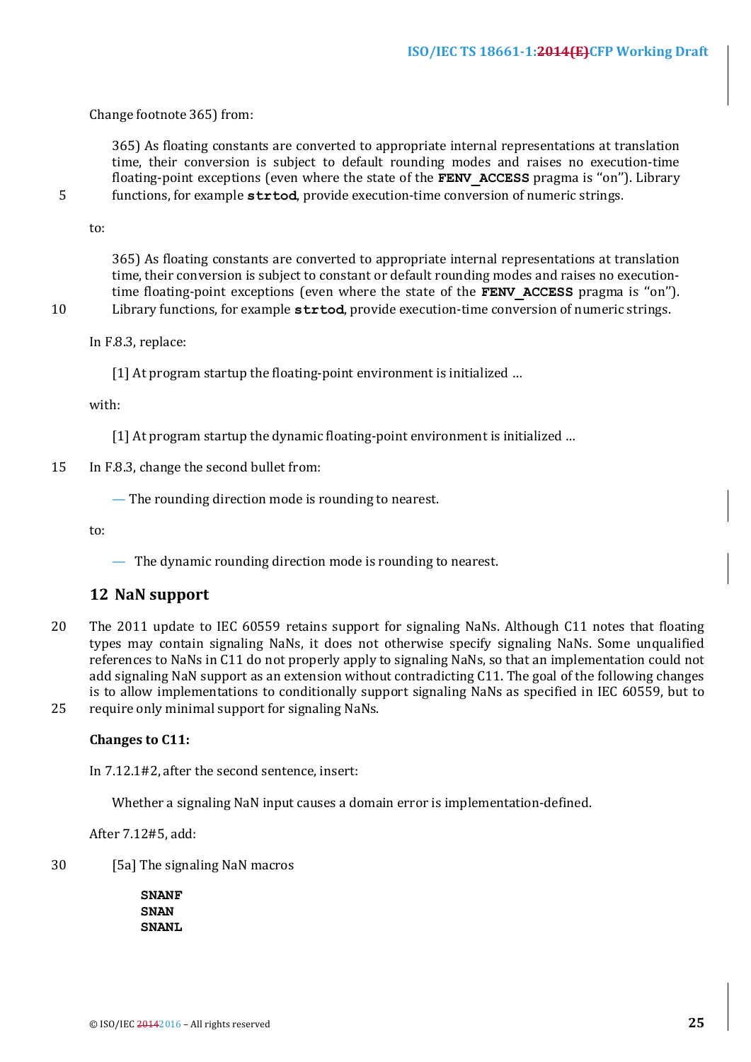Change footnote 365) from:

> 365) As floating constants are converted to appropriate internal representations at translation time, their conversion is subject to default rounding modes and raises no execution-time floating-point exceptions (even where the state of the **FENV_ACCESS** pragma is "on"). Library functions, for example **strtod**, provide execution-time conversion of numeric strings.

to:

> 365) As floating constants are converted to appropriate internal representations at translation time, their conversion is subject to constant or default rounding modes and raises no execution-time floating-point exceptions (even where the state of the **FENV_ACCESS** pragma is "on"). Library functions, for example **strtod**, provide execution-time conversion of numeric strings.

In F.8.3, replace:

> [1] At program startup the floating-point environment is initialized …

with:

> [1] At program startup the dynamic floating-point environment is initialized …

In F.8.3, change the second bullet from:

> — The rounding direction mode is rounding to nearest.

to:

> — The dynamic rounding direction mode is rounding to nearest.

## 12 NaN support

The 2011 update to IEC 60559 retains support for signaling NaNs. Although C11 notes that floating types may contain signaling NaNs, it does not otherwise specify signaling NaNs. Some unqualified references to NaNs in C11 do not properly apply to signaling NaNs, so that an implementation could not add signaling NaN support as an extension without contradicting C11. The goal of the following changes is to allow implementations to conditionally support signaling NaNs as specified in IEC 60559, but to require only minimal support for signaling NaNs.

**Changes to C11:**

In 7.12.1#2, after the second sentence, insert:

> Whether a signaling NaN input causes a domain error is implementation-defined.

After 7.12#5, add:

> [5a] The signaling NaN macros
>
> **SNANF**
> **SNAN**
> **SNANL**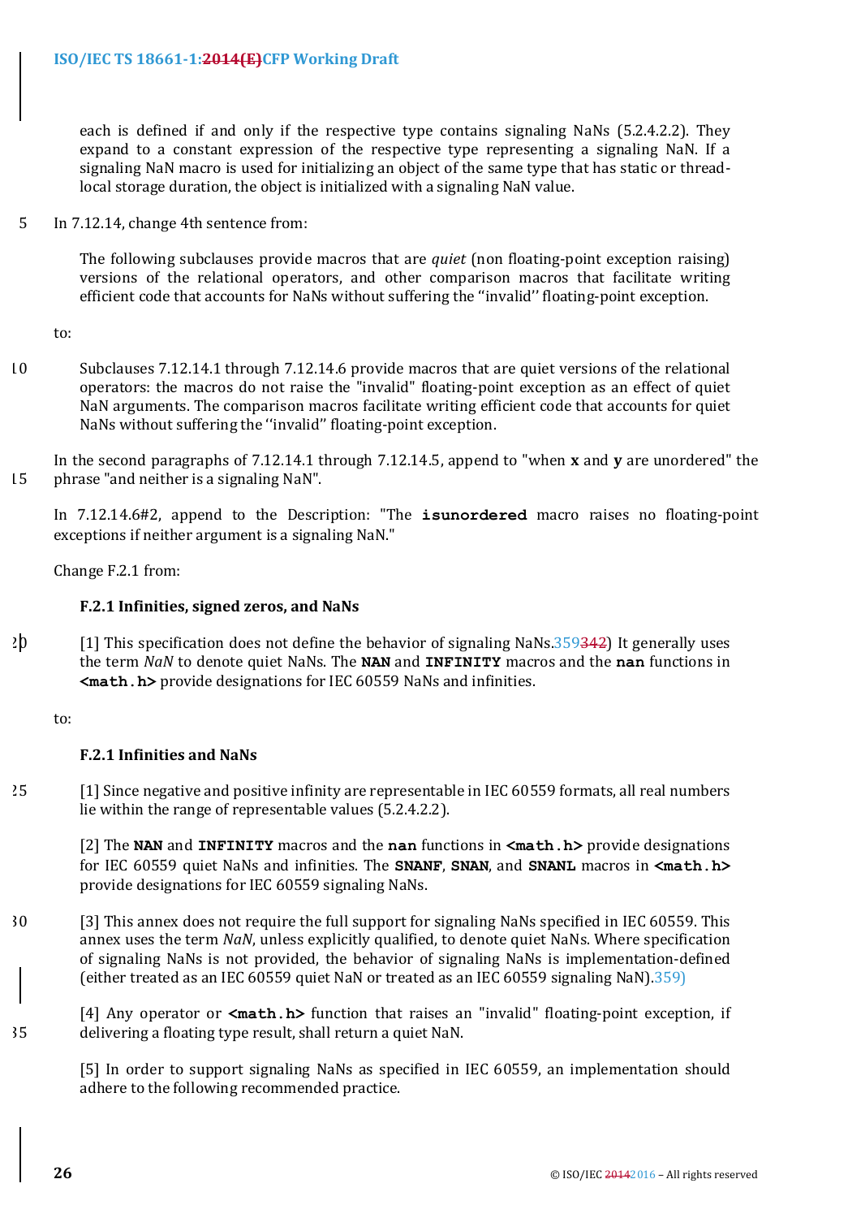each is defined if and only if the respective type contains signaling NaNs (5.2.4.2.2). They expand to a constant expression of the respective type representing a signaling NaN. If a signaling NaN macro is used for initializing an object of the same type that has static or thread-local storage duration, the object is initialized with a signaling NaN value.

In 7.12.14, change 4th sentence from:

> The following subclauses provide macros that are *quiet* (non floating-point exception raising) versions of the relational operators, and other comparison macros that facilitate writing efficient code that accounts for NaNs without suffering the ''invalid'' floating-point exception.

to:

> Subclauses 7.12.14.1 through 7.12.14.6 provide macros that are quiet versions of the relational operators: the macros do not raise the "invalid" floating-point exception as an effect of quiet NaN arguments. The comparison macros facilitate writing efficient code that accounts for quiet NaNs without suffering the ''invalid'' floating-point exception.

In the second paragraphs of 7.12.14.1 through 7.12.14.5, append to "when **x** and **y** are unordered" the phrase "and neither is a signaling NaN".

In 7.12.14.6#2, append to the Description: "The **isunordered** macro raises no floating-point exceptions if neither argument is a signaling NaN."

Change F.2.1 from:

> **F.2.1 Infinities, signed zeros, and NaNs**
>
> [1] This specification does not define the behavior of signaling NaNs.359~~342~~) It generally uses the term *NaN* to denote quiet NaNs. The **NAN** and **INFINITY** macros and the **nan** functions in **<math.h>** provide designations for IEC 60559 NaNs and infinities.

to:

> **F.2.1 Infinities and NaNs**
>
> [1] Since negative and positive infinity are representable in IEC 60559 formats, all real numbers lie within the range of representable values (5.2.4.2.2).
>
> [2] The **NAN** and **INFINITY** macros and the **nan** functions in **<math.h>** provide designations for IEC 60559 quiet NaNs and infinities. The **SNANF**, **SNAN**, and **SNANL** macros in **<math.h>** provide designations for IEC 60559 signaling NaNs.
>
> [3] This annex does not require the full support for signaling NaNs specified in IEC 60559. This annex uses the term *NaN*, unless explicitly qualified, to denote quiet NaNs. Where specification of signaling NaNs is not provided, the behavior of signaling NaNs is implementation-defined (either treated as an IEC 60559 quiet NaN or treated as an IEC 60559 signaling NaN).359)
>
> [4] Any operator or **<math.h>** function that raises an "invalid" floating-point exception, if delivering a floating type result, shall return a quiet NaN.
>
> [5] In order to support signaling NaNs as specified in IEC 60559, an implementation should adhere to the following recommended practice.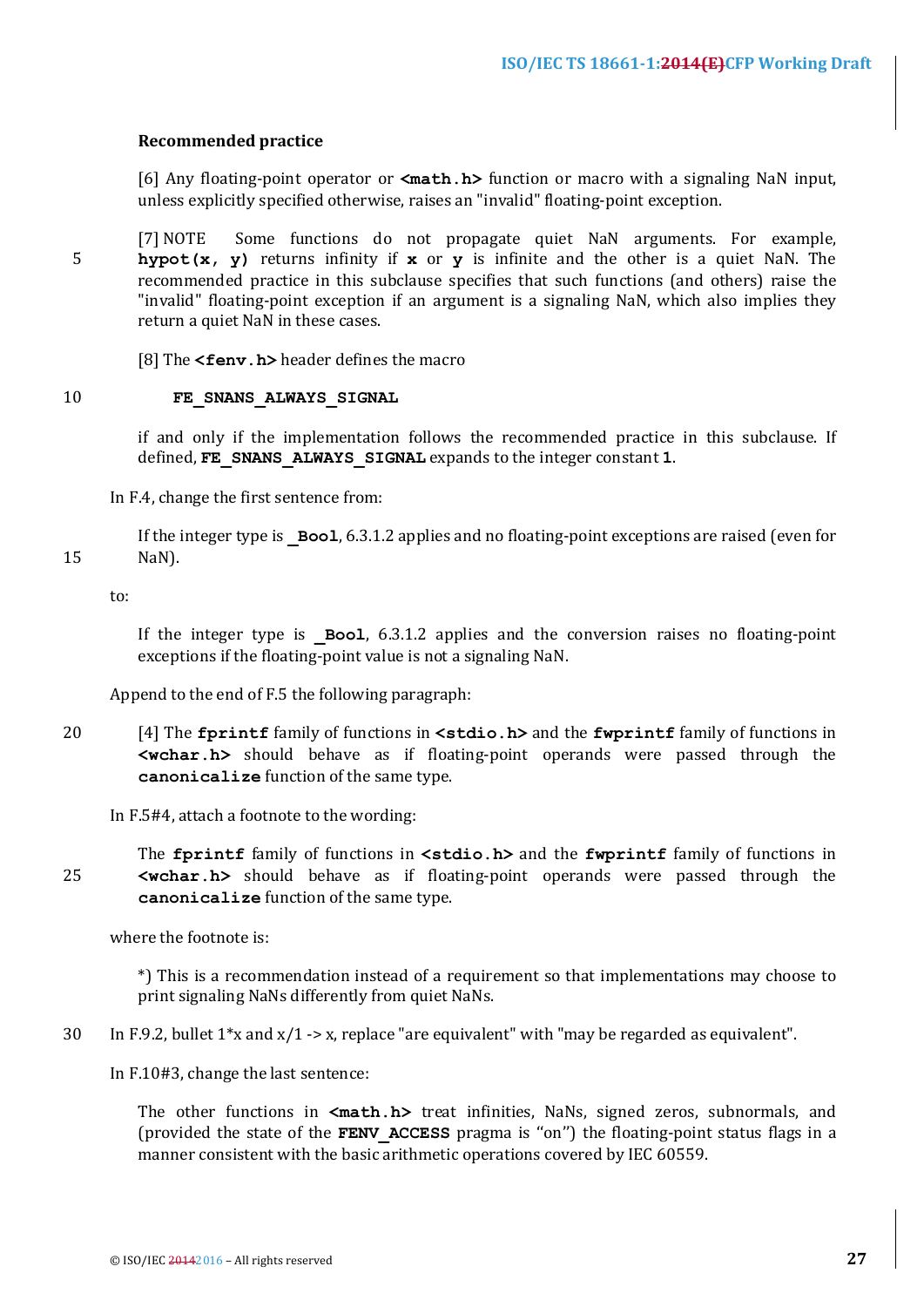**Recommended practice**

[6] Any floating-point operator or **<math.h>** function or macro with a signaling NaN input, unless explicitly specified otherwise, raises an "invalid" floating-point exception.

[7] NOTE Some functions do not propagate quiet NaN arguments. For example, **hypot(x, y)** returns infinity if **x** or **y** is infinite and the other is a quiet NaN. The recommended practice in this subclause specifies that such functions (and others) raise the "invalid" floating-point exception if an argument is a signaling NaN, which also implies they return a quiet NaN in these cases.

[8] The **<fenv.h>** header defines the macro

```
FE_SNANS_ALWAYS_SIGNAL
```

if and only if the implementation follows the recommended practice in this subclause. If defined, **FE_SNANS_ALWAYS_SIGNAL** expands to the integer constant **1**.

In F.4, change the first sentence from:

> If the integer type is **_Bool**, 6.3.1.2 applies and no floating-point exceptions are raised (even for NaN).

to:

> If the integer type is **_Bool**, 6.3.1.2 applies and the conversion raises no floating-point exceptions if the floating-point value is not a signaling NaN.

Append to the end of F.5 the following paragraph:

> [4] The **fprintf** family of functions in **<stdio.h>** and the **fwprintf** family of functions in **<wchar.h>** should behave as if floating-point operands were passed through the **canonicalize** function of the same type.

In F.5#4, attach a footnote to the wording:

> The **fprintf** family of functions in **<stdio.h>** and the **fwprintf** family of functions in **<wchar.h>** should behave as if floating-point operands were passed through the **canonicalize** function of the same type.

where the footnote is:

> *) This is a recommendation instead of a requirement so that implementations may choose to print signaling NaNs differently from quiet NaNs.

In F.9.2, bullet 1*x and x/1 -> x, replace "are equivalent" with "may be regarded as equivalent".

In F.10#3, change the last sentence:

> The other functions in **<math.h>** treat infinities, NaNs, signed zeros, subnormals, and (provided the state of the **FENV_ACCESS** pragma is "on") the floating-point status flags in a manner consistent with the basic arithmetic operations covered by IEC 60559.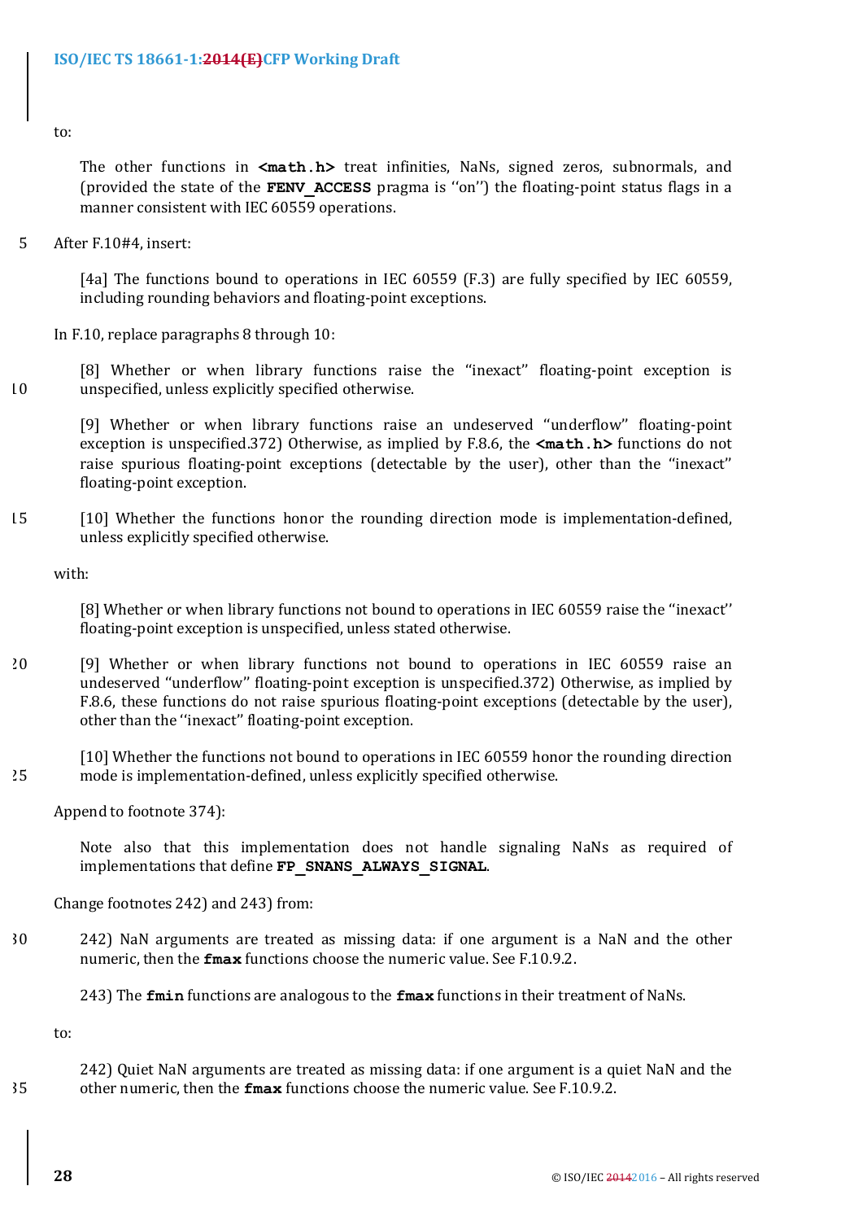to:

> The other functions in **<math.h>** treat infinities, NaNs, signed zeros, subnormals, and (provided the state of the **FENV_ACCESS** pragma is ''on'') the floating-point status flags in a manner consistent with IEC 60559 operations.

After F.10#4, insert:

> [4a] The functions bound to operations in IEC 60559 (F.3) are fully specified by IEC 60559, including rounding behaviors and floating-point exceptions.

In F.10, replace paragraphs 8 through 10:

> [8] Whether or when library functions raise the ''inexact'' floating-point exception is unspecified, unless explicitly specified otherwise.
>
> [9] Whether or when library functions raise an undeserved ''underflow'' floating-point exception is unspecified.372) Otherwise, as implied by F.8.6, the **<math.h>** functions do not raise spurious floating-point exceptions (detectable by the user), other than the ''inexact'' floating-point exception.
>
> [10] Whether the functions honor the rounding direction mode is implementation-defined, unless explicitly specified otherwise.

with:

> [8] Whether or when library functions not bound to operations in IEC 60559 raise the ''inexact'' floating-point exception is unspecified, unless stated otherwise.
>
> [9] Whether or when library functions not bound to operations in IEC 60559 raise an undeserved ''underflow'' floating-point exception is unspecified.372) Otherwise, as implied by F.8.6, these functions do not raise spurious floating-point exceptions (detectable by the user), other than the ''inexact'' floating-point exception.
>
> [10] Whether the functions not bound to operations in IEC 60559 honor the rounding direction mode is implementation-defined, unless explicitly specified otherwise.

Append to footnote 374):

> Note also that this implementation does not handle signaling NaNs as required of implementations that define **FP_SNANS_ALWAYS_SIGNAL**.

Change footnotes 242) and 243) from:

> 242) NaN arguments are treated as missing data: if one argument is a NaN and the other numeric, then the **fmax** functions choose the numeric value. See F.10.9.2.
>
> 243) The **fmin** functions are analogous to the **fmax** functions in their treatment of NaNs.

to:

> 242) Quiet NaN arguments are treated as missing data: if one argument is a quiet NaN and the other numeric, then the **fmax** functions choose the numeric value. See F.10.9.2.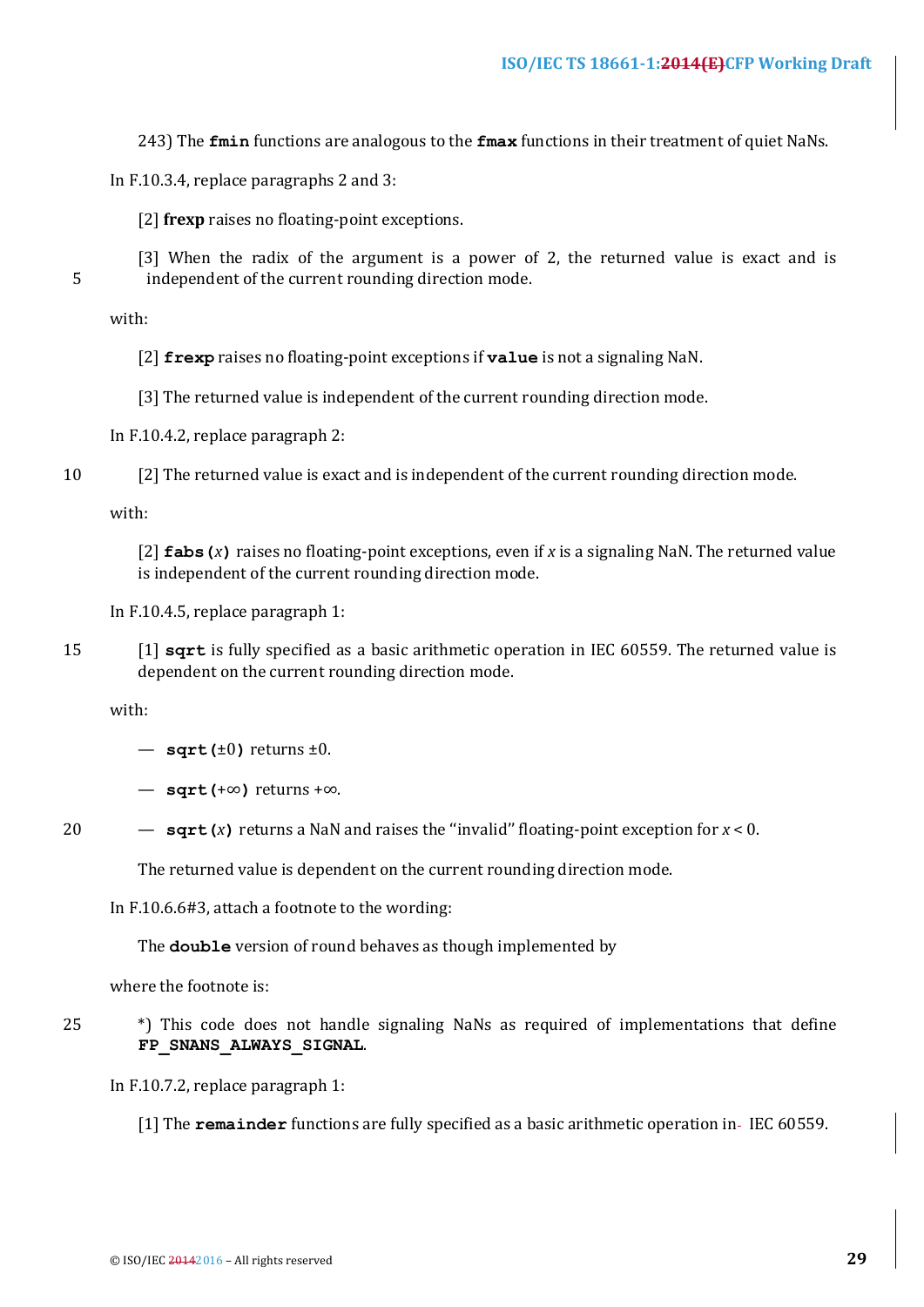243) The **fmin** functions are analogous to the **fmax** functions in their treatment of quiet NaNs.

In F.10.3.4, replace paragraphs 2 and 3:

> [2] **frexp** raises no floating-point exceptions.
>
> [3] When the radix of the argument is a power of 2, the returned value is exact and is independent of the current rounding direction mode.

with:

> [2] **frexp** raises no floating-point exceptions if **value** is not a signaling NaN.
>
> [3] The returned value is independent of the current rounding direction mode.

In F.10.4.2, replace paragraph 2:

> [2] The returned value is exact and is independent of the current rounding direction mode.

with:

> [2] **fabs(***x***)** raises no floating-point exceptions, even if *x* is a signaling NaN. The returned value is independent of the current rounding direction mode.

In F.10.4.5, replace paragraph 1:

> [1] **sqrt** is fully specified as a basic arithmetic operation in IEC 60559. The returned value is dependent on the current rounding direction mode.

with:

> — **sqrt(**±0**)** returns ±0.
>
> — **sqrt(**+∞**)** returns +∞.
>
> — **sqrt(***x***)** returns a NaN and raises the "invalid" floating-point exception for $x < 0$.
>
> The returned value is dependent on the current rounding direction mode.

In F.10.6.6#3, attach a footnote to the wording:

> The **double** version of round behaves as though implemented by

where the footnote is:

> *) This code does not handle signaling NaNs as required of implementations that define **FP_SNANS_ALWAYS_SIGNAL**.

In F.10.7.2, replace paragraph 1:

> [1] The **remainder** functions are fully specified as a basic arithmetic operation in IEC 60559.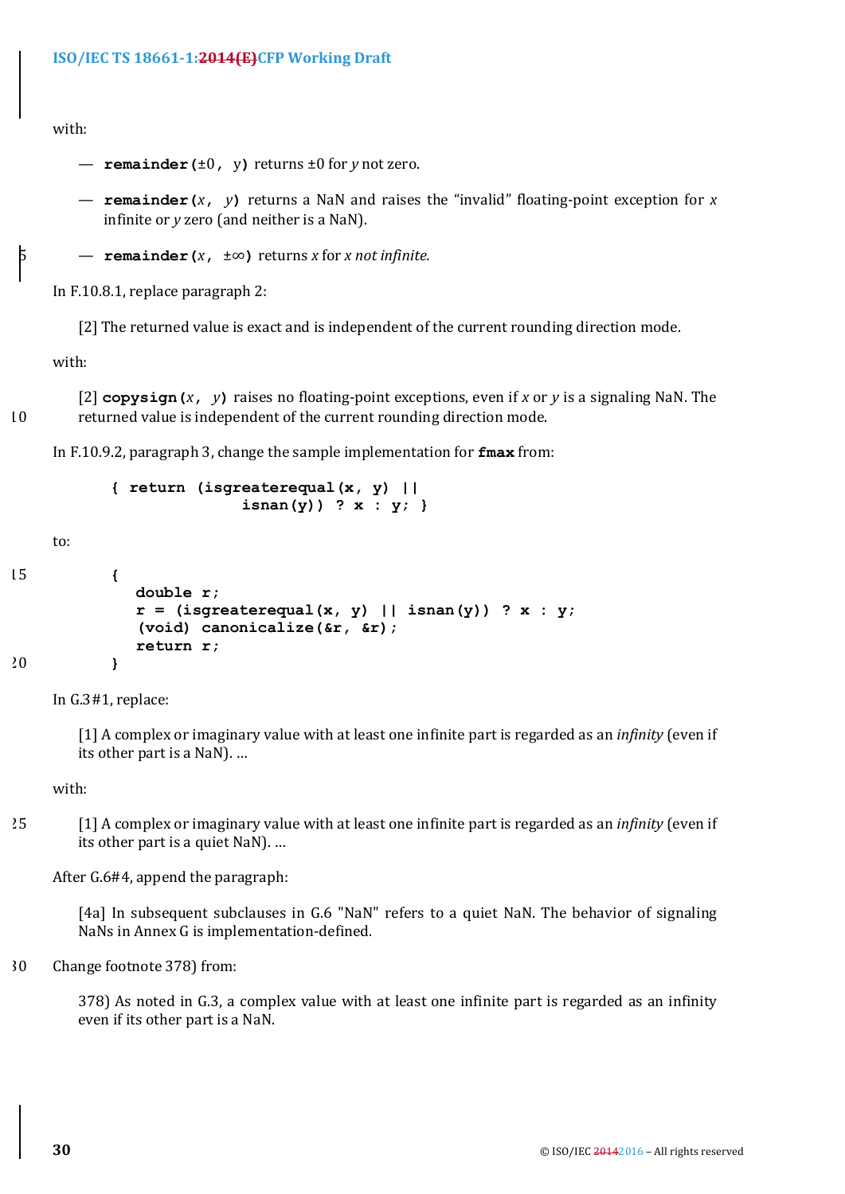with:

— **remainder(**±0**,** y**)** returns ±0 for *y* not zero.

— **remainder(***x***,** *y***)** returns a NaN and raises the "invalid" floating-point exception for *x* infinite or *y* zero (and neither is a NaN).

— **remainder(***x***,** ±∞**)** returns *x* for *x not infinite.*

In F.10.8.1, replace paragraph 2:

> [2] The returned value is exact and is independent of the current rounding direction mode.

with:

> [2] **copysign(***x***,** *y***)** raises no floating-point exceptions, even if *x* or *y* is a signaling NaN. The returned value is independent of the current rounding direction mode.

In F.10.9.2, paragraph 3, change the sample implementation for **fmax** from:

```
{ return (isgreaterequal(x, y) ||
          isnan(y)) ? x : y; }
```

to:

```
{
   double r;
   r = (isgreaterequal(x, y) || isnan(y)) ? x : y;
   (void) canonicalize(&r, &r);
   return r;
}
```

In G.3#1, replace:

> [1] A complex or imaginary value with at least one infinite part is regarded as an *infinity* (even if its other part is a NaN). ...

with:

> [1] A complex or imaginary value with at least one infinite part is regarded as an *infinity* (even if its other part is a quiet NaN). ...

After G.6#4, append the paragraph:

> [4a] In subsequent subclauses in G.6 "NaN" refers to a quiet NaN. The behavior of signaling NaNs in Annex G is implementation-defined.

Change footnote 378) from:

> 378) As noted in G.3, a complex value with at least one infinite part is regarded as an infinity even if its other part is a NaN.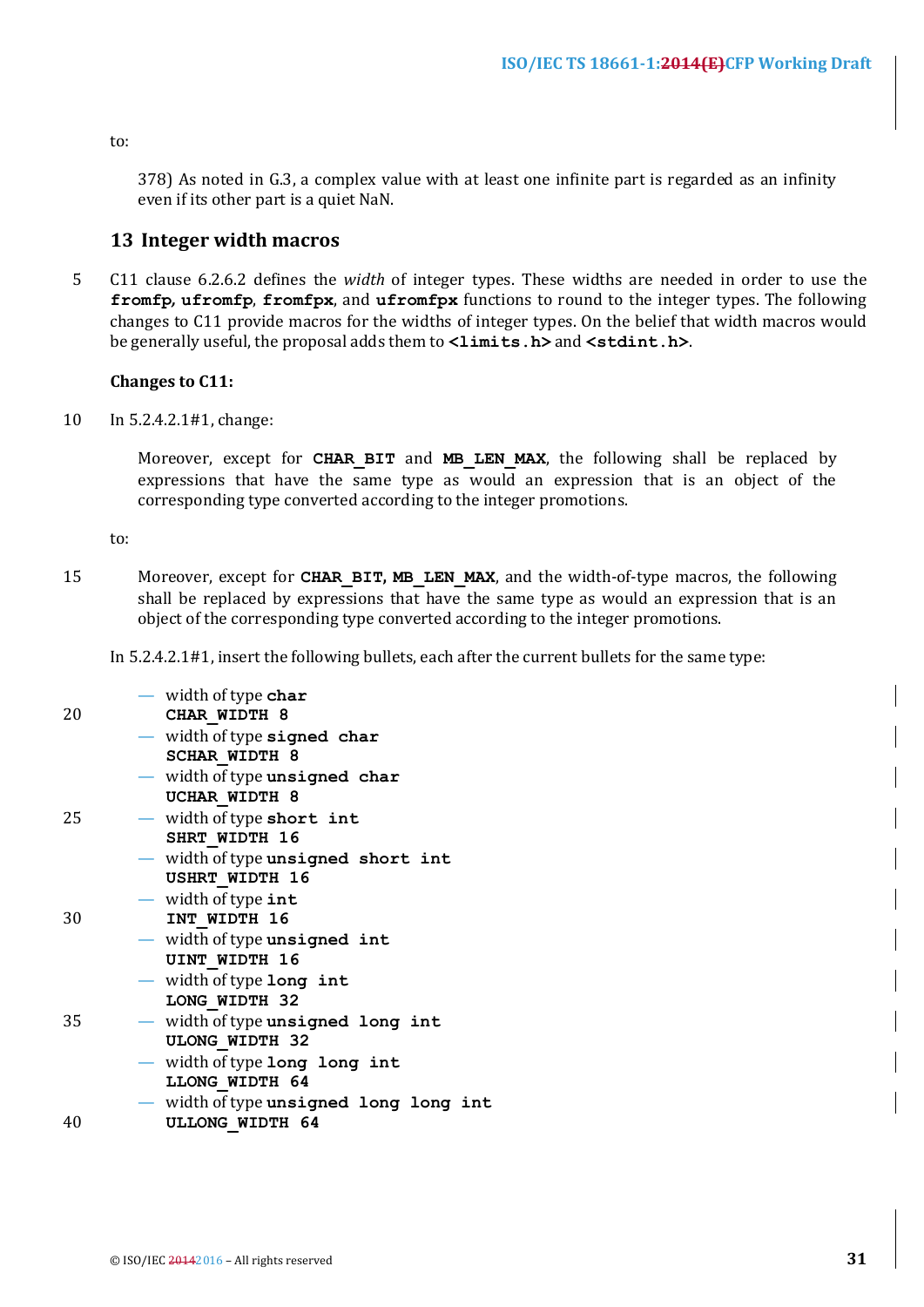to:

> 378) As noted in G.3, a complex value with at least one infinite part is regarded as an infinity even if its other part is a quiet NaN.

## 13 Integer width macros

C11 clause 6.2.6.2 defines the *width* of integer types. These widths are needed in order to use the **fromfp**, **ufromfp**, **fromfpx**, and **ufromfpx** functions to round to the integer types. The following changes to C11 provide macros for the widths of integer types. On the belief that width macros would be generally useful, the proposal adds them to **<limits.h>** and **<stdint.h>**.

**Changes to C11:**

In 5.2.4.2.1#1, change:

> Moreover, except for **CHAR_BIT** and **MB_LEN_MAX**, the following shall be replaced by expressions that have the same type as would an expression that is an object of the corresponding type converted according to the integer promotions.

to:

> Moreover, except for **CHAR_BIT, MB_LEN_MAX**, and the width-of-type macros, the following shall be replaced by expressions that have the same type as would an expression that is an object of the corresponding type converted according to the integer promotions.

In 5.2.4.2.1#1, insert the following bullets, each after the current bullets for the same type:

- width of type **char**
  **CHAR_WIDTH 8**
- width of type **signed char**
  **SCHAR_WIDTH 8**
- width of type **unsigned char**
  **UCHAR_WIDTH 8**
- width of type **short int**
  **SHRT_WIDTH 16**
- width of type **unsigned short int**
  **USHRT_WIDTH 16**
- width of type **int**
  **INT_WIDTH 16**
- width of type **unsigned int**
  **UINT_WIDTH 16**
- width of type **long int**
  **LONG_WIDTH 32**
- width of type **unsigned long int**
  **ULONG_WIDTH 32**
- width of type **long long int**
  **LLONG_WIDTH 64**
- width of type **unsigned long long int**
  **ULLONG_WIDTH 64**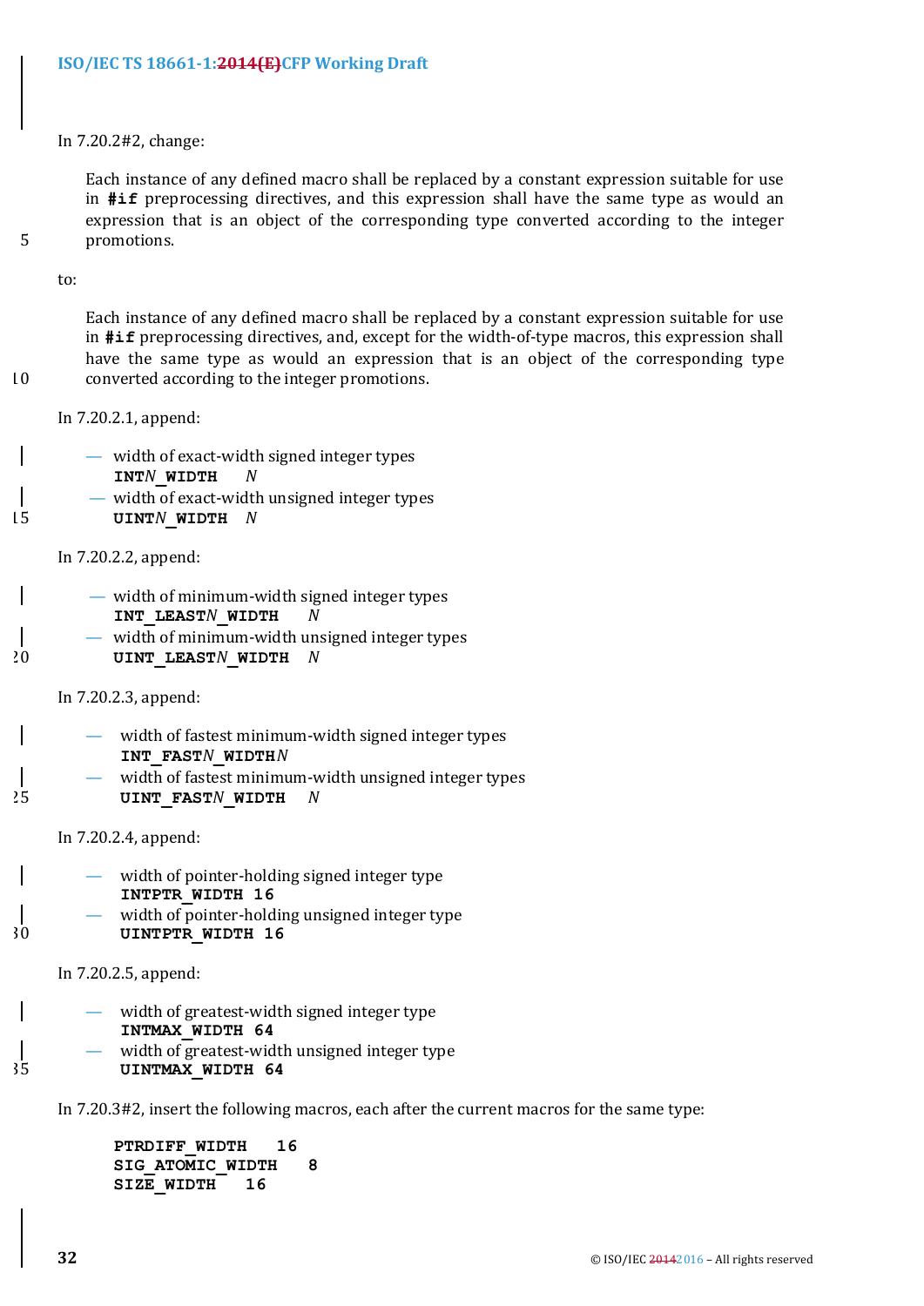In 7.20.2#2, change:

> Each instance of any defined macro shall be replaced by a constant expression suitable for use in **#if** preprocessing directives, and this expression shall have the same type as would an expression that is an object of the corresponding type converted according to the integer promotions.

to:

> Each instance of any defined macro shall be replaced by a constant expression suitable for use in **#if** preprocessing directives, and, except for the width-of-type macros, this expression shall have the same type as would an expression that is an object of the corresponding type converted according to the integer promotions.

In 7.20.2.1, append:

— width of exact-width signed integer types
**INT*N*_WIDTH** *N*

— width of exact-width unsigned integer types
**UINT*N*_WIDTH** *N*

In 7.20.2.2, append:

— width of minimum-width signed integer types
**INT_LEAST*N*_WIDTH** *N*

— width of minimum-width unsigned integer types
**UINT_LEAST*N*_WIDTH** *N*

In 7.20.2.3, append:

— width of fastest minimum-width signed integer types
**INT_FAST*N*_WIDTH***N*

— width of fastest minimum-width unsigned integer types
**UINT_FAST*N*_WIDTH** *N*

In 7.20.2.4, append:

— width of pointer-holding signed integer type
**INTPTR_WIDTH 16**

— width of pointer-holding unsigned integer type
**UINTPTR_WIDTH 16**

In 7.20.2.5, append:

— width of greatest-width signed integer type
**INTMAX_WIDTH 64**

— width of greatest-width unsigned integer type
**UINTMAX_WIDTH 64**

In 7.20.3#2, insert the following macros, each after the current macros for the same type:

```
PTRDIFF_WIDTH   16
SIG_ATOMIC_WIDTH   8
SIZE_WIDTH   16
```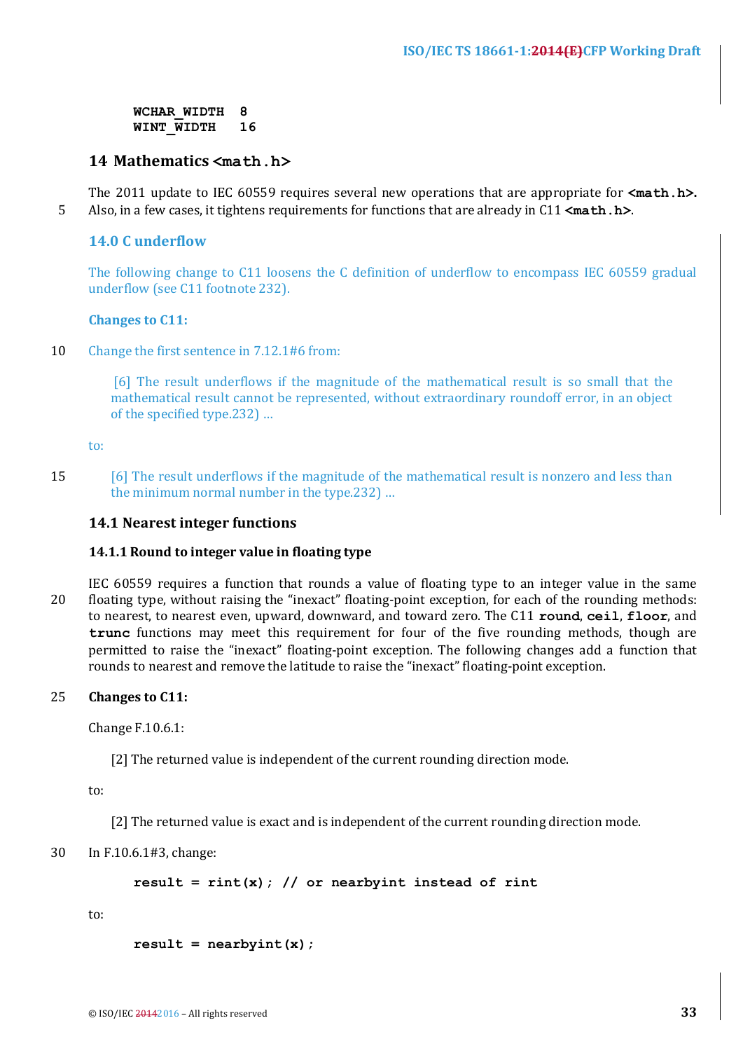```
WCHAR_WIDTH  8
WINT_WIDTH   16
```

# 14 Mathematics <math.h>

The 2011 update to IEC 60559 requires several new operations that are appropriate for **<math.h>**. Also, in a few cases, it tightens requirements for functions that are already in C11 **<math.h>**.

## 14.0 C underflow

The following change to C11 loosens the C definition of underflow to encompass IEC 60559 gradual underflow (see C11 footnote 232).

**Changes to C11:**

Change the first sentence in 7.12.1#6 from:

> [6] The result underflows if the magnitude of the mathematical result is so small that the mathematical result cannot be represented, without extraordinary roundoff error, in an object of the specified type.232) ...

to:

> [6] The result underflows if the magnitude of the mathematical result is nonzero and less than the minimum normal number in the type.232) ...

## 14.1 Nearest integer functions

### 14.1.1 Round to integer value in floating type

IEC 60559 requires a function that rounds a value of floating type to an integer value in the same floating type, without raising the "inexact" floating-point exception, for each of the rounding methods: to nearest, to nearest even, upward, downward, and toward zero. The C11 **round**, **ceil**, **floor**, and **trunc** functions may meet this requirement for four of the five rounding methods, though are permitted to raise the "inexact" floating-point exception. The following changes add a function that rounds to nearest and remove the latitude to raise the "inexact" floating-point exception.

**Changes to C11:**

Change F.10.6.1:

> [2] The returned value is independent of the current rounding direction mode.

to:

> [2] The returned value is exact and is independent of the current rounding direction mode.

In F.10.6.1#3, change:

```
result = rint(x); // or nearbyint instead of rint
```

to:

```
result = nearbyint(x);
```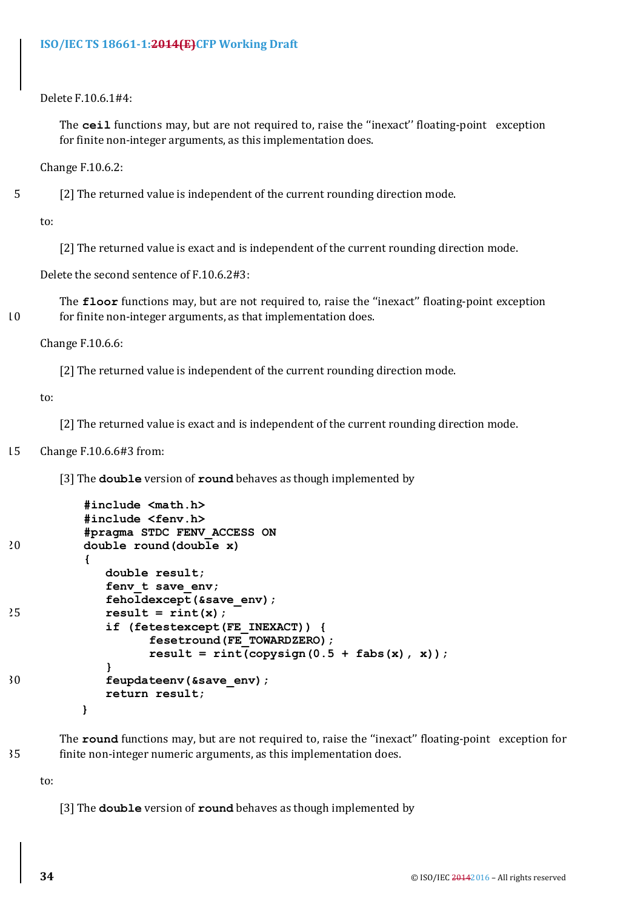Delete F.10.6.1#4:

> The **ceil** functions may, but are not required to, raise the "inexact" floating-point exception for finite non-integer arguments, as this implementation does.

Change F.10.6.2:

> [2] The returned value is independent of the current rounding direction mode.

to:

> [2] The returned value is exact and is independent of the current rounding direction mode.

Delete the second sentence of F.10.6.2#3:

> The **floor** functions may, but are not required to, raise the "inexact" floating-point exception for finite non-integer arguments, as that implementation does.

Change F.10.6.6:

> [2] The returned value is independent of the current rounding direction mode.

to:

> [2] The returned value is exact and is independent of the current rounding direction mode.

Change F.10.6.6#3 from:

> [3] The **double** version of **round** behaves as though implemented by

```
#include <math.h>
#include <fenv.h>
#pragma STDC FENV_ACCESS ON
double round(double x)
{
   double result;
   fenv_t save_env;
   feholdexcept(&save_env);
   result = rint(x);
   if (fetestexcept(FE_INEXACT)) {
         fesetround(FE_TOWARDZERO);
         result = rint(copysign(0.5 + fabs(x), x));
   }
   feupdateenv(&save_env);
   return result;
}
```

> The **round** functions may, but are not required to, raise the "inexact" floating-point exception for finite non-integer numeric arguments, as this implementation does.

to:

> [3] The **double** version of **round** behaves as though implemented by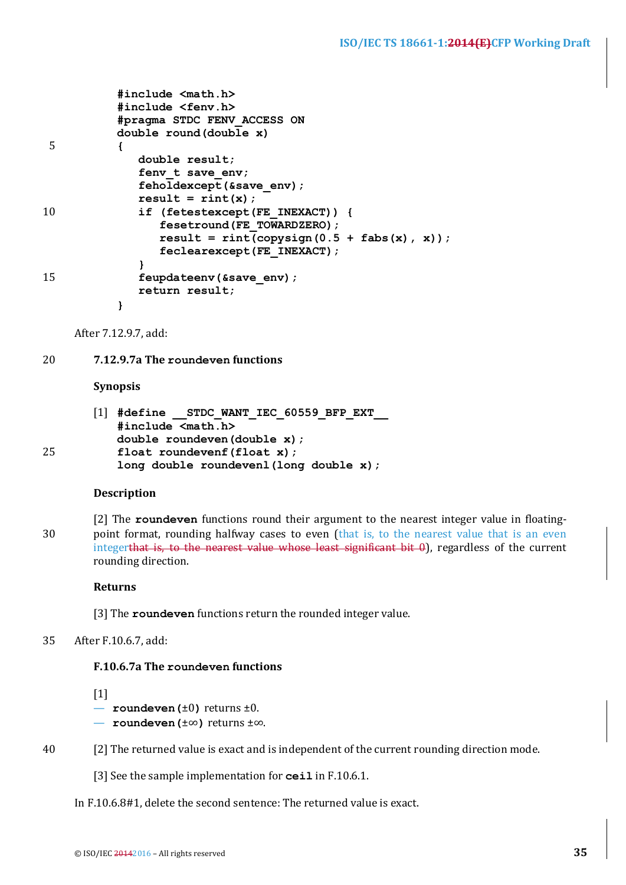```
#include <math.h>
#include <fenv.h>
#pragma STDC FENV_ACCESS ON
double round(double x)
{
   double result;
   fenv_t save_env;
   feholdexcept(&save_env);
   result = rint(x);
   if (fetestexcept(FE_INEXACT)) {
      fesetround(FE_TOWARDZERO);
      result = rint(copysign(0.5 + fabs(x), x));
      feclearexcept(FE_INEXACT);
   }
   feupdateenv(&save_env);
   return result;
}
```

After 7.12.9.7, add:

### 7.12.9.7a The `roundeven` functions

**Synopsis**

[1]
```
#define __STDC_WANT_IEC_60559_BFP_EXT__
#include <math.h>
double roundeven(double x);
float roundevenf(float x);
long double roundevenl(long double x);
```

**Description**

[2] The **roundeven** functions round their argument to the nearest integer value in floating-point format, rounding halfway cases to even (that is, to the nearest value that is an even integer~~that is, to the nearest value whose least significant bit 0~~), regardless of the current rounding direction.

**Returns**

[3] The **roundeven** functions return the rounded integer value.

After F.10.6.7, add:

### F.10.6.7a The `roundeven` functions

[1]

- **roundeven(**±0**)** returns ±0.
- **roundeven(**±∞**)** returns ±∞.

[2] The returned value is exact and is independent of the current rounding direction mode.

[3] See the sample implementation for **ceil** in F.10.6.1.

In F.10.6.8#1, delete the second sentence: The returned value is exact.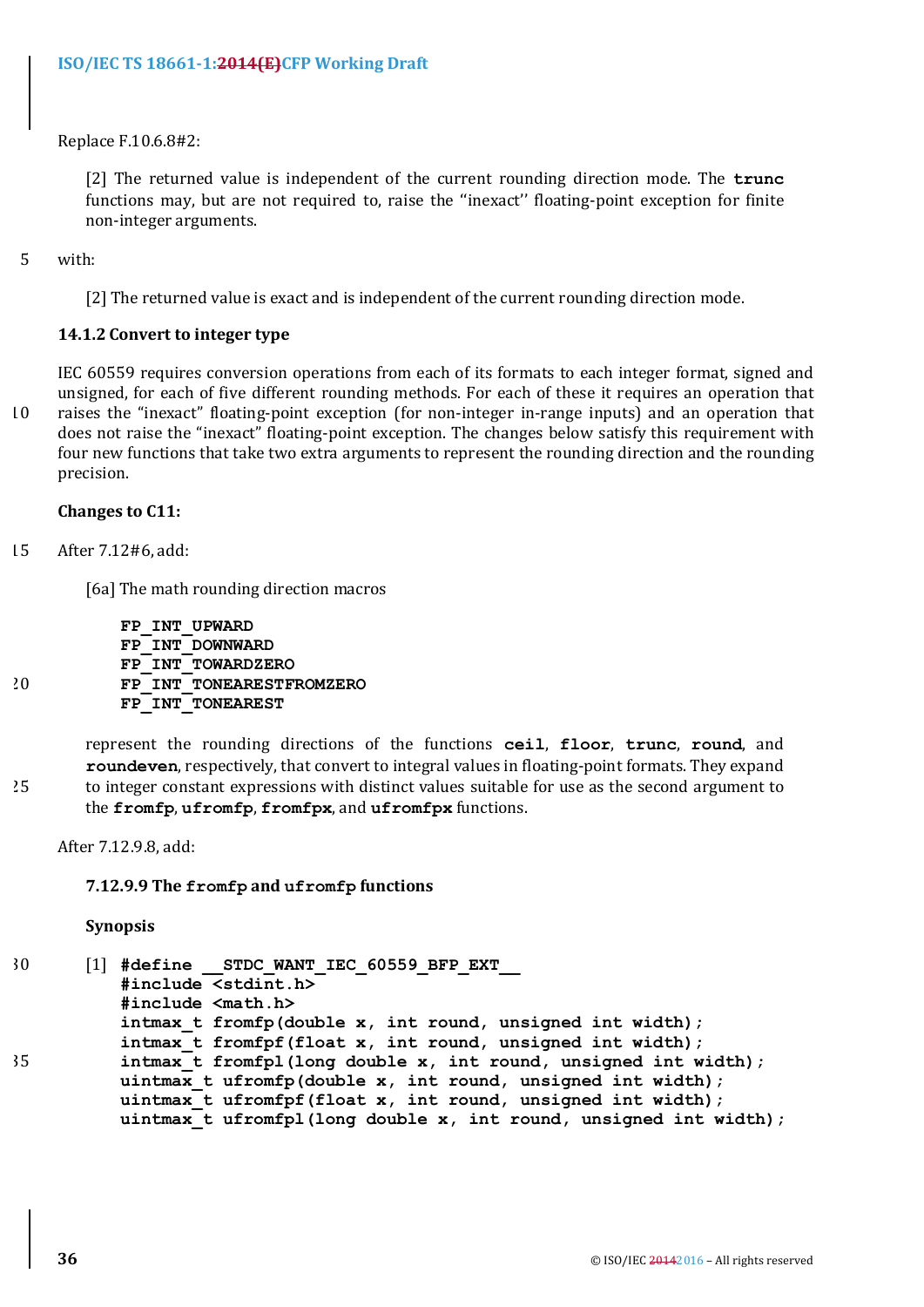Replace F.10.6.8#2:

> [2] The returned value is independent of the current rounding direction mode. The **trunc** functions may, but are not required to, raise the ''inexact'' floating-point exception for finite non-integer arguments.

with:

> [2] The returned value is exact and is independent of the current rounding direction mode.

### 14.1.2 Convert to integer type

IEC 60559 requires conversion operations from each of its formats to each integer format, signed and unsigned, for each of five different rounding methods. For each of these it requires an operation that raises the "inexact" floating-point exception (for non-integer in-range inputs) and an operation that does not raise the "inexact" floating-point exception. The changes below satisfy this requirement with four new functions that take two extra arguments to represent the rounding direction and the rounding precision.

**Changes to C11:**

After 7.12#6, add:

> [6a] The math rounding direction macros
>
> ```
> FP_INT_UPWARD
> FP_INT_DOWNWARD
> FP_INT_TOWARDZERO
> FP_INT_TONEARESTFROMZERO
> FP_INT_TONEAREST
> ```
>
> represent the rounding directions of the functions **ceil**, **floor**, **trunc**, **round**, and **roundeven**, respectively, that convert to integral values in floating-point formats. They expand to integer constant expressions with distinct values suitable for use as the second argument to the **fromfp**, **ufromfp**, **fromfpx**, and **ufromfpx** functions.

After 7.12.9.8, add:

> **7.12.9.9 The `fromfp` and `ufromfp` functions**
>
> **Synopsis**
>
> [1]
> ```
> #define __STDC_WANT_IEC_60559_BFP_EXT__
> #include <stdint.h>
> #include <math.h>
> intmax_t fromfp(double x, int round, unsigned int width);
> intmax_t fromfpf(float x, int round, unsigned int width);
> intmax_t fromfpl(long double x, int round, unsigned int width);
> uintmax_t ufromfp(double x, int round, unsigned int width);
> uintmax_t ufromfpf(float x, int round, unsigned int width);
> uintmax_t ufromfpl(long double x, int round, unsigned int width);
> ```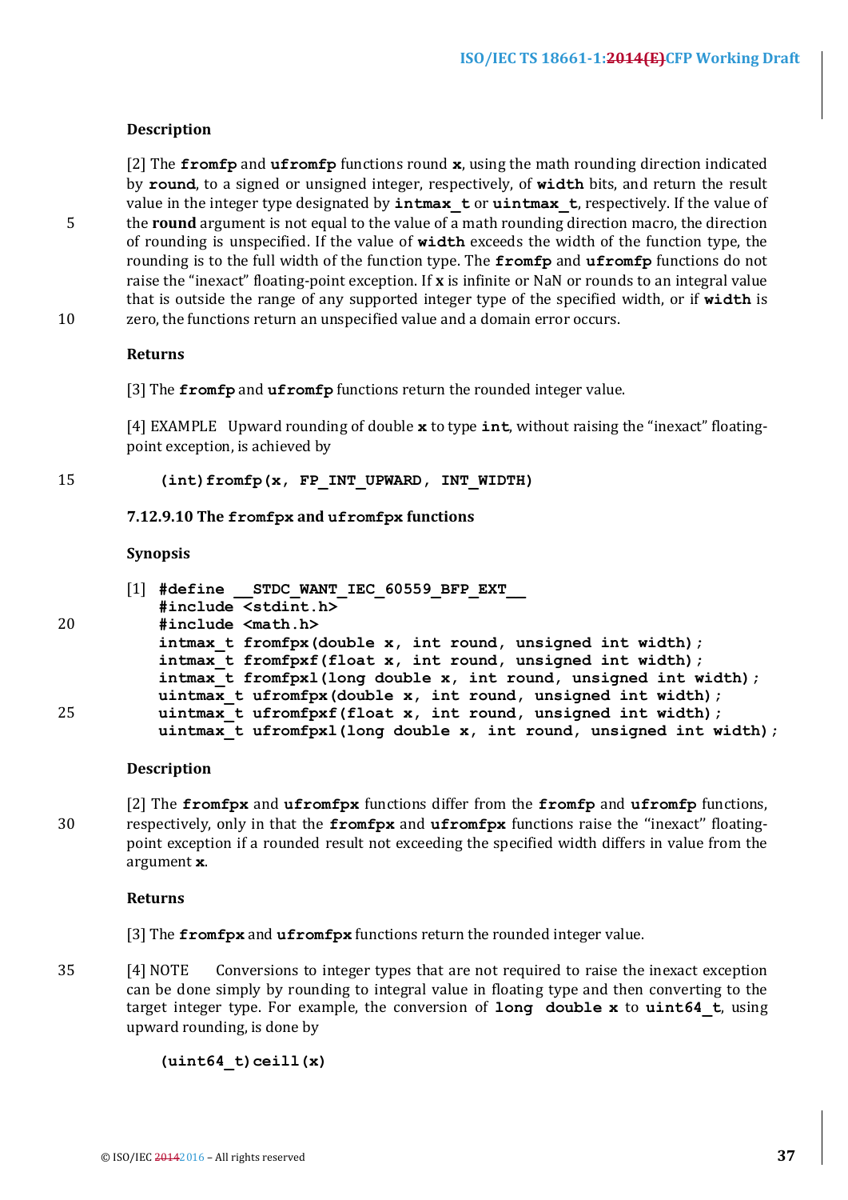**Description**

[2] The **fromfp** and **ufromfp** functions round **x**, using the math rounding direction indicated by **round**, to a signed or unsigned integer, respectively, of **width** bits, and return the result value in the integer type designated by **intmax_t** or **uintmax_t**, respectively. If the value of the **round** argument is not equal to the value of a math rounding direction macro, the direction of rounding is unspecified. If the value of **width** exceeds the width of the function type, the rounding is to the full width of the function type. The **fromfp** and **ufromfp** functions do not raise the "inexact" floating-point exception. If **x** is infinite or NaN or rounds to an integral value that is outside the range of any supported integer type of the specified width, or if **width** is zero, the functions return an unspecified value and a domain error occurs.

**Returns**

[3] The **fromfp** and **ufromfp** functions return the rounded integer value.

[4] EXAMPLE Upward rounding of double **x** to type **int**, without raising the "inexact" floating-point exception, is achieved by

```
(int)fromfp(x, FP_INT_UPWARD, INT_WIDTH)
```

### 7.12.9.10 The fromfpx and ufromfpx functions

**Synopsis**

[1]
```
#define __STDC_WANT_IEC_60559_BFP_EXT__
#include <stdint.h>
#include <math.h>
intmax_t fromfpx(double x, int round, unsigned int width);
intmax_t fromfpxf(float x, int round, unsigned int width);
intmax_t fromfpxl(long double x, int round, unsigned int width);
uintmax_t ufromfpx(double x, int round, unsigned int width);
uintmax_t ufromfpxf(float x, int round, unsigned int width);
uintmax_t ufromfpxl(long double x, int round, unsigned int width);
```

**Description**

[2] The **fromfpx** and **ufromfpx** functions differ from the **fromfp** and **ufromfp** functions, respectively, only in that the **fromfpx** and **ufromfpx** functions raise the "inexact" floating-point exception if a rounded result not exceeding the specified width differs in value from the argument **x**.

**Returns**

[3] The **fromfpx** and **ufromfpx** functions return the rounded integer value.

[4] NOTE Conversions to integer types that are not required to raise the inexact exception can be done simply by rounding to integral value in floating type and then converting to the target integer type. For example, the conversion of **long double x** to **uint64_t**, using upward rounding, is done by

```
(uint64_t)ceill(x)
```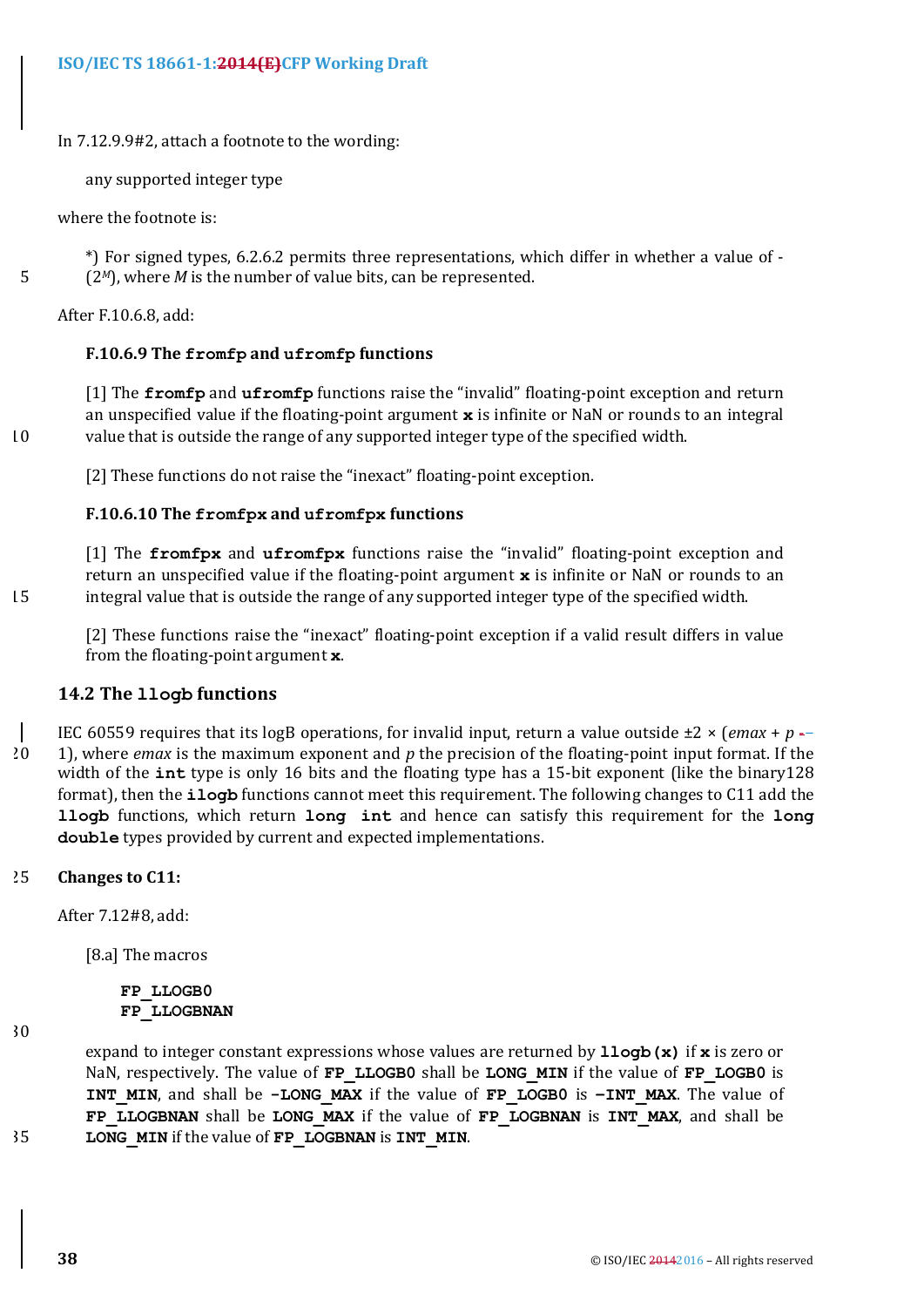In 7.12.9.9#2, attach a footnote to the wording:

any supported integer type

where the footnote is:

*) For signed types, 6.2.6.2 permits three representations, which differ in whether a value of -($2^M$), where $M$ is the number of value bits, can be represented.

After F.10.6.8, add:

### F.10.6.9 The `fromfp` and `ufromfp` functions

[1] The **`fromfp`** and **`ufromfp`** functions raise the "invalid" floating-point exception and return an unspecified value if the floating-point argument **`x`** is infinite or NaN or rounds to an integral value that is outside the range of any supported integer type of the specified width.

[2] These functions do not raise the "inexact" floating-point exception.

### F.10.6.10 The `fromfpx` and `ufromfpx` functions

[1] The **`fromfpx`** and **`ufromfpx`** functions raise the "invalid" floating-point exception and return an unspecified value if the floating-point argument **`x`** is infinite or NaN or rounds to an integral value that is outside the range of any supported integer type of the specified width.

[2] These functions raise the "inexact" floating-point exception if a valid result differs in value from the floating-point argument **`x`**.

## 14.2 The `llogb` functions

IEC 60559 requires that its logB operations, for invalid input, return a value outside ±2 × (*emax* + *p* − 1), where *emax* is the maximum exponent and *p* the precision of the floating-point input format. If the width of the **`int`** type is only 16 bits and the floating type has a 15-bit exponent (like the binary128 format), then the **`ilogb`** functions cannot meet this requirement. The following changes to C11 add the **`llogb`** functions, which return **`long int`** and hence can satisfy this requirement for the **`long double`** types provided by current and expected implementations.

**Changes to C11:**

After 7.12#8, add:

[8.a] The macros

```
FP_LLOGB0
FP_LLOGBNAN
```

expand to integer constant expressions whose values are returned by **`llogb(x)`** if **`x`** is zero or NaN, respectively. The value of **`FP_LLOGB0`** shall be **`LONG_MIN`** if the value of **`FP_LOGB0`** is **`INT_MIN`**, and shall be **`-LONG_MAX`** if the value of **`FP_LOGB0`** is **`-INT_MAX`**. The value of **`FP_LLOGBNAN`** shall be **`LONG_MAX`** if the value of **`FP_LOGBNAN`** is **`INT_MAX`**, and shall be **`LONG_MIN`** if the value of **`FP_LOGBNAN`** is **`INT_MIN`**.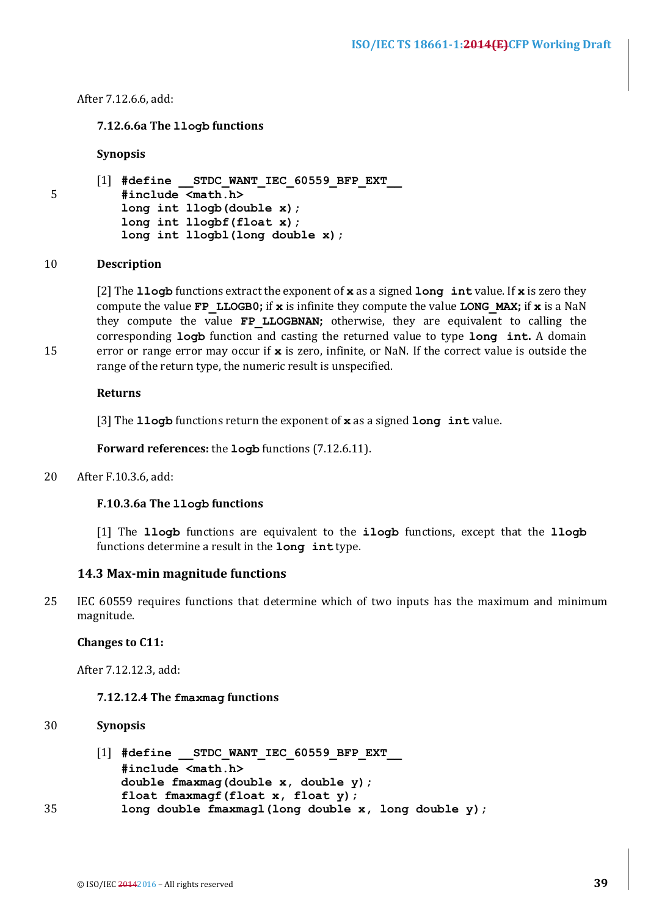After 7.12.6.6, add:

**7.12.6.6a The `llogb` functions**

**Synopsis**

[1]
```
#define __STDC_WANT_IEC_60559_BFP_EXT__
#include <math.h>
long int llogb(double x);
long int llogbf(float x);
long int llogbl(long double x);
```

**Description**

[2] The **`llogb`** functions extract the exponent of **`x`** as a signed **`long int`** value. If **`x`** is zero they compute the value **`FP_LLOGB0`**; if **`x`** is infinite they compute the value **`LONG_MAX`**; if **`x`** is a NaN they compute the value **`FP_LLOGBNAN`**; otherwise, they are equivalent to calling the corresponding **`logb`** function and casting the returned value to type **`long int`**. A domain error or range error may occur if **`x`** is zero, infinite, or NaN. If the correct value is outside the range of the return type, the numeric result is unspecified.

**Returns**

[3] The **`llogb`** functions return the exponent of **`x`** as a signed **`long int`** value.

**Forward references:** the **`logb`** functions (7.12.6.11).

After F.10.3.6, add:

**F.10.3.6a The `llogb` functions**

[1] The **`llogb`** functions are equivalent to the **`ilogb`** functions, except that the **`llogb`** functions determine a result in the **`long int`** type.

## 14.3 Max-min magnitude functions

IEC 60559 requires functions that determine which of two inputs has the maximum and minimum magnitude.

**Changes to C11:**

After 7.12.12.3, add:

**7.12.12.4 The `fmaxmag` functions**

**Synopsis**

[1]
```
#define __STDC_WANT_IEC_60559_BFP_EXT__
#include <math.h>
double fmaxmag(double x, double y);
float fmaxmagf(float x, float y);
long double fmaxmagl(long double x, long double y);
```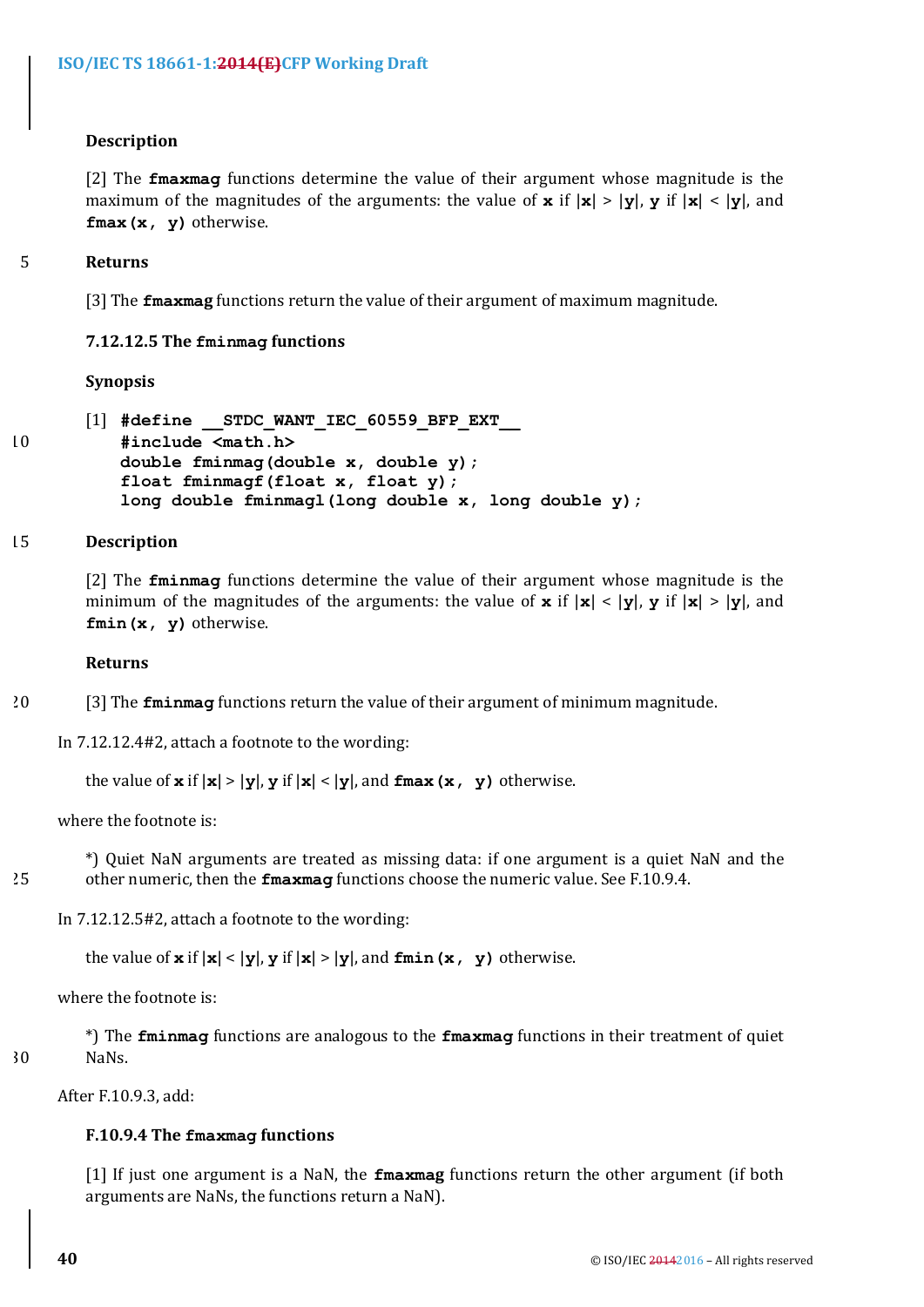**Description**

[2] The **fmaxmag** functions determine the value of their argument whose magnitude is the maximum of the magnitudes of the arguments: the value of **x** if |**x**| > |**y**|, **y** if |**x**| < |**y**|, and **fmax(x, y)** otherwise.

**Returns**

[3] The **fmaxmag** functions return the value of their argument of maximum magnitude.

**7.12.12.5 The fminmag functions**

**Synopsis**

[1]
```
#define __STDC_WANT_IEC_60559_BFP_EXT__
#include <math.h>
double fminmag(double x, double y);
float fminmagf(float x, float y);
long double fminmagl(long double x, long double y);
```

**Description**

[2] The **fminmag** functions determine the value of their argument whose magnitude is the minimum of the magnitudes of the arguments: the value of **x** if |**x**| < |**y**|, **y** if |**x**| > |**y**|, and **fmin(x, y)** otherwise.

**Returns**

[3] The **fminmag** functions return the value of their argument of minimum magnitude.

In 7.12.12.4#2, attach a footnote to the wording:

the value of **x** if |**x**| > |**y**|, **y** if |**x**| < |**y**|, and **fmax(x, y)** otherwise.

where the footnote is:

*) Quiet NaN arguments are treated as missing data: if one argument is a quiet NaN and the other numeric, then the **fmaxmag** functions choose the numeric value. See F.10.9.4.

In 7.12.12.5#2, attach a footnote to the wording:

the value of **x** if |**x**| < |**y**|, **y** if |**x**| > |**y**|, and **fmin(x, y)** otherwise.

where the footnote is:

*) The **fminmag** functions are analogous to the **fmaxmag** functions in their treatment of quiet NaNs.

After F.10.9.3, add:

**F.10.9.4 The fmaxmag functions**

[1] If just one argument is a NaN, the **fmaxmag** functions return the other argument (if both arguments are NaNs, the functions return a NaN).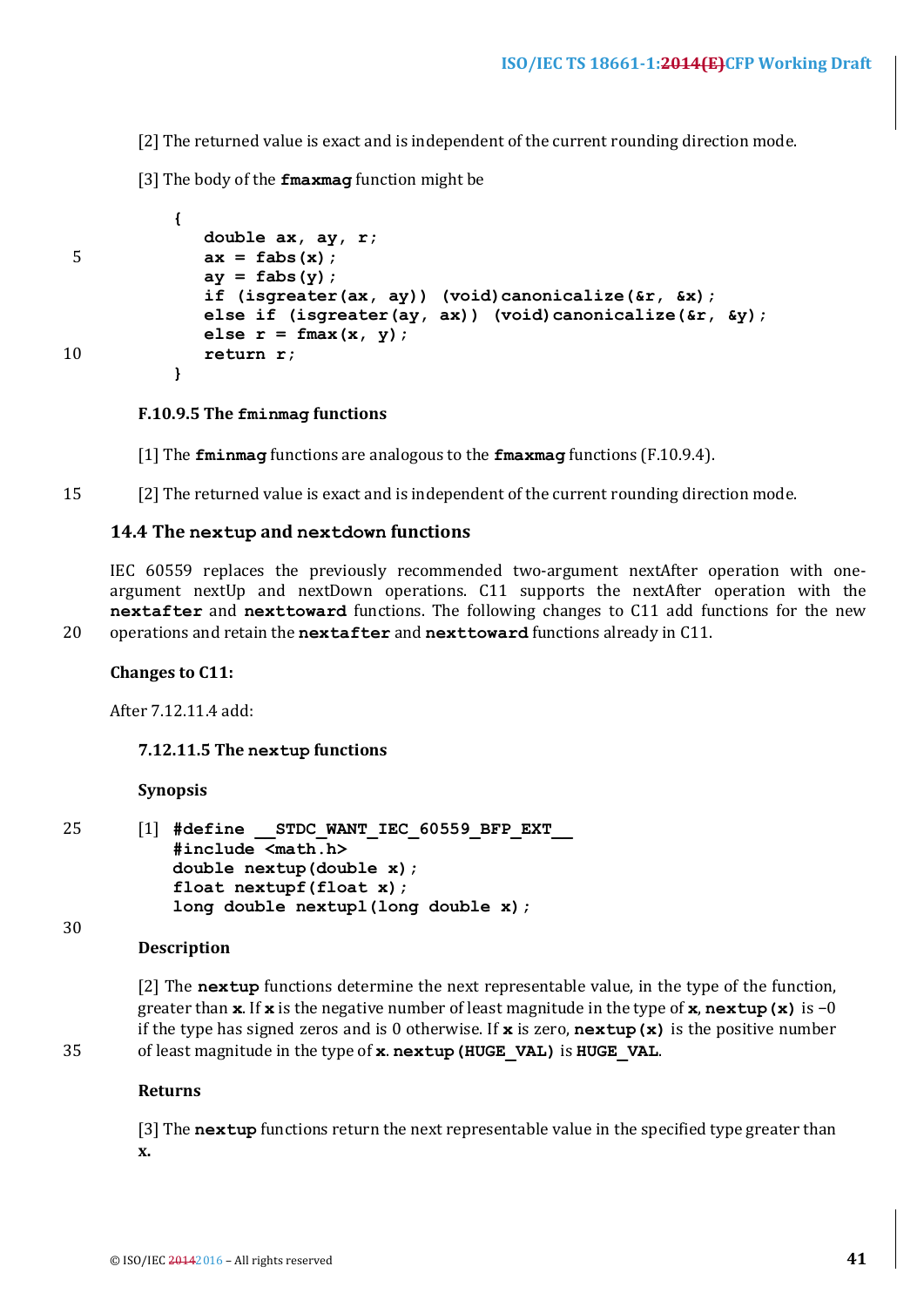[2] The returned value is exact and is independent of the current rounding direction mode.

[3] The body of the **fmaxmag** function might be

```
{
   double ax, ay, r;
   ax = fabs(x);
   ay = fabs(y);
   if (isgreater(ax, ay)) (void)canonicalize(&r, &x);
   else if (isgreater(ay, ax)) (void)canonicalize(&r, &y);
   else r = fmax(x, y);
   return r;
}
```

**F.10.9.5 The fminmag functions**

[1] The **fminmag** functions are analogous to the **fmaxmag** functions (F.10.9.4).

[2] The returned value is exact and is independent of the current rounding direction mode.

## 14.4 The nextup and nextdown functions

IEC 60559 replaces the previously recommended two-argument nextAfter operation with one-argument nextUp and nextDown operations. C11 supports the nextAfter operation with the **nextafter** and **nexttoward** functions. The following changes to C11 add functions for the new operations and retain the **nextafter** and **nexttoward** functions already in C11.

**Changes to C11:**

After 7.12.11.4 add:

**7.12.11.5 The nextup functions**

**Synopsis**

[1]
```
#define __STDC_WANT_IEC_60559_BFP_EXT__
#include <math.h>
double nextup(double x);
float nextupf(float x);
long double nextupl(long double x);
```

**Description**

[2] The **nextup** functions determine the next representable value, in the type of the function, greater than **x**. If **x** is the negative number of least magnitude in the type of **x**, **nextup(x)** is −0 if the type has signed zeros and is 0 otherwise. If **x** is zero, **nextup(x)** is the positive number of least magnitude in the type of **x**. **nextup(HUGE_VAL)** is **HUGE_VAL**.

**Returns**

[3] The **nextup** functions return the next representable value in the specified type greater than **x**.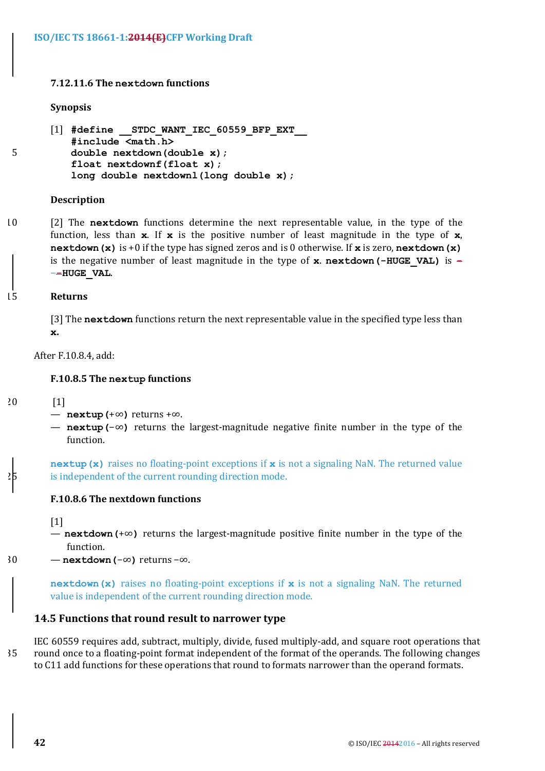#### 7.12.11.6 The `nextdown` functions

**Synopsis**

[1]
```
#define __STDC_WANT_IEC_60559_BFP_EXT__
#include <math.h>
double nextdown(double x);
float nextdownf(float x);
long double nextdownl(long double x);
```

**Description**

[2] The **nextdown** functions determine the next representable value, in the type of the function, less than **x**. If **x** is the positive number of least magnitude in the type of **x**, **nextdown(x)** is +0 if the type has signed zeros and is 0 otherwise. If **x** is zero, **nextdown(x)** is the negative number of least magnitude in the type of **x**. **nextdown(-HUGE_VAL)** is −**HUGE_VAL**.

**Returns**

[3] The **nextdown** functions return the next representable value in the specified type less than **x.**

After F.10.8.4, add:

#### F.10.8.5 The `nextup` functions

[1]

— **nextup(+∞)** returns +∞.

— **nextup(−∞)** returns the largest-magnitude negative finite number in the type of the function.

**nextup(x)** raises no floating-point exceptions if **x** is not a signaling NaN. The returned value is independent of the current rounding direction mode.

#### F.10.8.6 The nextdown functions

[1]

— **nextdown(+∞)** returns the largest-magnitude positive finite number in the type of the function.

— **nextdown(−∞)** returns −∞.

**nextdown(x)** raises no floating-point exceptions if **x** is not a signaling NaN. The returned value is independent of the current rounding direction mode.

### 14.5 Functions that round result to narrower type

IEC 60559 requires add, subtract, multiply, divide, fused multiply-add, and square root operations that round once to a floating-point format independent of the format of the operands. The following changes to C11 add functions for these operations that round to formats narrower than the operand formats.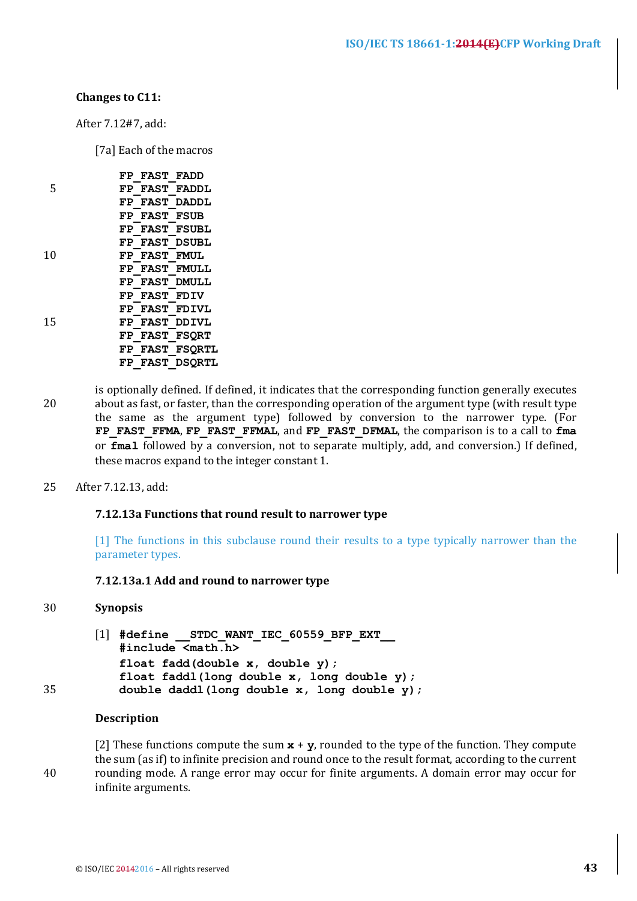**Changes to C11:**

After 7.12#7, add:

[7a] Each of the macros

```
FP_FAST_FADD
FP_FAST_FADDL
FP_FAST_DADDL
FP_FAST_FSUB
FP_FAST_FSUBL
FP_FAST_DSUBL
FP_FAST_FMUL
FP_FAST_FMULL
FP_FAST_DMULL
FP_FAST_FDIV
FP_FAST_FDIVL
FP_FAST_DDIVL
FP_FAST_FSQRT
FP_FAST_FSQRTL
FP_FAST_DSQRTL
```

is optionally defined. If defined, it indicates that the corresponding function generally executes about as fast, or faster, than the corresponding operation of the argument type (with result type the same as the argument type) followed by conversion to the narrower type. (For **`FP_FAST_FFMA`**, **`FP_FAST_FFMAL`**, and **`FP_FAST_DFMAL`**, the comparison is to a call to **`fma`** or **`fmal`** followed by a conversion, not to separate multiply, add, and conversion.) If defined, these macros expand to the integer constant 1.

After 7.12.13, add:

### 7.12.13a Functions that round result to narrower type

[1] The functions in this subclause round their results to a type typically narrower than the parameter types.

#### 7.12.13a.1 Add and round to narrower type

**Synopsis**

[1]
```
#define __STDC_WANT_IEC_60559_BFP_EXT__
#include <math.h>
float fadd(double x, double y);
float faddl(long double x, long double y);
double daddl(long double x, long double y);
```

**Description**

[2] These functions compute the sum **x** + **y**, rounded to the type of the function. They compute the sum (as if) to infinite precision and round once to the result format, according to the current rounding mode. A range error may occur for finite arguments. A domain error may occur for infinite arguments.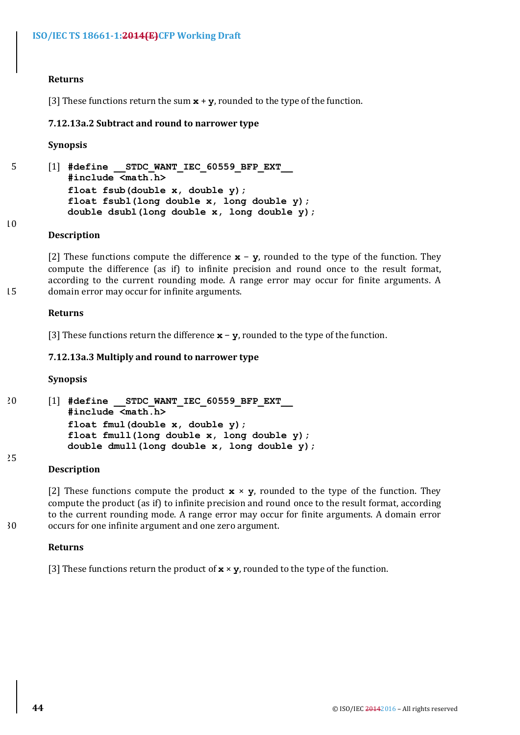**Returns**

[3] These functions return the sum **x** + **y**, rounded to the type of the function.

### 7.12.13a.2 Subtract and round to narrower type

**Synopsis**

[1]
```
#define __STDC_WANT_IEC_60559_BFP_EXT__
#include <math.h>
float fsub(double x, double y);
float fsubl(long double x, long double y);
double dsubl(long double x, long double y);
```

**Description**

[2] These functions compute the difference **x** − **y**, rounded to the type of the function. They compute the difference (as if) to infinite precision and round once to the result format, according to the current rounding mode. A range error may occur for finite arguments. A domain error may occur for infinite arguments.

**Returns**

[3] These functions return the difference **x** − **y**, rounded to the type of the function.

### 7.12.13a.3 Multiply and round to narrower type

**Synopsis**

[1]
```
#define __STDC_WANT_IEC_60559_BFP_EXT__
#include <math.h>
float fmul(double x, double y);
float fmull(long double x, long double y);
double dmull(long double x, long double y);
```

**Description**

[2] These functions compute the product **x** × **y**, rounded to the type of the function. They compute the product (as if) to infinite precision and round once to the result format, according to the current rounding mode. A range error may occur for finite arguments. A domain error occurs for one infinite argument and one zero argument.

**Returns**

[3] These functions return the product of **x** × **y**, rounded to the type of the function.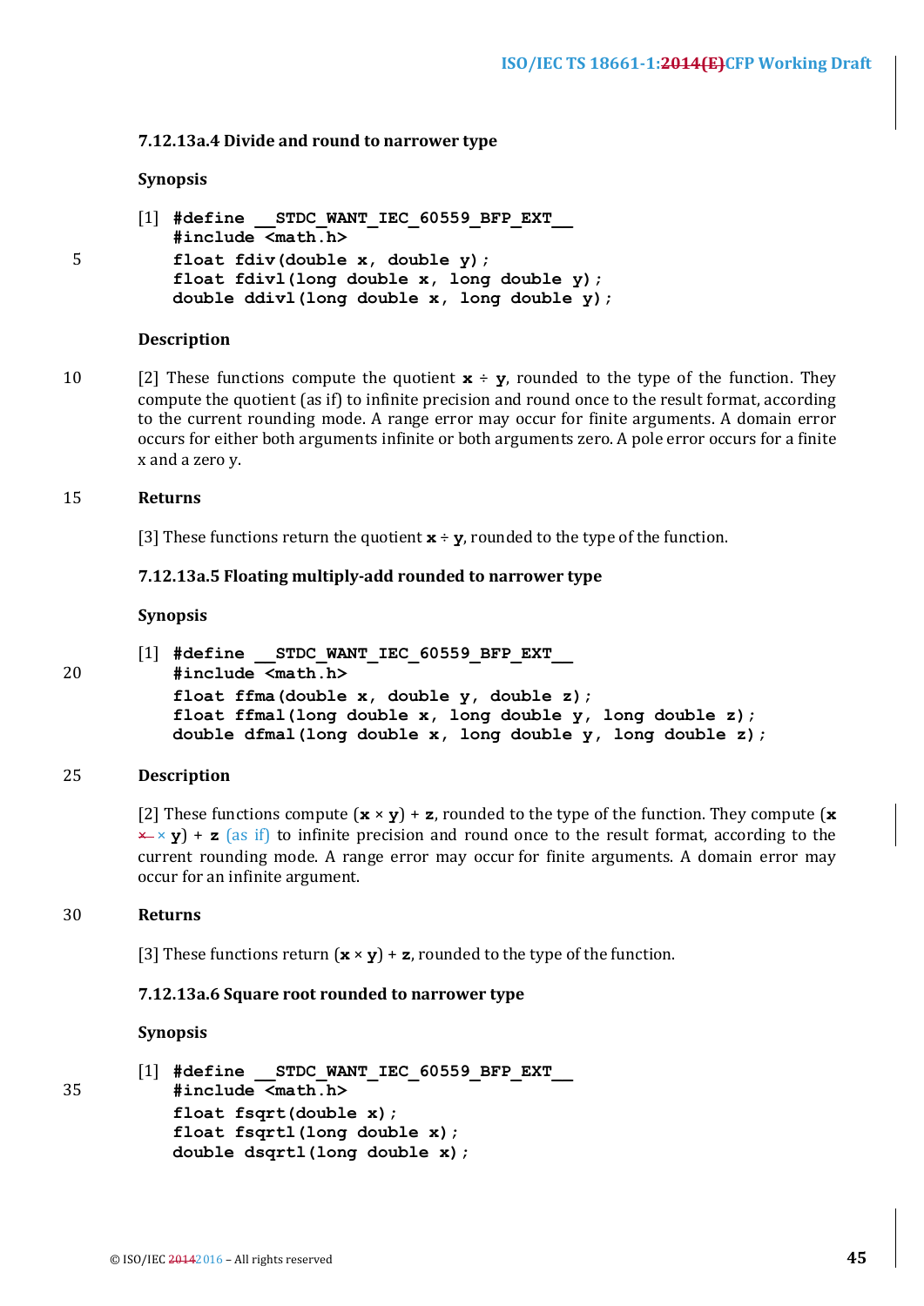#### 7.12.13a.4 Divide and round to narrower type

**Synopsis**

[1]
```
#define __STDC_WANT_IEC_60559_BFP_EXT__
#include <math.h>
float fdiv(double x, double y);
float fdivl(long double x, long double y);
double ddivl(long double x, long double y);
```

**Description**

[2] These functions compute the quotient **x** ÷ **y**, rounded to the type of the function. They compute the quotient (as if) to infinite precision and round once to the result format, according to the current rounding mode. A range error may occur for finite arguments. A domain error occurs for either both arguments infinite or both arguments zero. A pole error occurs for a finite x and a zero y.

**Returns**

[3] These functions return the quotient **x** ÷ **y**, rounded to the type of the function.

#### 7.12.13a.5 Floating multiply-add rounded to narrower type

**Synopsis**

[1]
```
#define __STDC_WANT_IEC_60559_BFP_EXT__
#include <math.h>
float ffma(double x, double y, double z);
float ffmal(long double x, long double y, long double z);
double dfmal(long double x, long double y, long double z);
```

**Description**

[2] These functions compute (**x** × **y**) + **z**, rounded to the type of the function. They compute (**x** ~~x~~ × **y**) + **z** (as if) to infinite precision and round once to the result format, according to the current rounding mode. A range error may occur for finite arguments. A domain error may occur for an infinite argument.

**Returns**

[3] These functions return (**x** × **y**) + **z**, rounded to the type of the function.

#### 7.12.13a.6 Square root rounded to narrower type

**Synopsis**

[1]
```
#define __STDC_WANT_IEC_60559_BFP_EXT__
#include <math.h>
float fsqrt(double x);
float fsqrtl(long double x);
double dsqrtl(long double x);
```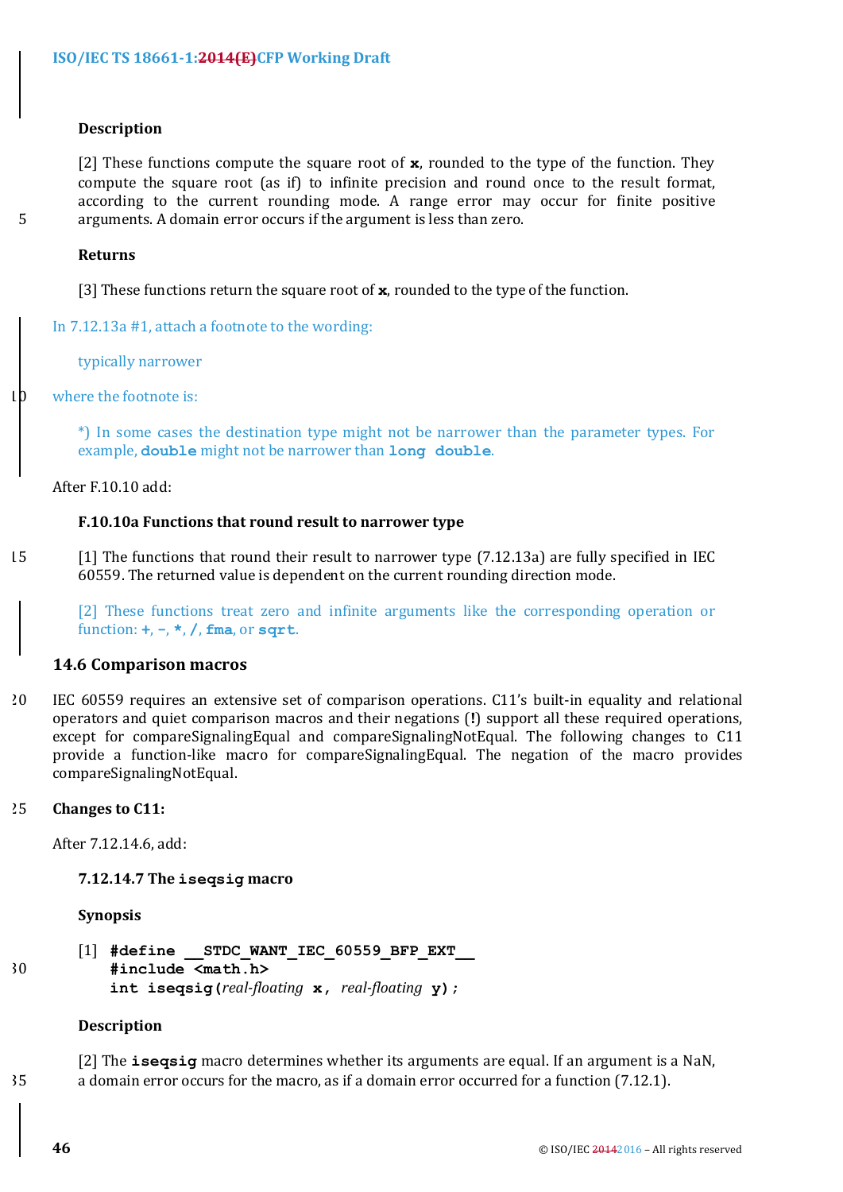**Description**

[2] These functions compute the square root of **x**, rounded to the type of the function. They compute the square root (as if) to infinite precision and round once to the result format, according to the current rounding mode. A range error may occur for finite positive arguments. A domain error occurs if the argument is less than zero.

**Returns**

[3] These functions return the square root of **x**, rounded to the type of the function.

In 7.12.13a #1, attach a footnote to the wording:

typically narrower

where the footnote is:

*) In some cases the destination type might not be narrower than the parameter types. For example, **double** might not be narrower than **long double**.

After F.10.10 add:

**F.10.10a Functions that round result to narrower type**

[1] The functions that round their result to narrower type (7.12.13a) are fully specified in IEC 60559. The returned value is dependent on the current rounding direction mode.

[2] These functions treat zero and infinite arguments like the corresponding operation or function: **+**, **-**, **\***, **/**, **fma**, or **sqrt**.

## 14.6 Comparison macros

IEC 60559 requires an extensive set of comparison operations. C11's built-in equality and relational operators and quiet comparison macros and their negations (**!**) support all these required operations, except for compareSignalingEqual and compareSignalingNotEqual. The following changes to C11 provide a function-like macro for compareSignalingEqual. The negation of the macro provides compareSignalingNotEqual.

**Changes to C11:**

After 7.12.14.6, add:

**7.12.14.7 The iseqsig macro**

**Synopsis**

[1]
```
#define __STDC_WANT_IEC_60559_BFP_EXT__
#include <math.h>
int iseqsig(real-floating x, real-floating y);
```

**Description**

[2] The **iseqsig** macro determines whether its arguments are equal. If an argument is a NaN, a domain error occurs for the macro, as if a domain error occurred for a function (7.12.1).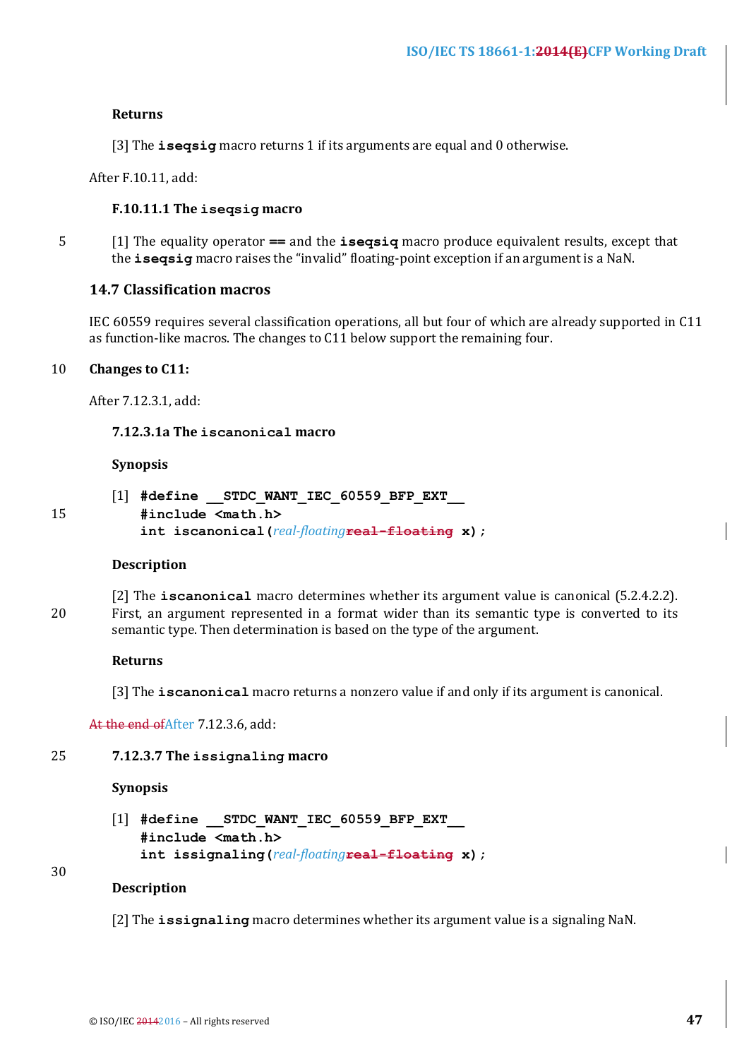**Returns**

[3] The **iseqsig** macro returns 1 if its arguments are equal and 0 otherwise.

After F.10.11, add:

**F.10.11.1 The iseqsig macro**

[1] The equality operator **==** and the **iseqsiq** macro produce equivalent results, except that the **iseqsig** macro raises the "invalid" floating-point exception if an argument is a NaN.

## 14.7 Classification macros

IEC 60559 requires several classification operations, all but four of which are already supported in C11 as function-like macros. The changes to C11 below support the remaining four.

**Changes to C11:**

After 7.12.3.1, add:

**7.12.3.1a The iscanonical macro**

**Synopsis**

[1]
```
#define __STDC_WANT_IEC_60559_BFP_EXT__
#include <math.h>
int iscanonical(real-floating x);
```

**Description**

[2] The **iscanonical** macro determines whether its argument value is canonical (5.2.4.2.2). First, an argument represented in a format wider than its semantic type is converted to its semantic type. Then determination is based on the type of the argument.

**Returns**

[3] The **iscanonical** macro returns a nonzero value if and only if its argument is canonical.

~~At the end of~~After 7.12.3.6, add:

**7.12.3.7 The issignaling macro**

**Synopsis**

[1]
```
#define __STDC_WANT_IEC_60559_BFP_EXT__
#include <math.h>
int issignaling(real-floating x);
```

**Description**

[2] The **issignaling** macro determines whether its argument value is a signaling NaN.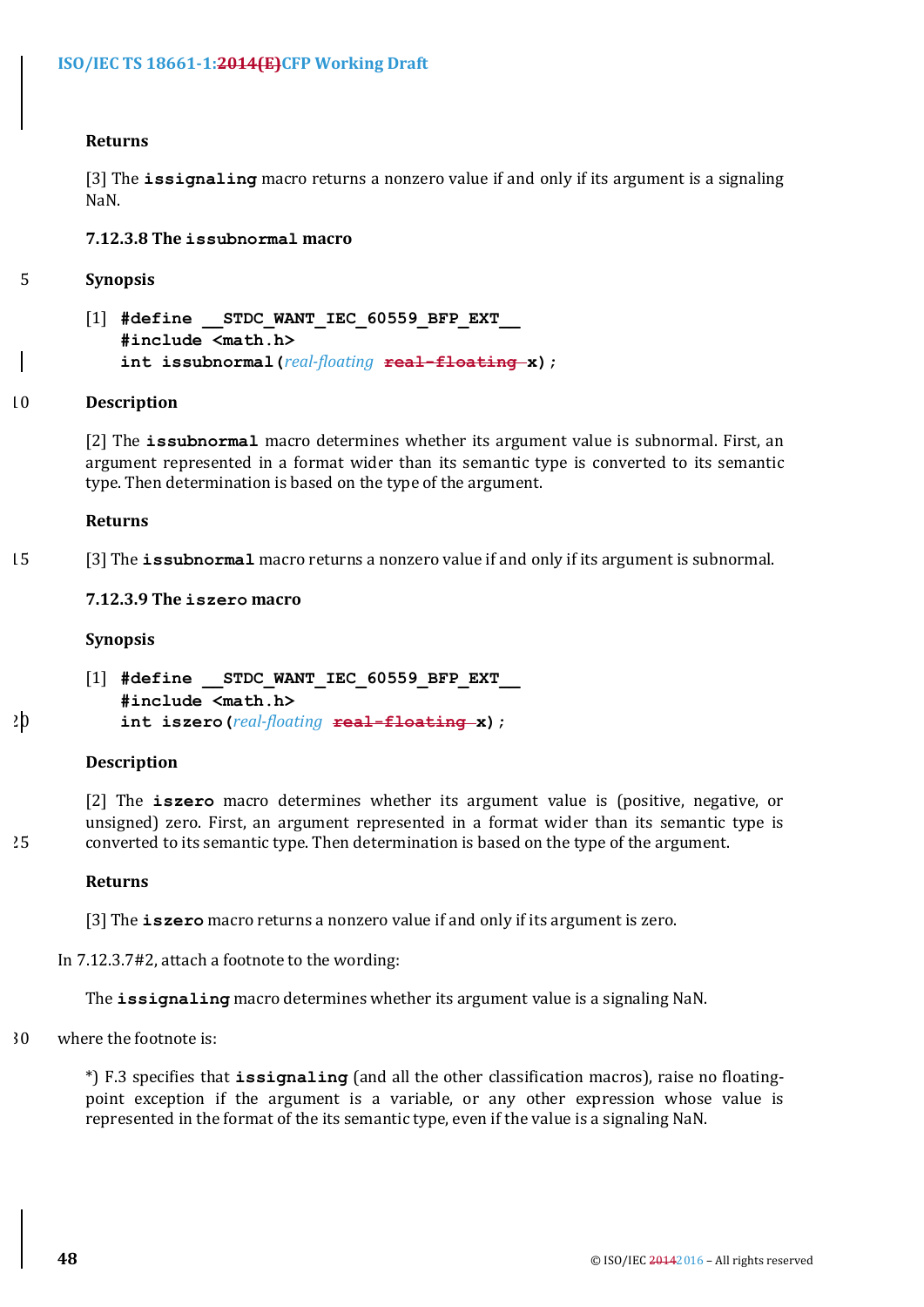**Returns**

[3] The **issignaling** macro returns a nonzero value if and only if its argument is a signaling NaN.

### 7.12.3.8 The issubnormal macro

**Synopsis**

[1]
```
#define __STDC_WANT_IEC_60559_BFP_EXT__
#include <math.h>
int issubnormal(real-floating real-floating x);
```

**Description**

[2] The **issubnormal** macro determines whether its argument value is subnormal. First, an argument represented in a format wider than its semantic type is converted to its semantic type. Then determination is based on the type of the argument.

**Returns**

[3] The **issubnormal** macro returns a nonzero value if and only if its argument is subnormal.

### 7.12.3.9 The iszero macro

**Synopsis**

[1]
```
#define __STDC_WANT_IEC_60559_BFP_EXT__
#include <math.h>
int iszero(real-floating real-floating x);
```

**Description**

[2] The **iszero** macro determines whether its argument value is (positive, negative, or unsigned) zero. First, an argument represented in a format wider than its semantic type is converted to its semantic type. Then determination is based on the type of the argument.

**Returns**

[3] The **iszero** macro returns a nonzero value if and only if its argument is zero.

In 7.12.3.7#2, attach a footnote to the wording:

The **issignaling** macro determines whether its argument value is a signaling NaN.

where the footnote is:

*) F.3 specifies that **issignaling** (and all the other classification macros), raise no floating-point exception if the argument is a variable, or any other expression whose value is represented in the format of the its semantic type, even if the value is a signaling NaN.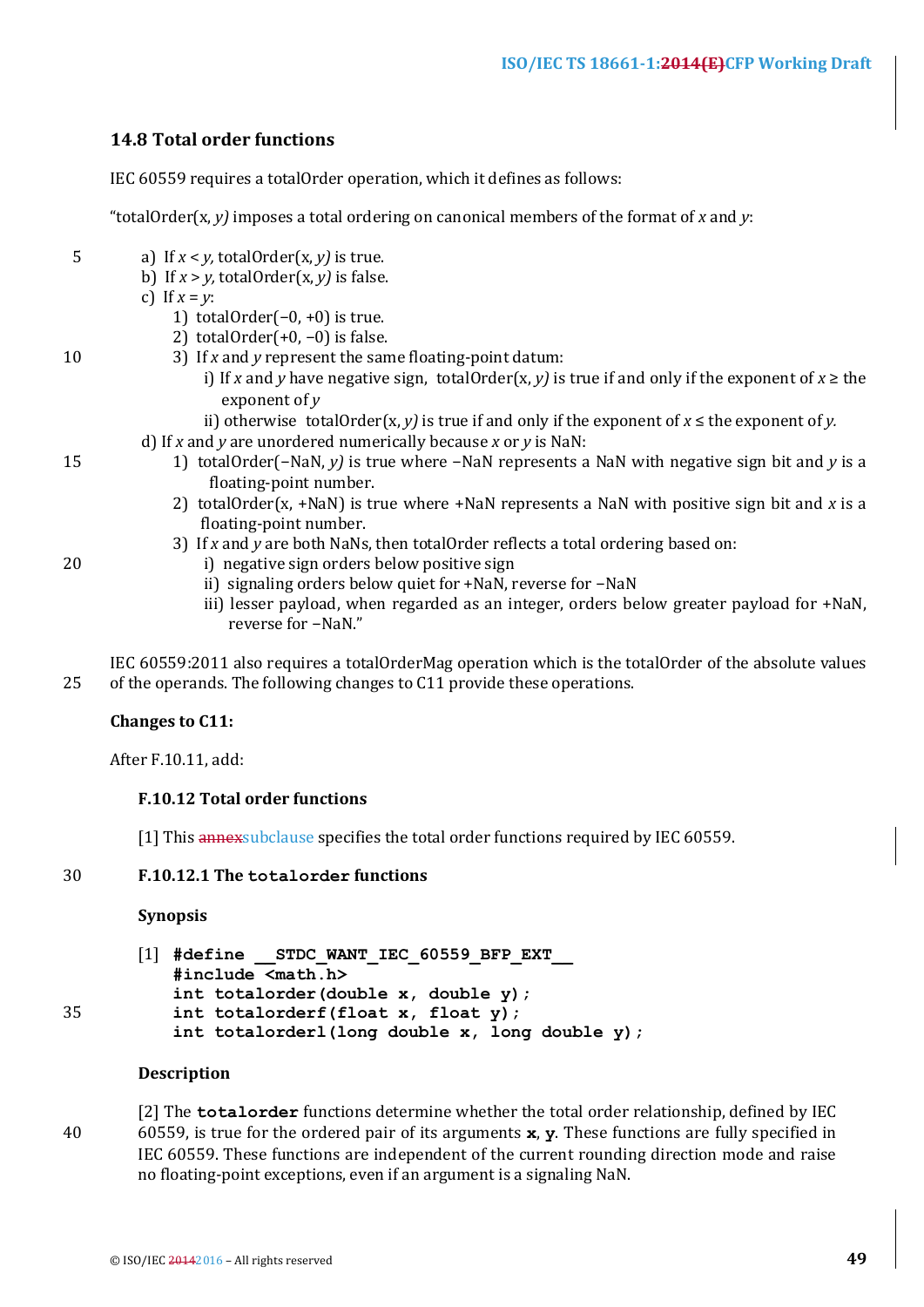## 14.8 Total order functions

IEC 60559 requires a totalOrder operation, which it defines as follows:

“totalOrder(x, *y)* imposes a total ordering on canonical members of the format of *x* and *y*:

a) If $x < y$, totalOrder(x, *y)* is true.
b) If $x > y$, totalOrder(x, *y)* is false.
c) If $x = y$:
    1) totalOrder(−0, +0) is true.
    2) totalOrder(+0, −0) is false.
    3) If *x* and *y* represent the same floating-point datum:
        i) If *x* and *y* have negative sign, totalOrder(x, *y)* is true if and only if the exponent of $x \geq$ the exponent of *y*
        ii) otherwise totalOrder(x, *y)* is true if and only if the exponent of $x \leq$ the exponent of *y.*
d) If *x* and *y* are unordered numerically because *x* or *y* is NaN:
    1) totalOrder(−NaN, *y)* is true where −NaN represents a NaN with negative sign bit and *y* is a floating-point number.
    2) totalOrder(x, +NaN) is true where +NaN represents a NaN with positive sign bit and *x* is a floating-point number.
    3) If *x* and *y* are both NaNs, then totalOrder reflects a total ordering based on:
        i) negative sign orders below positive sign
        ii) signaling orders below quiet for +NaN, reverse for −NaN
        iii) lesser payload, when regarded as an integer, orders below greater payload for +NaN, reverse for −NaN.”

IEC 60559:2011 also requires a totalOrderMag operation which is the totalOrder of the absolute values of the operands. The following changes to C11 provide these operations.

**Changes to C11:**

After F.10.11, add:

**F.10.12 Total order functions**

[1] This ~~annex~~subclause specifies the total order functions required by IEC 60559.

**F.10.12.1 The `totalorder` functions**

**Synopsis**

[1]
```
#define __STDC_WANT_IEC_60559_BFP_EXT__
#include <math.h>
int totalorder(double x, double y);
int totalorderf(float x, float y);
int totalorderl(long double x, long double y);
```

**Description**

[2] The **`totalorder`** functions determine whether the total order relationship, defined by IEC 60559, is true for the ordered pair of its arguments **`x`**, **`y`**. These functions are fully specified in IEC 60559. These functions are independent of the current rounding direction mode and raise no floating-point exceptions, even if an argument is a signaling NaN.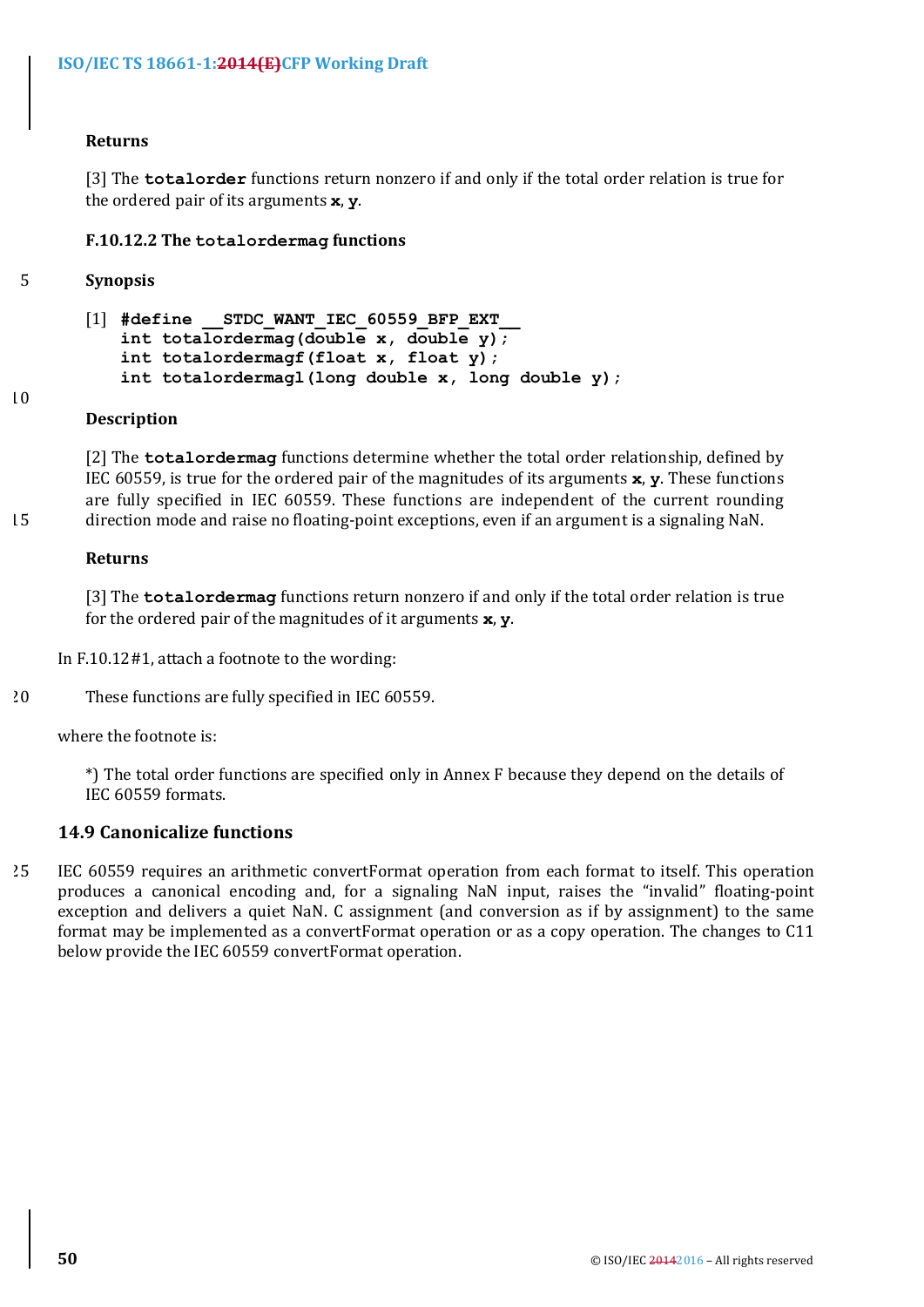**Returns**

[3] The **totalorder** functions return nonzero if and only if the total order relation is true for the ordered pair of its arguments **x**, **y**.

**F.10.12.2 The totalordermag functions**

**Synopsis**

```
[1] #define __STDC_WANT_IEC_60559_BFP_EXT__
    int totalordermag(double x, double y);
    int totalordermagf(float x, float y);
    int totalordermagl(long double x, long double y);
```

**Description**

[2] The **totalordermag** functions determine whether the total order relationship, defined by IEC 60559, is true for the ordered pair of the magnitudes of its arguments **x**, **y**. These functions are fully specified in IEC 60559. These functions are independent of the current rounding direction mode and raise no floating-point exceptions, even if an argument is a signaling NaN.

**Returns**

[3] The **totalordermag** functions return nonzero if and only if the total order relation is true for the ordered pair of the magnitudes of it arguments **x**, **y**.

In F.10.12#1, attach a footnote to the wording:

These functions are fully specified in IEC 60559.

where the footnote is:

*) The total order functions are specified only in Annex F because they depend on the details of IEC 60559 formats.

## 14.9 Canonicalize functions

IEC 60559 requires an arithmetic convertFormat operation from each format to itself. This operation produces a canonical encoding and, for a signaling NaN input, raises the "invalid" floating-point exception and delivers a quiet NaN. C assignment (and conversion as if by assignment) to the same format may be implemented as a convertFormat operation or as a copy operation. The changes to C11 below provide the IEC 60559 convertFormat operation.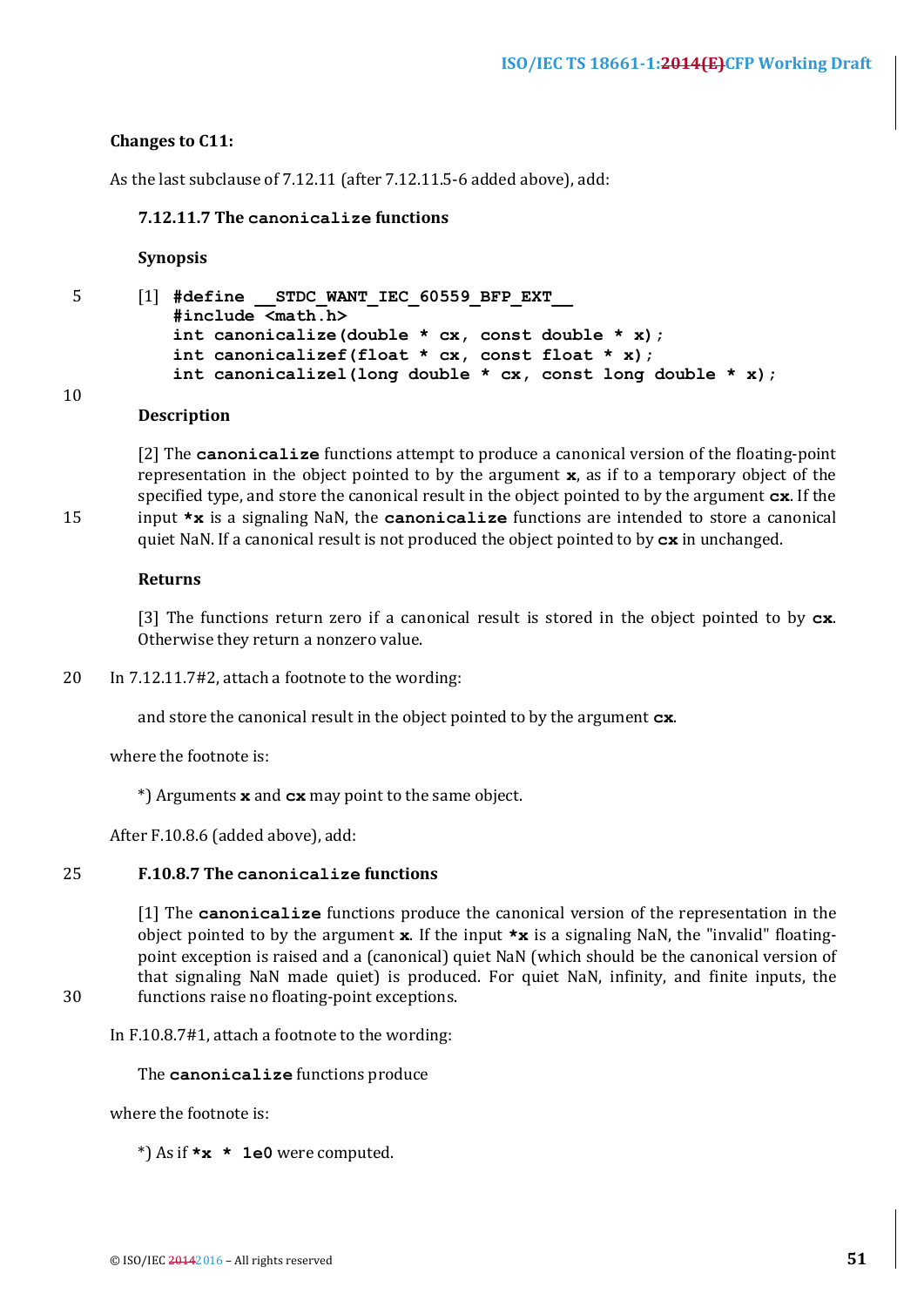**Changes to C11:**

As the last subclause of 7.12.11 (after 7.12.11.5-6 added above), add:

### 7.12.11.7 The `canonicalize` functions

**Synopsis**

[1]
```
#define __STDC_WANT_IEC_60559_BFP_EXT__
#include <math.h>
int canonicalize(double * cx, const double * x);
int canonicalizef(float * cx, const float * x);
int canonicalizel(long double * cx, const long double * x);
```

**Description**

[2] The **`canonicalize`** functions attempt to produce a canonical version of the floating-point representation in the object pointed to by the argument **`x`**, as if to a temporary object of the specified type, and store the canonical result in the object pointed to by the argument **`cx`**. If the input **`*x`** is a signaling NaN, the **`canonicalize`** functions are intended to store a canonical quiet NaN. If a canonical result is not produced the object pointed to by **`cx`** in unchanged.

**Returns**

[3] The functions return zero if a canonical result is stored in the object pointed to by **`cx`**. Otherwise they return a nonzero value.

In 7.12.11.7#2, attach a footnote to the wording:

and store the canonical result in the object pointed to by the argument **`cx`**.

where the footnote is:

*) Arguments **`x`** and **`cx`** may point to the same object.

After F.10.8.6 (added above), add:

### F.10.8.7 The `canonicalize` functions

[1] The **`canonicalize`** functions produce the canonical version of the representation in the object pointed to by the argument **`x`**. If the input **`*x`** is a signaling NaN, the "invalid" floating-point exception is raised and a (canonical) quiet NaN (which should be the canonical version of that signaling NaN made quiet) is produced. For quiet NaN, infinity, and finite inputs, the functions raise no floating-point exceptions.

In F.10.8.7#1, attach a footnote to the wording:

The **`canonicalize`** functions produce

where the footnote is:

*) As if **`*x * 1e0`** were computed.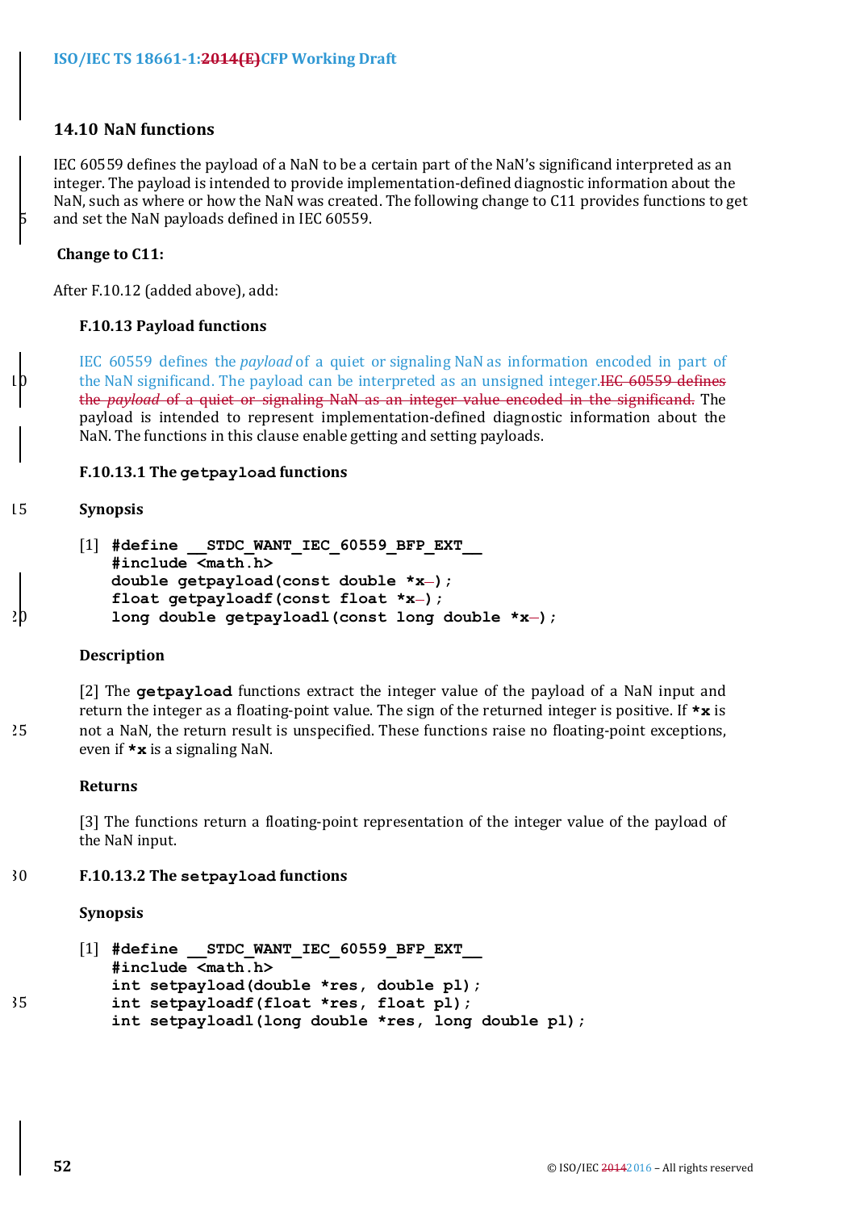## 14.10 NaN functions

IEC 60559 defines the payload of a NaN to be a certain part of the NaN's significand interpreted as an integer. The payload is intended to provide implementation-defined diagnostic information about the NaN, such as where or how the NaN was created. The following change to C11 provides functions to get and set the NaN payloads defined in IEC 60559.

**Change to C11:**

After F.10.12 (added above), add:

### F.10.13 Payload functions

IEC 60559 defines the *payload* of a quiet or signaling NaN as information encoded in part of the NaN significand. The payload can be interpreted as an unsigned integer.~~IEC 60559 defines the *payload* of a quiet or signaling NaN as an integer value encoded in the significand.~~ The payload is intended to represent implementation-defined diagnostic information about the NaN. The functions in this clause enable getting and setting payloads.

#### F.10.13.1 The `getpayload` functions

**Synopsis**

[1]
```
#define __STDC_WANT_IEC_60559_BFP_EXT__
#include <math.h>
double getpayload(const double *x);
float getpayloadf(const float *x);
long double getpayloadl(const long double *x);
```

**Description**

[2] The **getpayload** functions extract the integer value of the payload of a NaN input and return the integer as a floating-point value. The sign of the returned integer is positive. If ***x** is not a NaN, the return result is unspecified. These functions raise no floating-point exceptions, even if ***x** is a signaling NaN.

**Returns**

[3] The functions return a floating-point representation of the integer value of the payload of the NaN input.

#### F.10.13.2 The `setpayload` functions

**Synopsis**

[1]
```
#define __STDC_WANT_IEC_60559_BFP_EXT__
#include <math.h>
int setpayload(double *res, double pl);
int setpayloadf(float *res, float pl);
int setpayloadl(long double *res, long double pl);
```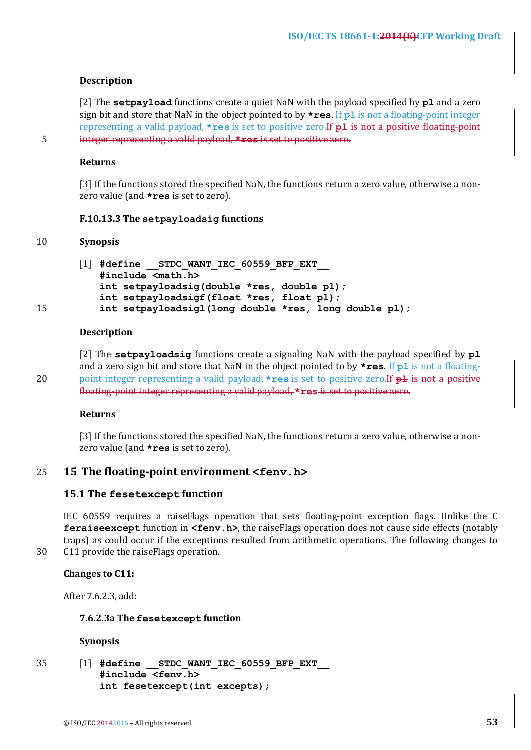**Description**

[2] The **setpayload** functions create a quiet NaN with the payload specified by **pl** and a zero sign bit and store that NaN in the object pointed to by ***res**. If **pl** is not a floating-point integer representing a valid payload, ***res** is set to positive zero.~~If **pl** is not a positive floating-point integer representing a valid payload, ***res** is set to positive zero.~~

**Returns**

[3] If the functions stored the specified NaN, the functions return a zero value, otherwise a non-zero value (and ***res** is set to zero).

**F.10.13.3 The setpayloadsig functions**

**Synopsis**

```
[1] #define __STDC_WANT_IEC_60559_BFP_EXT__
    #include <math.h>
    int setpayloadsig(double *res, double pl);
    int setpayloadsigf(float *res, float pl);
    int setpayloadsigl(long double *res, long double pl);
```

**Description**

[2] The **setpayloadsig** functions create a signaling NaN with the payload specified by **pl** and a zero sign bit and store that NaN in the object pointed to by ***res**. If **pl** is not a floating-point integer representing a valid payload, ***res** is set to positive zero.~~If **pl** is not a positive floating-point integer representing a valid payload, ***res** is set to positive zero.~~

**Returns**

[3] If the functions stored the specified NaN, the functions return a zero value, otherwise a non-zero value (and ***res** is set to zero).

## 15 The floating-point environment <fenv.h>

### 15.1 The fesetexcept function

IEC 60559 requires a raiseFlags operation that sets floating-point exception flags. Unlike the C **feraiseexcept** function in **<fenv.h>**, the raiseFlags operation does not cause side effects (notably traps) as could occur if the exceptions resulted from arithmetic operations. The following changes to C11 provide the raiseFlags operation.

**Changes to C11:**

After 7.6.2.3, add:

**7.6.2.3a The fesetexcept function**

**Synopsis**

```
[1] #define __STDC_WANT_IEC_60559_BFP_EXT__
    #include <fenv.h>
    int fesetexcept(int excepts);
```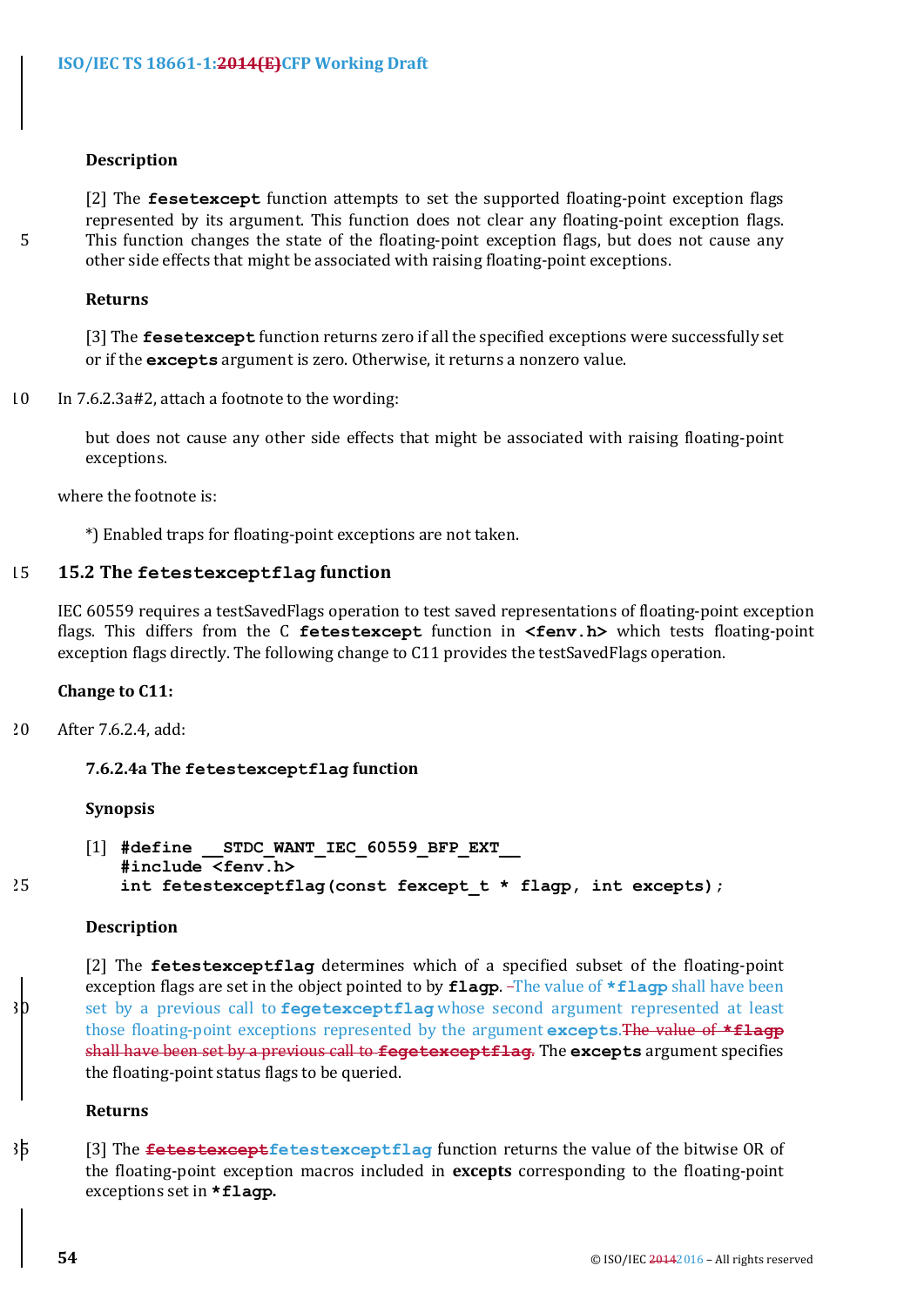**Description**

[2] The **fesetexcept** function attempts to set the supported floating-point exception flags represented by its argument. This function does not clear any floating-point exception flags. This function changes the state of the floating-point exception flags, but does not cause any other side effects that might be associated with raising floating-point exceptions.

**Returns**

[3] The **fesetexcept** function returns zero if all the specified exceptions were successfully set or if the **excepts** argument is zero. Otherwise, it returns a nonzero value.

In 7.6.2.3a#2, attach a footnote to the wording:

> but does not cause any other side effects that might be associated with raising floating-point exceptions.

where the footnote is:

> *) Enabled traps for floating-point exceptions are not taken.

## 15.2 The `fetestexceptflag` function

IEC 60559 requires a testSavedFlags operation to test saved representations of floating-point exception flags. This differs from the C **fetestexcept** function in **<fenv.h>** which tests floating-point exception flags directly. The following change to C11 provides the testSavedFlags operation.

**Change to C11:**

After 7.6.2.4, add:

**7.6.2.4a The `fetestexceptflag` function**

**Synopsis**

[1]
```
#define __STDC_WANT_IEC_60559_BFP_EXT__
#include <fenv.h>
int fetestexceptflag(const fexcept_t * flagp, int excepts);
```

**Description**

[2] The **fetestexceptflag** determines which of a specified subset of the floating-point exception flags are set in the object pointed to by **flagp**. The value of ***flagp** shall have been set by a previous call to **fegetexceptflag** whose second argument represented at least those floating-point exceptions represented by the argument **excepts**.~~The value of **\*flagp** shall have been set by a previous call to **fegetexceptflag**~~. The **excepts** argument specifies the floating-point status flags to be queried.

**Returns**

[3] The ~~**fetestexcept**~~**fetestexceptflag** function returns the value of the bitwise OR of the floating-point exception macros included in **excepts** corresponding to the floating-point exceptions set in ***flagp**.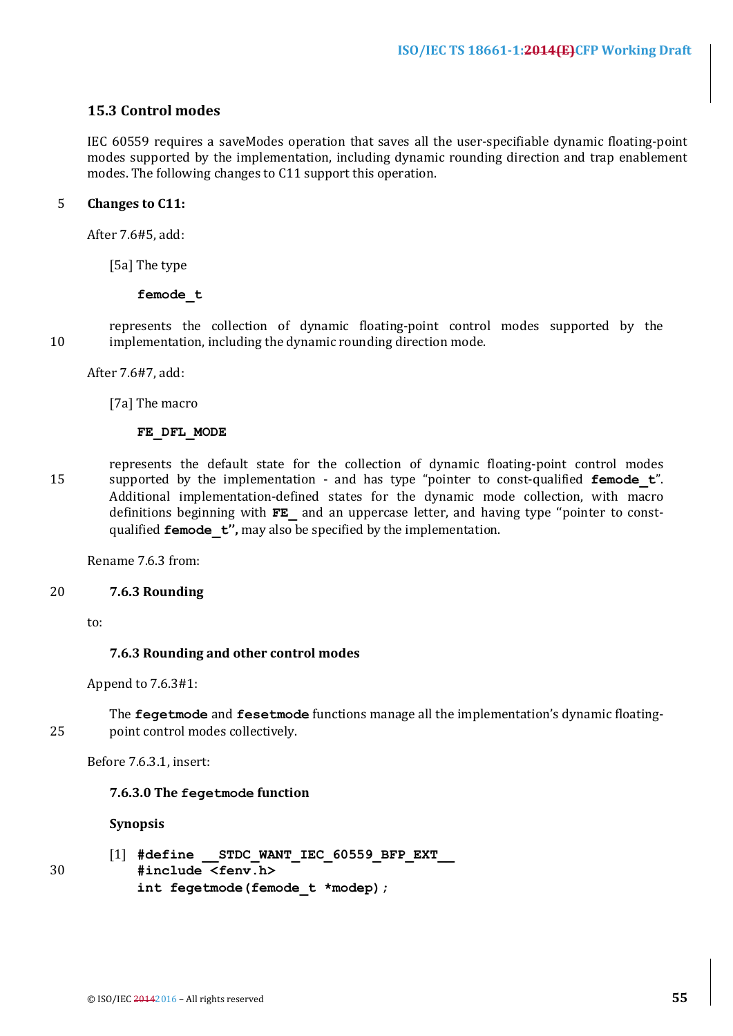## 15.3 Control modes

IEC 60559 requires a saveModes operation that saves all the user-specifiable dynamic floating-point modes supported by the implementation, including dynamic rounding direction and trap enablement modes. The following changes to C11 support this operation.

**Changes to C11:**

After 7.6#5, add:

> [5a] The type
>
> **`femode_t`**
>
> represents the collection of dynamic floating-point control modes supported by the implementation, including the dynamic rounding direction mode.

After 7.6#7, add:

> [7a] The macro
>
> **`FE_DFL_MODE`**
>
> represents the default state for the collection of dynamic floating-point control modes supported by the implementation - and has type "pointer to const-qualified **`femode_t`**". Additional implementation-defined states for the dynamic mode collection, with macro definitions beginning with **`FE_`** and an uppercase letter, and having type "pointer to const-qualified **`femode_t`**", may also be specified by the implementation.

Rename 7.6.3 from:

> **7.6.3 Rounding**

to:

> **7.6.3 Rounding and other control modes**

Append to 7.6.3#1:

> The **`fegetmode`** and **`fesetmode`** functions manage all the implementation's dynamic floating-point control modes collectively.

Before 7.6.3.1, insert:

> **7.6.3.0 The `fegetmode` function**
>
> **Synopsis**
>
> [1]
> ```
> #define __STDC_WANT_IEC_60559_BFP_EXT__
> #include <fenv.h>
> int fegetmode(femode_t *modep);
> ```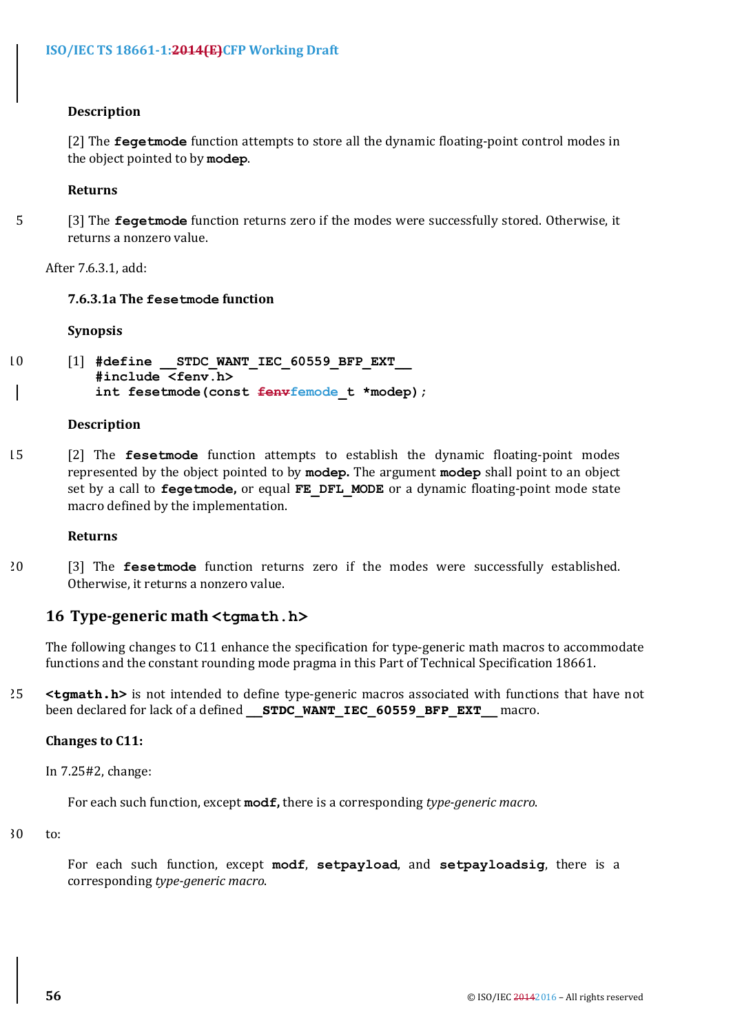**Description**

[2] The **fegetmode** function attempts to store all the dynamic floating-point control modes in the object pointed to by **modep**.

**Returns**

[3] The **fegetmode** function returns zero if the modes were successfully stored. Otherwise, it returns a nonzero value.

After 7.6.3.1, add:

**7.6.3.1a The fesetmode function**

**Synopsis**

[1]
```
#define __STDC_WANT_IEC_60559_BFP_EXT__
#include <fenv.h>
int fesetmode(const ~~fenv~~femode_t *modep);
```

**Description**

[2] The **fesetmode** function attempts to establish the dynamic floating-point modes represented by the object pointed to by **modep.** The argument **modep** shall point to an object set by a call to **fegetmode,** or equal **FE_DFL_MODE** or a dynamic floating-point mode state macro defined by the implementation.

**Returns**

[3] The **fesetmode** function returns zero if the modes were successfully established. Otherwise, it returns a nonzero value.

## 16 Type-generic math <tgmath.h>

The following changes to C11 enhance the specification for type-generic math macros to accommodate functions and the constant rounding mode pragma in this Part of Technical Specification 18661.

**<tgmath.h>** is not intended to define type-generic macros associated with functions that have not been declared for lack of a defined **__STDC_WANT_IEC_60559_BFP_EXT__** macro.

**Changes to C11:**

In 7.25#2, change:

For each such function, except **modf,** there is a corresponding *type-generic macro*.

to:

For each such function, except **modf**, **setpayload**, and **setpayloadsig**, there is a corresponding *type-generic macro*.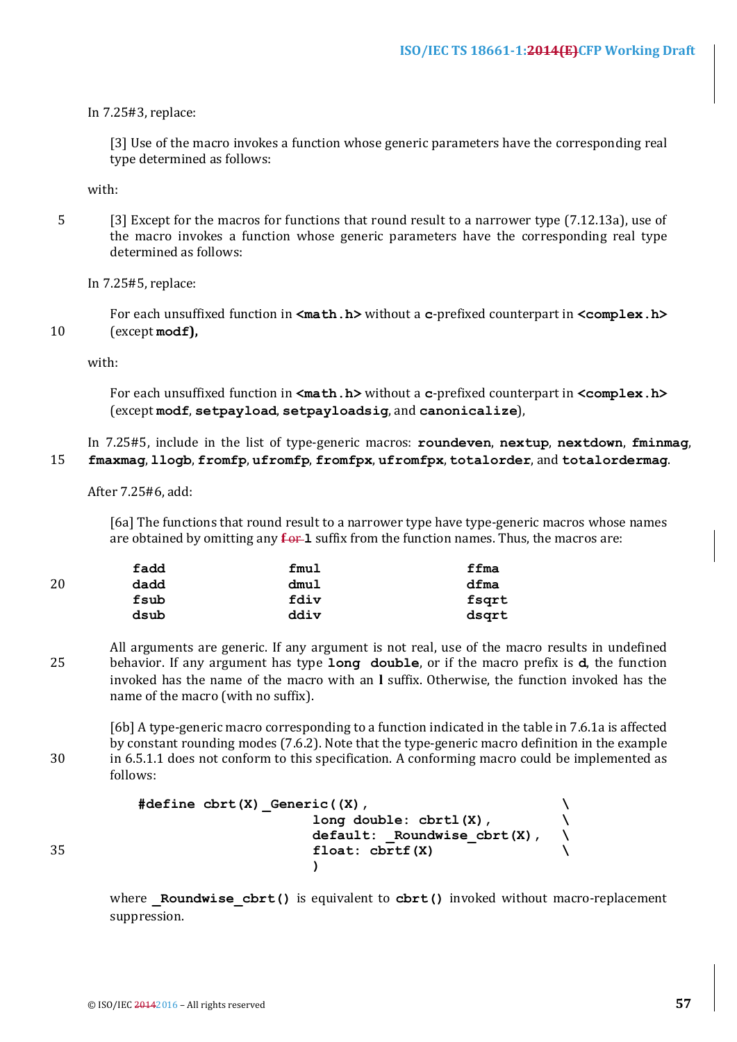In 7.25#3, replace:

> [3] Use of the macro invokes a function whose generic parameters have the corresponding real type determined as follows:

with:

> [3] Except for the macros for functions that round result to a narrower type (7.12.13a), use of the macro invokes a function whose generic parameters have the corresponding real type determined as follows:

In 7.25#5, replace:

> For each unsuffixed function in **<math.h>** without a **c**-prefixed counterpart in **<complex.h>** (except **modf**),

with:

> For each unsuffixed function in **<math.h>** without a **c**-prefixed counterpart in **<complex.h>** (except **modf**, **setpayload**, **setpayloadsig**, and **canonicalize**),

In 7.25#5, include in the list of type-generic macros: **roundeven**, **nextup**, **nextdown**, **fminmag**, **fmaxmag**, **llogb**, **fromfp**, **ufromfp**, **fromfpx**, **ufromfpx**, **totalorder**, and **totalordermag**.

After 7.25#6, add:

> [6a] The functions that round result to a narrower type have type-generic macros whose names are obtained by omitting any ~~f or~~ **l** suffix from the function names. Thus, the macros are:

| | | |
|---|---|---|
| **fadd** | **fmul** | **ffma** |
| **dadd** | **dmul** | **dfma** |
| **fsub** | **fdiv** | **fsqrt** |
| **dsub** | **ddiv** | **dsqrt** |

> All arguments are generic. If any argument is not real, use of the macro results in undefined behavior. If any argument has type **long double**, or if the macro prefix is **d**, the function invoked has the name of the macro with an **l** suffix. Otherwise, the function invoked has the name of the macro (with no suffix).

> [6b] A type-generic macro corresponding to a function indicated in the table in 7.6.1a is affected by constant rounding modes (7.6.2). Note that the type-generic macro definition in the example in 6.5.1.1 does not conform to this specification. A conforming macro could be implemented as follows:

```
#define cbrt(X) _Generic((X),                    \
                         long double: cbrtl(X),          \
                         default: _Roundwise_cbrt(X),   \
                         float: cbrtf(X)                \
                         )
```

> where **_Roundwise_cbrt()** is equivalent to **cbrt()** invoked without macro-replacement suppression.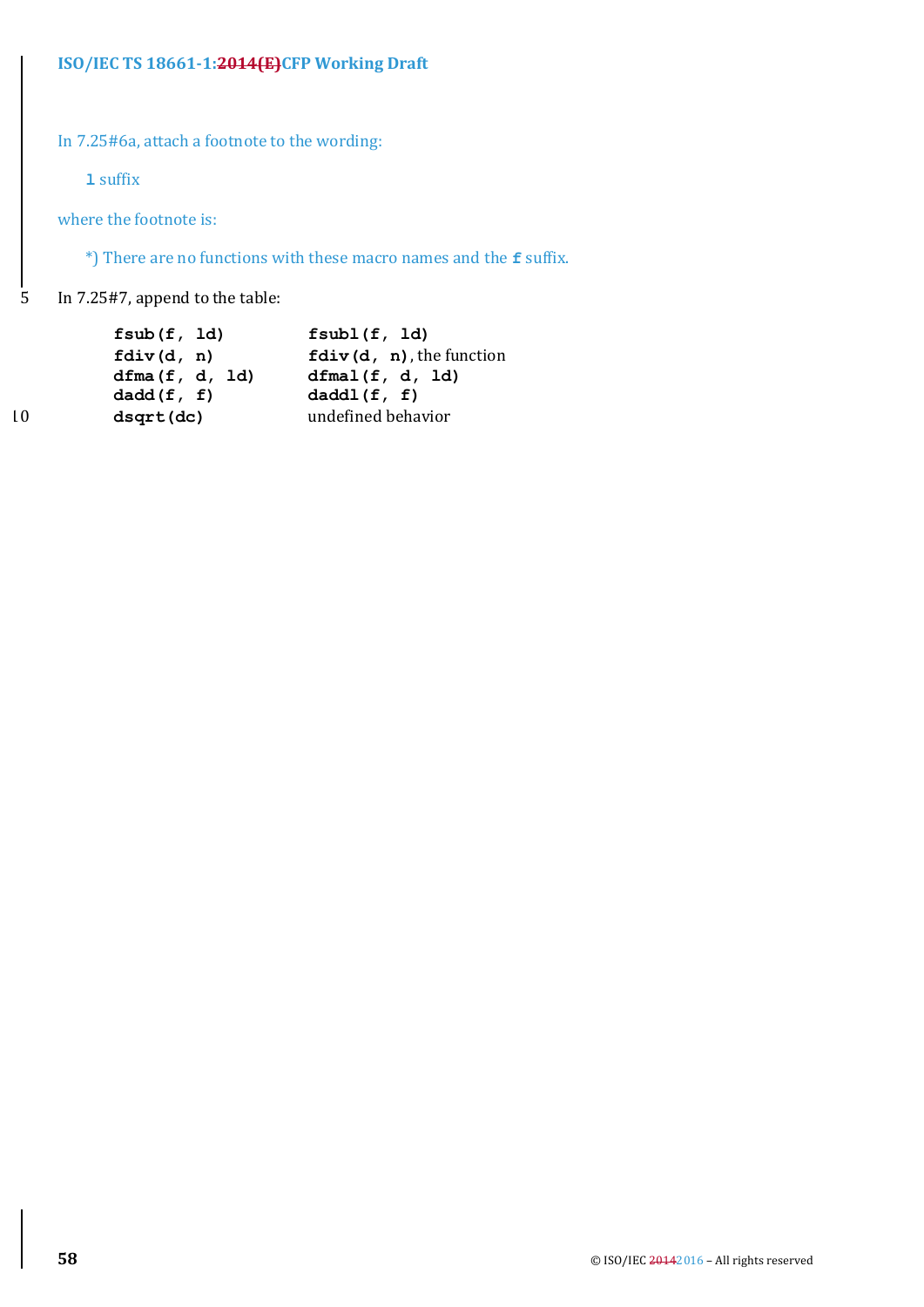In 7.25#6a, attach a footnote to the wording:

**l** suffix

where the footnote is:

*) There are no functions with these macro names and the **f** suffix.

In 7.25#7, append to the table:

| | |
|---|---|
| **fsub(f, ld)** | **fsubl(f, ld)** |
| **fdiv(d, n)** | **fdiv(d, n)**, the function |
| **dfma(f, d, ld)** | **dfmal(f, d, ld)** |
| **dadd(f, f)** | **daddl(f, f)** |
| **dsqrt(dc)** | undefined behavior |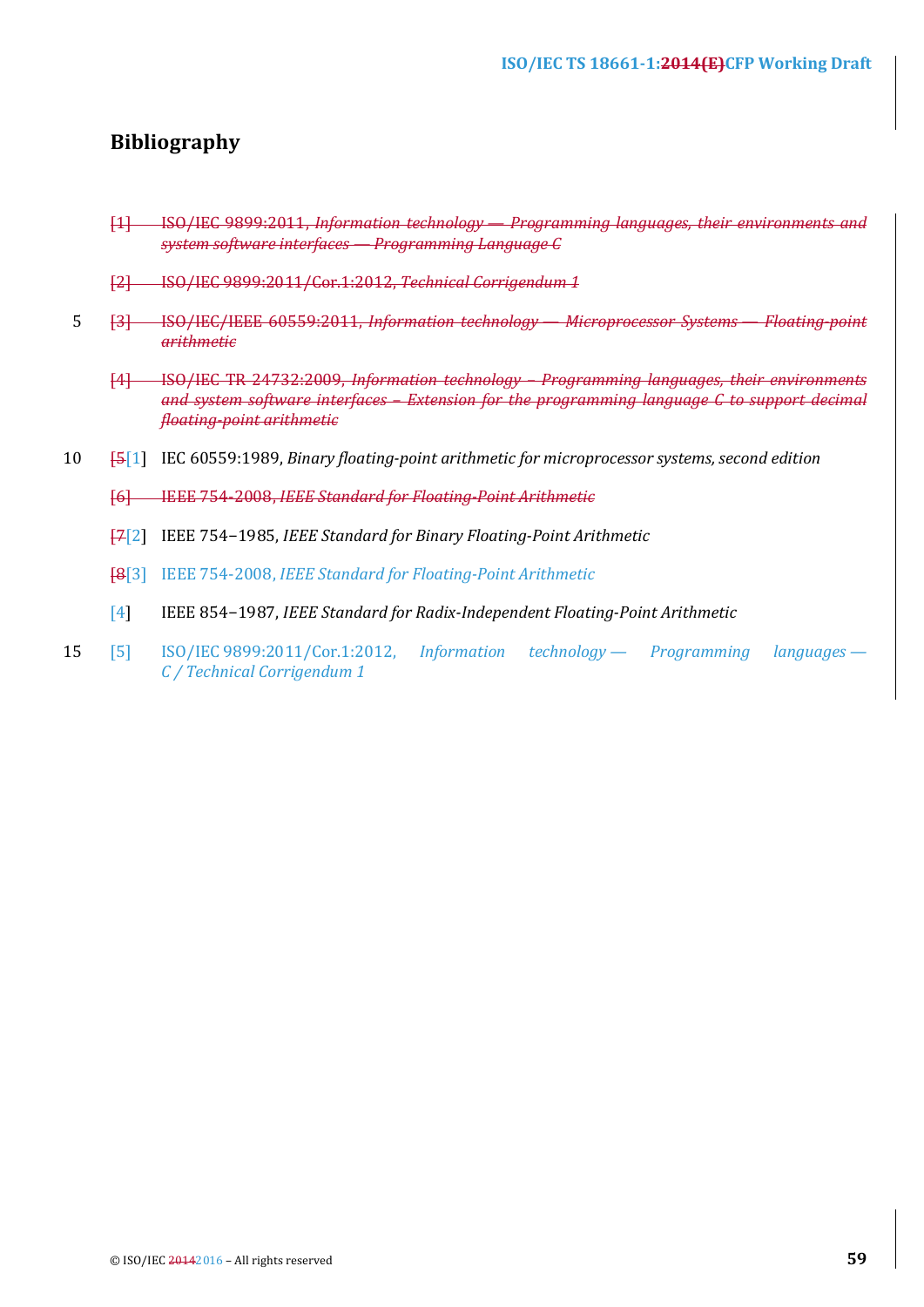# Bibliography

~~[1] ISO/IEC 9899:2011, *Information technology — Programming languages, their environments and system software interfaces — Programming Language C*~~

~~[2] ISO/IEC 9899:2011/Cor.1:2012, *Technical Corrigendum 1*~~

~~[3] ISO/IEC/IEEE 60559:2011, *Information technology — Microprocessor Systems — Floating-point arithmetic*~~

~~[4] ISO/IEC TR 24732:2009, *Information technology – Programming languages, their environments and system software interfaces – Extension for the programming language C to support decimal floating-point arithmetic*~~

[~~5~~1] IEC 60559:1989, *Binary floating-point arithmetic for microprocessor systems, second edition*

~~[6] IEEE 754-2008, *IEEE Standard for Floating-Point Arithmetic*~~

[~~7~~2] IEEE 754−1985, *IEEE Standard for Binary Floating-Point Arithmetic*

[~~8~~3] IEEE 754-2008, *IEEE Standard for Floating-Point Arithmetic*

[4] IEEE 854−1987, *IEEE Standard for Radix-Independent Floating-Point Arithmetic*

[5] ISO/IEC 9899:2011/Cor.1:2012, *Information technology — Programming languages — C / Technical Corrigendum 1*